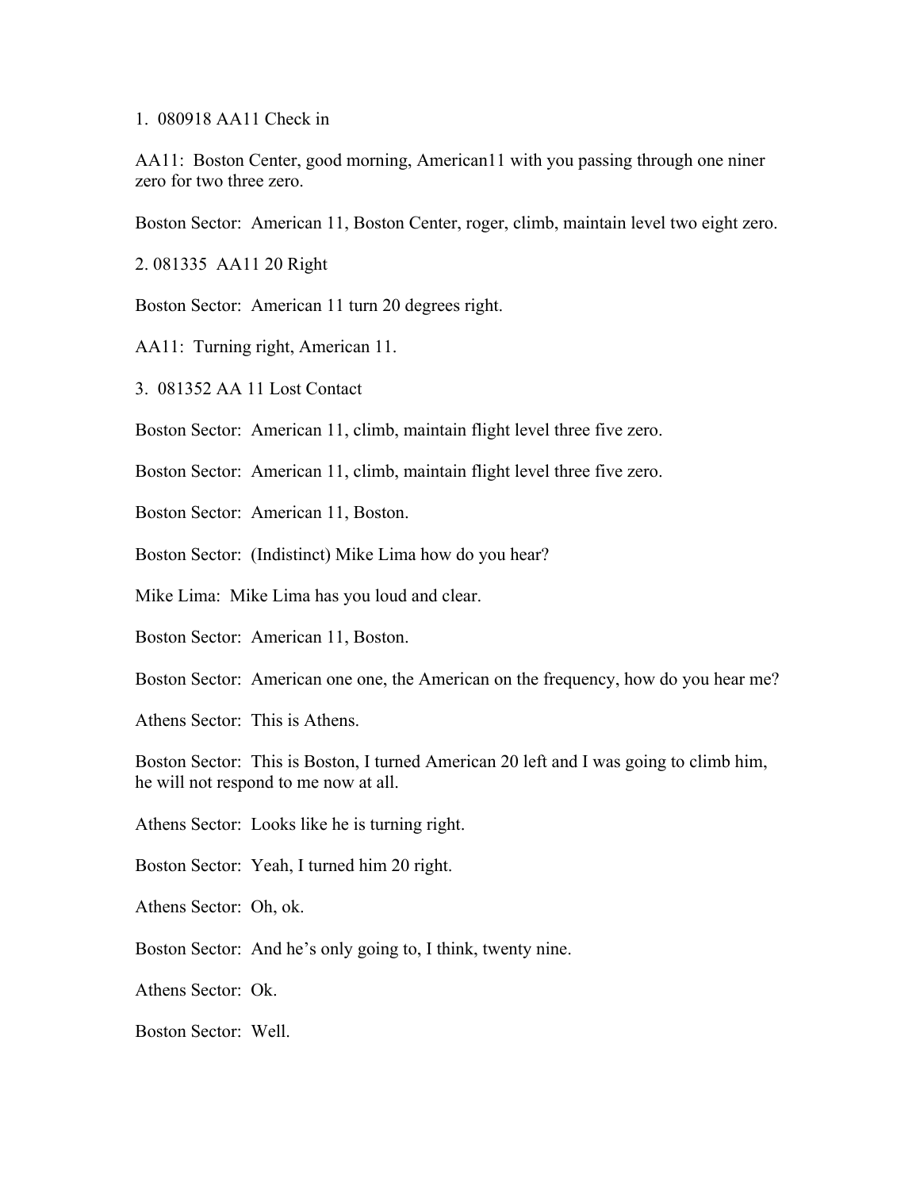1. 080918 AA11 Check in

AA11: Boston Center, good morning, American11 with you passing through one niner zero for two three zero.

Boston Sector: American 11, Boston Center, roger, climb, maintain level two eight zero.

2. 081335 AA11 20 Right

Boston Sector: American 11 turn 20 degrees right.

AA11: Turning right, American 11.

3. 081352 AA 11 Lost Contact

Boston Sector: American 11, climb, maintain flight level three five zero.

Boston Sector: American 11, climb, maintain flight level three five zero.

Boston Sector: American 11, Boston.

Boston Sector: (Indistinct) Mike Lima how do you hear?

Mike Lima: Mike Lima has you loud and clear.

Boston Sector: American 11, Boston.

Boston Sector: American one one, the American on the frequency, how do you hear me?

Athens Sector: This is Athens.

Boston Sector: This is Boston, I turned American 20 left and I was going to climb him, he will not respond to me now at all.

Athens Sector: Looks like he is turning right.

Boston Sector: Yeah, I turned him 20 right.

Athens Sector: Oh, ok.

Boston Sector: And he's only going to, I think, twenty nine.

Athens Sector: Ok.

Boston Sector: Well.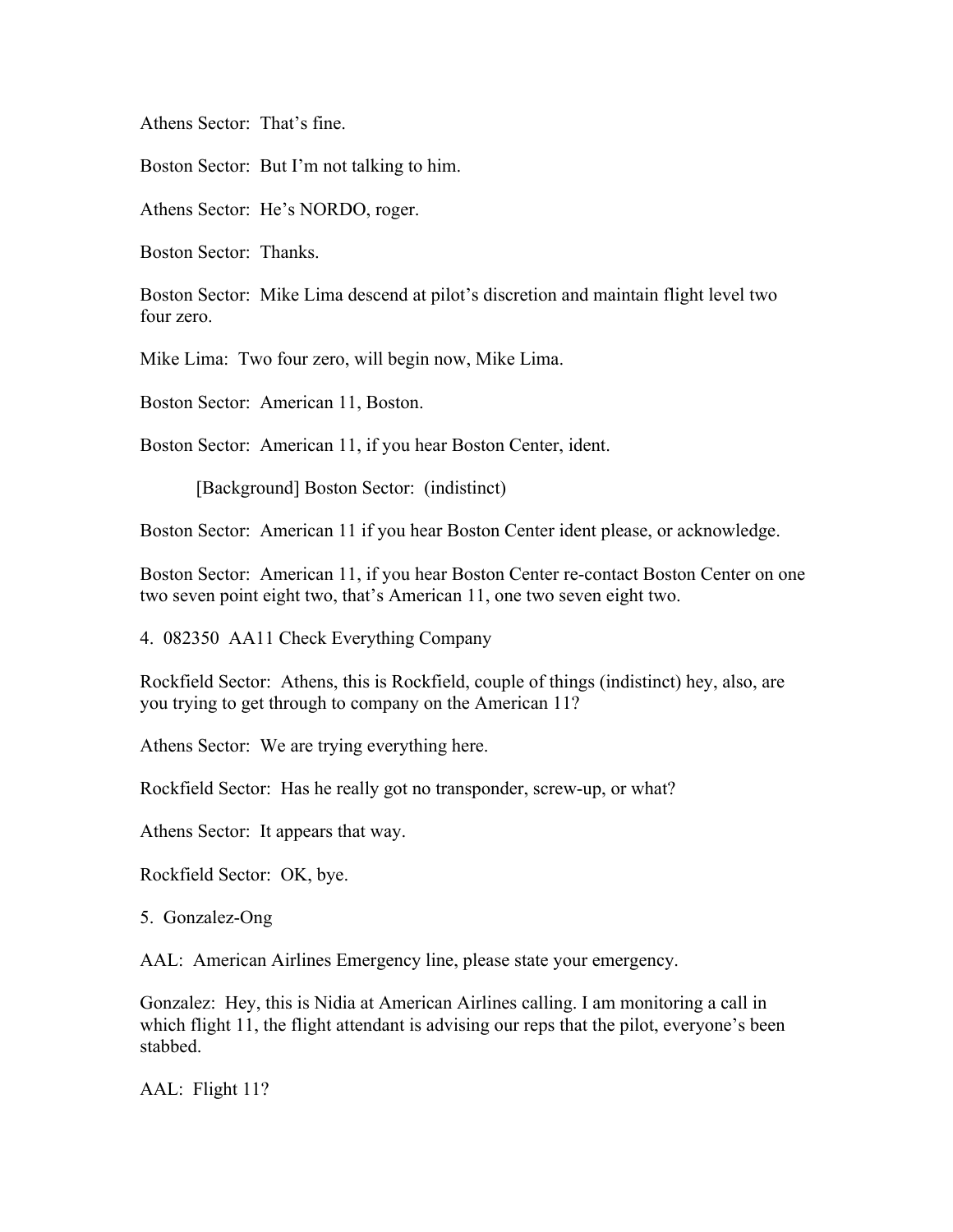Athens Sector:  That's fine.

Boston Sector:  But I'm not talking to him.

Athens Sector:  He's NORDO, roger.

Boston Sector:  Thanks.

Boston Sector:  Mike Lima descend at pilot's discretion and maintain flight level two four zero.

Mike Lima:  Two four zero, will begin now, Mike Lima.

Boston Sector:  American 11, Boston.

Boston Sector:  American 11, if you hear Boston Center, ident.

> [Background] Boston Sector:  (indistinct)

Boston Sector:  American 11 if you hear Boston Center ident please, or acknowledge.

Boston Sector:  American 11, if you hear Boston Center re-contact Boston Center on one two seven point eight two, that's American 11, one two seven eight two.

4.  082350  AA11 Check Everything Company

Rockfield Sector:  Athens, this is Rockfield, couple of things (indistinct) hey, also, are you trying to get through to company on the American 11?

Athens Sector:  We are trying everything here.

Rockfield Sector:  Has he really got no transponder, screw-up, or what?

Athens Sector:  It appears that way.

Rockfield Sector:  OK, bye.

5.  Gonzalez-Ong

AAL:  American Airlines Emergency line, please state your emergency.

Gonzalez:  Hey, this is Nidia at American Airlines calling. I am monitoring a call in which flight 11, the flight attendant is advising our reps that the pilot, everyone's been stabbed.

AAL:  Flight 11?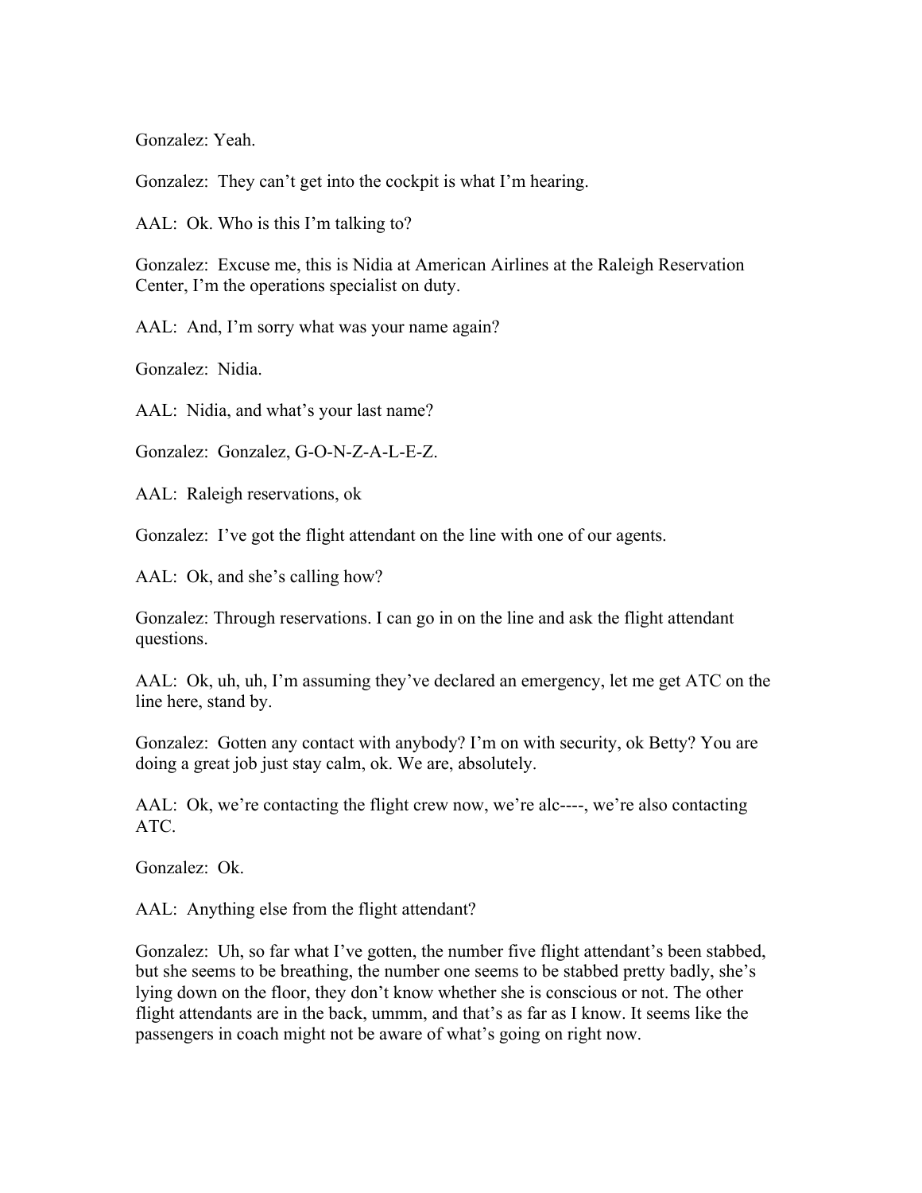Gonzalez: Yeah.

Gonzalez: They can't get into the cockpit is what I'm hearing.

AAL: Ok. Who is this I'm talking to?

Gonzalez: Excuse me, this is Nidia at American Airlines at the Raleigh Reservation Center, I'm the operations specialist on duty.

AAL: And, I'm sorry what was your name again?

Gonzalez: Nidia.

AAL: Nidia, and what's your last name?

Gonzalez: Gonzalez, G-O-N-Z-A-L-E-Z.

AAL: Raleigh reservations, ok

Gonzalez: I've got the flight attendant on the line with one of our agents.

AAL: Ok, and she's calling how?

Gonzalez: Through reservations. I can go in on the line and ask the flight attendant questions.

AAL: Ok, uh, uh, I'm assuming they've declared an emergency, let me get ATC on the line here, stand by.

Gonzalez: Gotten any contact with anybody? I'm on with security, ok Betty? You are doing a great job just stay calm, ok. We are, absolutely.

AAL: Ok, we're contacting the flight crew now, we're alc----, we're also contacting ATC.

Gonzalez: Ok.

AAL: Anything else from the flight attendant?

Gonzalez: Uh, so far what I've gotten, the number five flight attendant's been stabbed, but she seems to be breathing, the number one seems to be stabbed pretty badly, she's lying down on the floor, they don't know whether she is conscious or not. The other flight attendants are in the back, ummm, and that's as far as I know. It seems like the passengers in coach might not be aware of what's going on right now.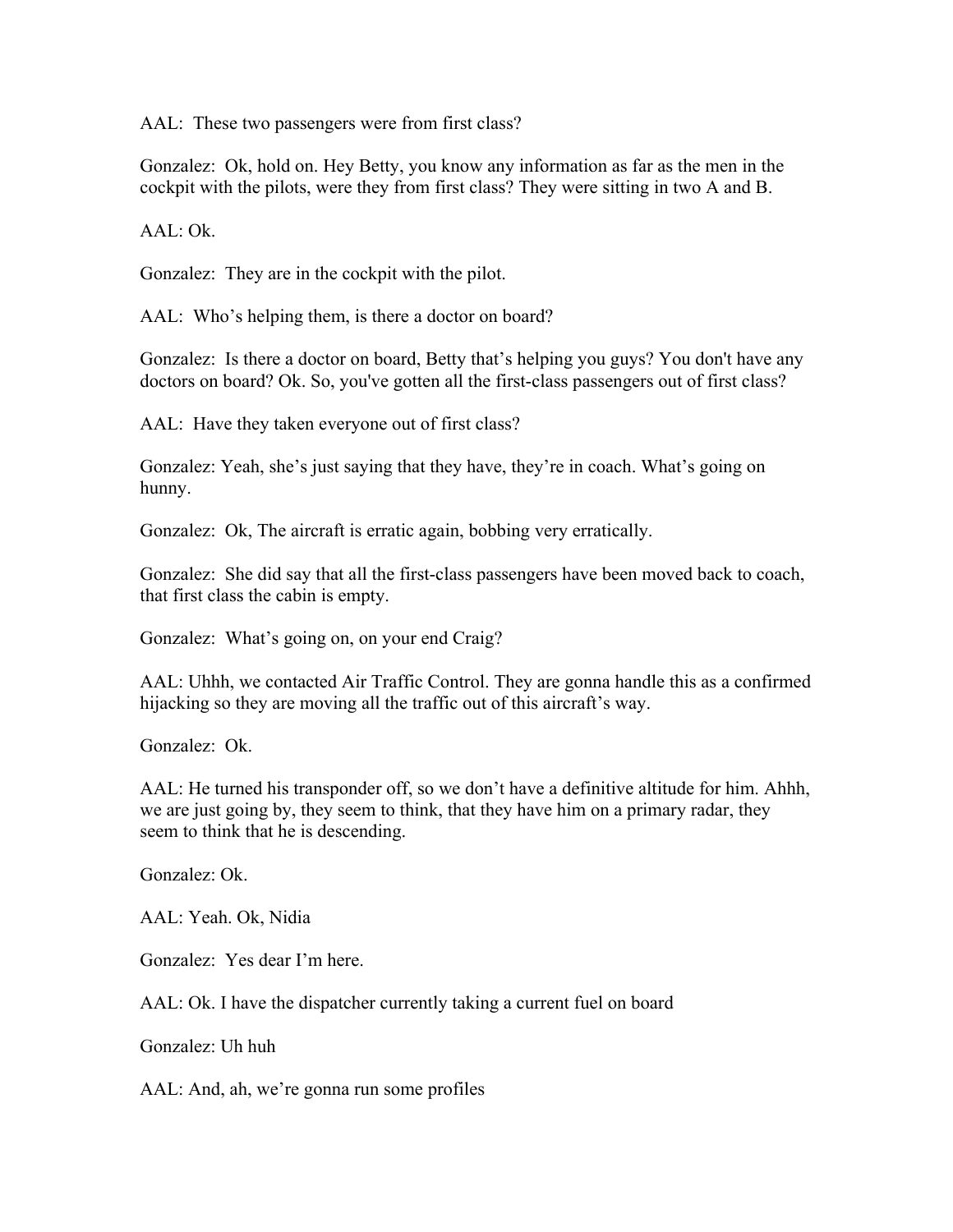AAL: These two passengers were from first class?

Gonzalez: Ok, hold on. Hey Betty, you know any information as far as the men in the cockpit with the pilots, were they from first class? They were sitting in two A and B.

AAL: Ok.

Gonzalez: They are in the cockpit with the pilot.

AAL: Who's helping them, is there a doctor on board?

Gonzalez: Is there a doctor on board, Betty that's helping you guys? You don't have any doctors on board? Ok. So, you've gotten all the first-class passengers out of first class?

AAL: Have they taken everyone out of first class?

Gonzalez: Yeah, she's just saying that they have, they're in coach. What's going on hunny.

Gonzalez: Ok, The aircraft is erratic again, bobbing very erratically.

Gonzalez: She did say that all the first-class passengers have been moved back to coach, that first class the cabin is empty.

Gonzalez: What's going on, on your end Craig?

AAL: Uhhh, we contacted Air Traffic Control. They are gonna handle this as a confirmed hijacking so they are moving all the traffic out of this aircraft's way.

Gonzalez: Ok.

AAL: He turned his transponder off, so we don't have a definitive altitude for him. Ahhh, we are just going by, they seem to think, that they have him on a primary radar, they seem to think that he is descending.

Gonzalez: Ok.

AAL: Yeah. Ok, Nidia

Gonzalez: Yes dear I'm here.

AAL: Ok. I have the dispatcher currently taking a current fuel on board

Gonzalez: Uh huh

AAL: And, ah, we're gonna run some profiles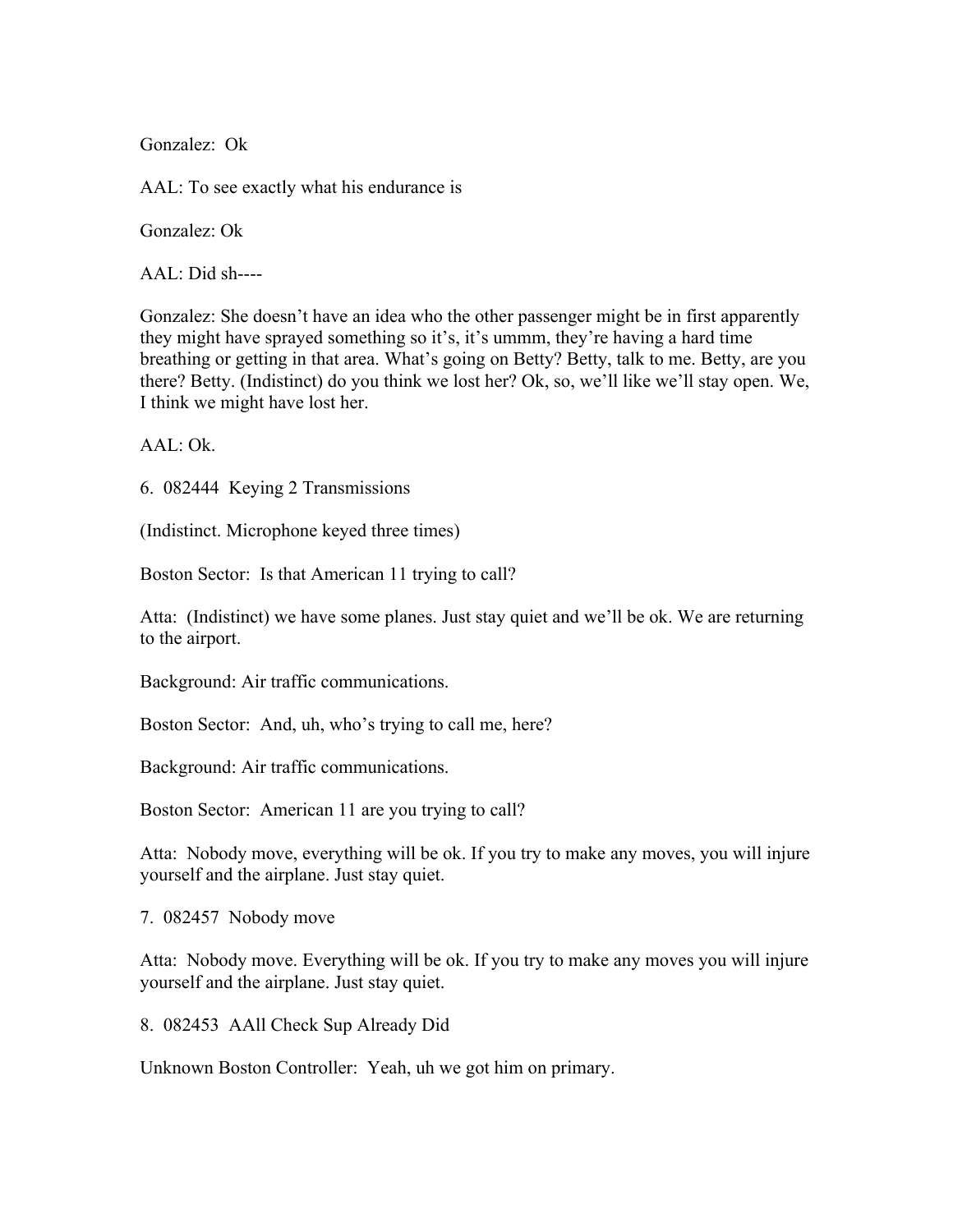Gonzalez: Ok

AAL: To see exactly what his endurance is

Gonzalez: Ok

AAL: Did sh----

Gonzalez: She doesn't have an idea who the other passenger might be in first apparently they might have sprayed something so it's, it's ummm, they're having a hard time breathing or getting in that area. What's going on Betty? Betty, talk to me. Betty, are you there? Betty. (Indistinct) do you think we lost her? Ok, so, we'll like we'll stay open. We, I think we might have lost her.

AAL: Ok.

6. 082444 Keying 2 Transmissions

(Indistinct. Microphone keyed three times)

Boston Sector: Is that American 11 trying to call?

Atta: (Indistinct) we have some planes. Just stay quiet and we'll be ok. We are returning to the airport.

Background: Air traffic communications.

Boston Sector: And, uh, who's trying to call me, here?

Background: Air traffic communications.

Boston Sector: American 11 are you trying to call?

Atta: Nobody move, everything will be ok. If you try to make any moves, you will injure yourself and the airplane. Just stay quiet.

7. 082457 Nobody move

Atta: Nobody move. Everything will be ok. If you try to make any moves you will injure yourself and the airplane. Just stay quiet.

8. 082453 AAll Check Sup Already Did

Unknown Boston Controller: Yeah, uh we got him on primary.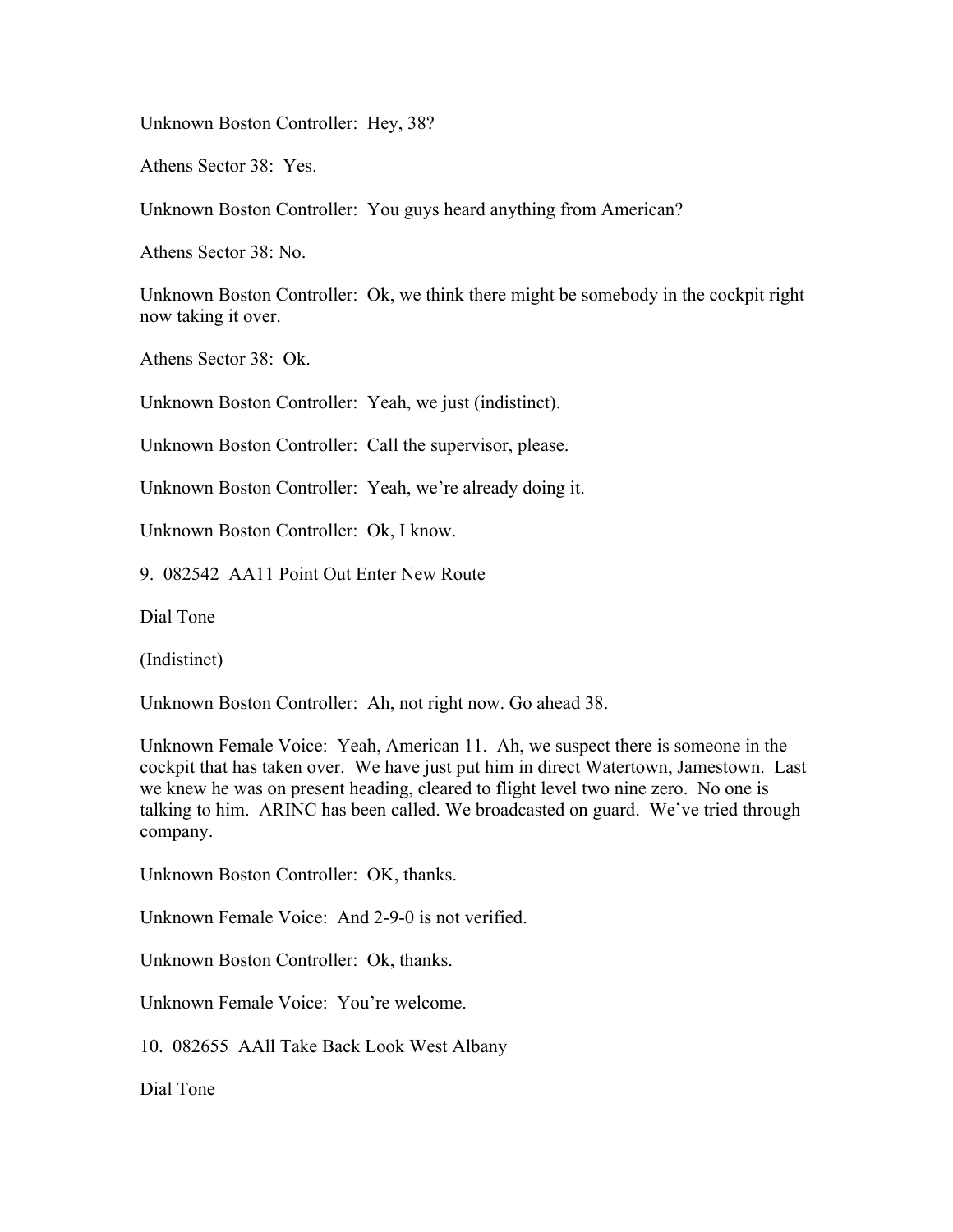Unknown Boston Controller: Hey, 38?

Athens Sector 38: Yes.

Unknown Boston Controller: You guys heard anything from American?

Athens Sector 38: No.

Unknown Boston Controller: Ok, we think there might be somebody in the cockpit right now taking it over.

Athens Sector 38: Ok.

Unknown Boston Controller: Yeah, we just (indistinct).

Unknown Boston Controller: Call the supervisor, please.

Unknown Boston Controller: Yeah, we're already doing it.

Unknown Boston Controller: Ok, I know.

9. 082542 AA11 Point Out Enter New Route

Dial Tone

(Indistinct)

Unknown Boston Controller: Ah, not right now. Go ahead 38.

Unknown Female Voice: Yeah, American 11. Ah, we suspect there is someone in the cockpit that has taken over. We have just put him in direct Watertown, Jamestown. Last we knew he was on present heading, cleared to flight level two nine zero. No one is talking to him. ARINC has been called. We broadcasted on guard. We've tried through company.

Unknown Boston Controller: OK, thanks.

Unknown Female Voice: And 2-9-0 is not verified.

Unknown Boston Controller: Ok, thanks.

Unknown Female Voice: You're welcome.

10. 082655 AAll Take Back Look West Albany

Dial Tone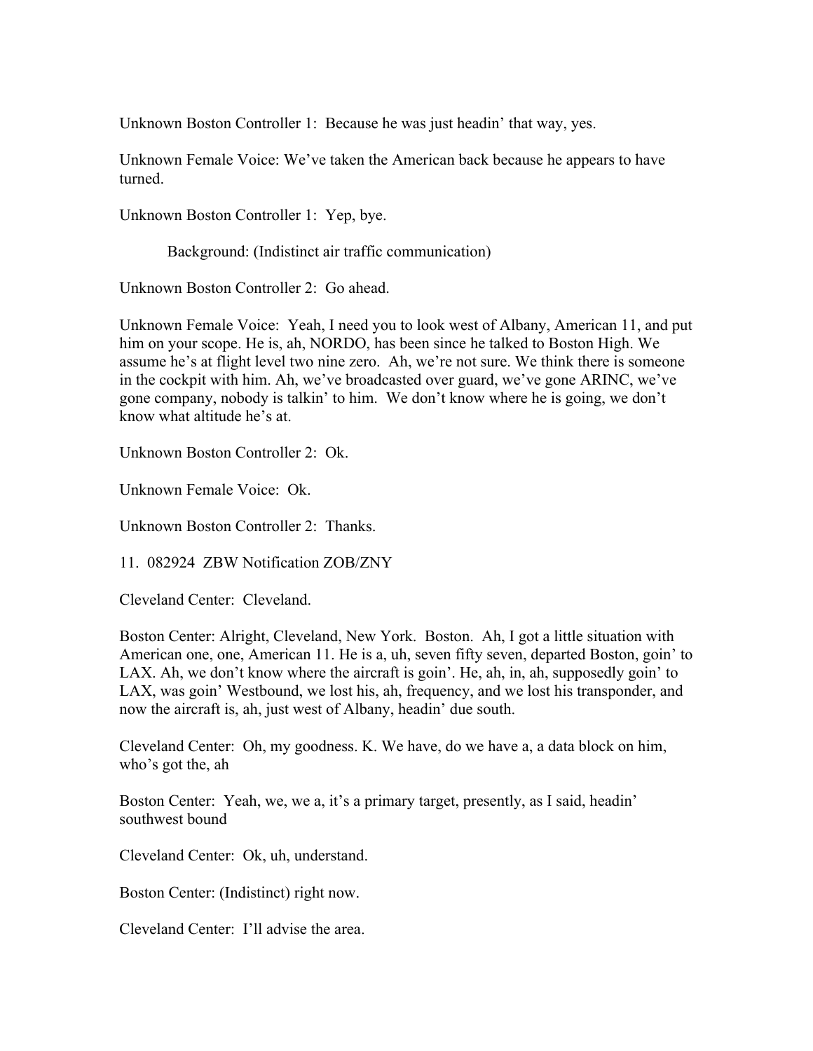Unknown Boston Controller 1: Because he was just headin' that way, yes.

Unknown Female Voice: We've taken the American back because he appears to have turned.

Unknown Boston Controller 1: Yep, bye.

Background: (Indistinct air traffic communication)

Unknown Boston Controller 2: Go ahead.

Unknown Female Voice: Yeah, I need you to look west of Albany, American 11, and put him on your scope. He is, ah, NORDO, has been since he talked to Boston High. We assume he's at flight level two nine zero. Ah, we're not sure. We think there is someone in the cockpit with him. Ah, we've broadcasted over guard, we've gone ARINC, we've gone company, nobody is talkin' to him. We don't know where he is going, we don't know what altitude he's at.

Unknown Boston Controller 2: Ok.

Unknown Female Voice: Ok.

Unknown Boston Controller 2: Thanks.

11. 082924 ZBW Notification ZOB/ZNY

Cleveland Center: Cleveland.

Boston Center: Alright, Cleveland, New York. Boston. Ah, I got a little situation with American one, one, American 11. He is a, uh, seven fifty seven, departed Boston, goin' to LAX. Ah, we don't know where the aircraft is goin'. He, ah, in, ah, supposedly goin' to LAX, was goin' Westbound, we lost his, ah, frequency, and we lost his transponder, and now the aircraft is, ah, just west of Albany, headin' due south.

Cleveland Center: Oh, my goodness. K. We have, do we have a, a data block on him, who's got the, ah

Boston Center: Yeah, we, we a, it's a primary target, presently, as I said, headin' southwest bound

Cleveland Center: Ok, uh, understand.

Boston Center: (Indistinct) right now.

Cleveland Center: I'll advise the area.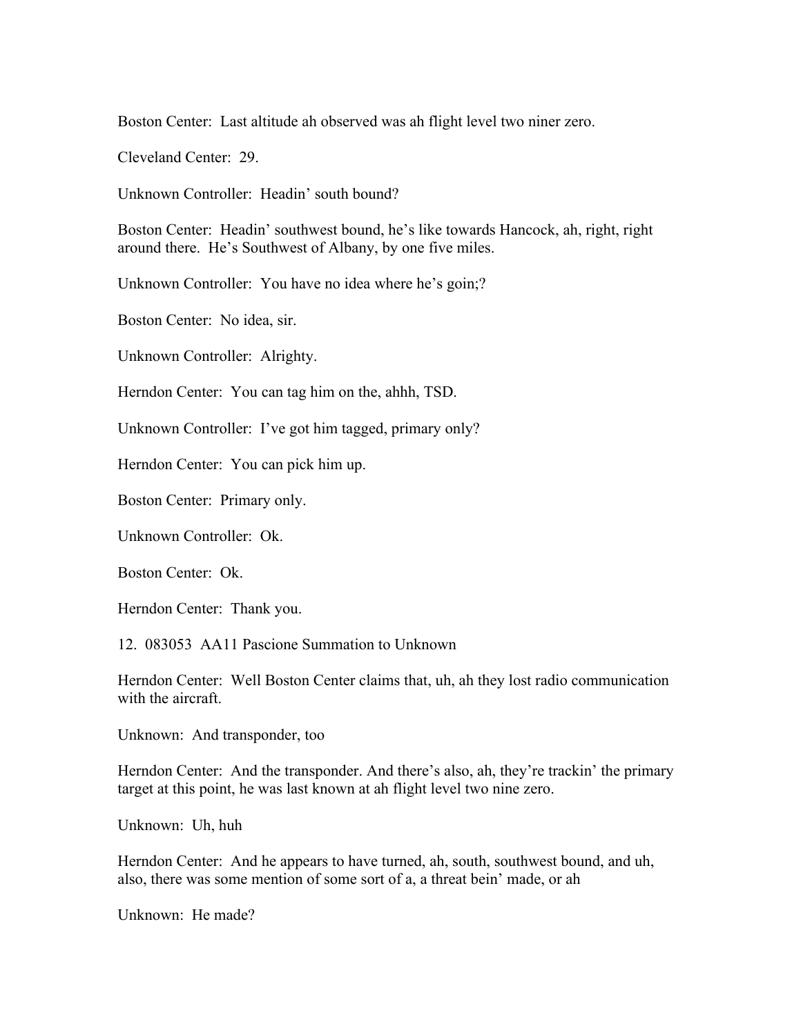Boston Center: Last altitude ah observed was ah flight level two niner zero.

Cleveland Center: 29.

Unknown Controller: Headin' south bound?

Boston Center: Headin' southwest bound, he's like towards Hancock, ah, right, right around there. He's Southwest of Albany, by one five miles.

Unknown Controller: You have no idea where he's goin;?

Boston Center: No idea, sir.

Unknown Controller: Alrighty.

Herndon Center: You can tag him on the, ahhh, TSD.

Unknown Controller: I've got him tagged, primary only?

Herndon Center: You can pick him up.

Boston Center: Primary only.

Unknown Controller: Ok.

Boston Center: Ok.

Herndon Center: Thank you.

12. 083053 AA11 Pascione Summation to Unknown

Herndon Center: Well Boston Center claims that, uh, ah they lost radio communication with the aircraft.

Unknown: And transponder, too

Herndon Center: And the transponder. And there's also, ah, they're trackin' the primary target at this point, he was last known at ah flight level two nine zero.

Unknown: Uh, huh

Herndon Center: And he appears to have turned, ah, south, southwest bound, and uh, also, there was some mention of some sort of a, a threat bein' made, or ah

Unknown: He made?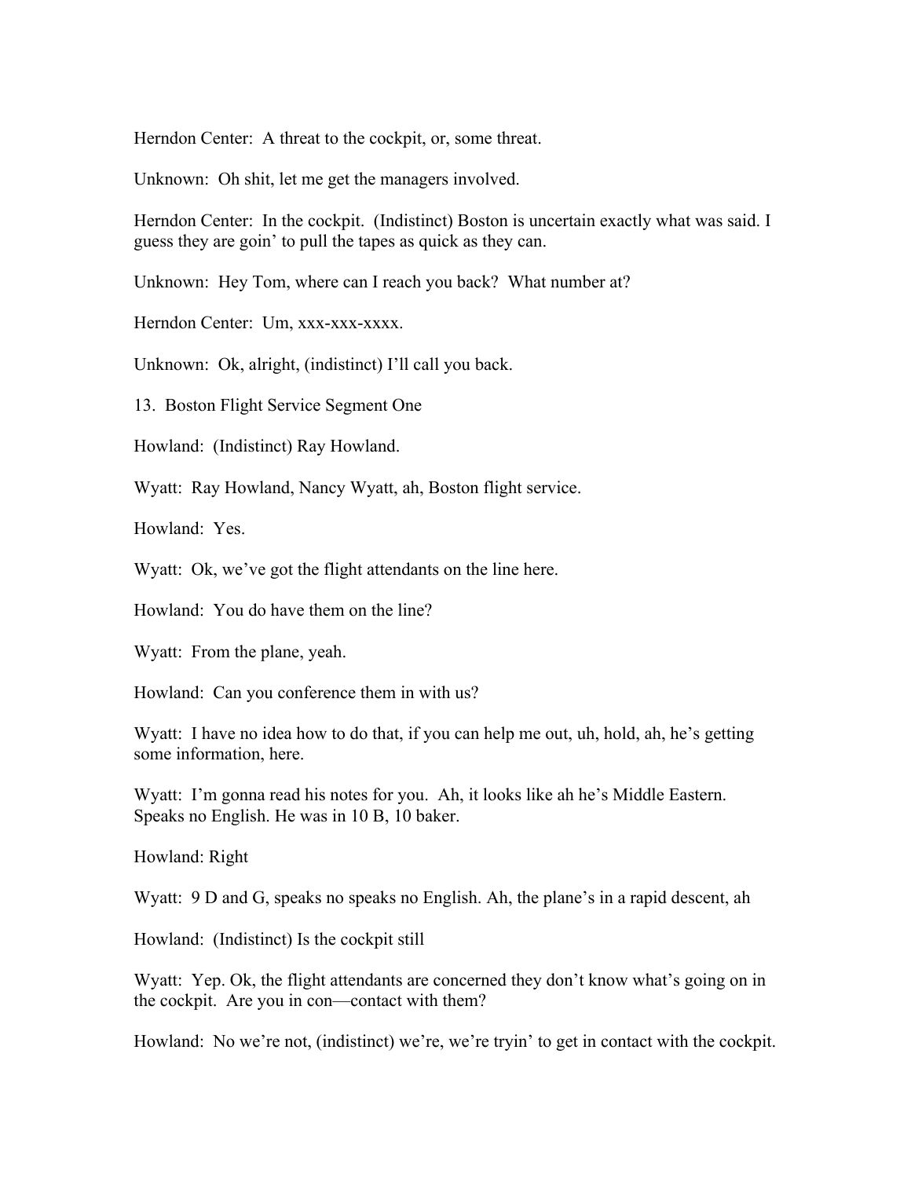Herndon Center: A threat to the cockpit, or, some threat.

Unknown: Oh shit, let me get the managers involved.

Herndon Center: In the cockpit. (Indistinct) Boston is uncertain exactly what was said. I guess they are goin' to pull the tapes as quick as they can.

Unknown: Hey Tom, where can I reach you back? What number at?

Herndon Center: Um, xxx-xxx-xxxx.

Unknown: Ok, alright, (indistinct) I'll call you back.

13. Boston Flight Service Segment One

Howland: (Indistinct) Ray Howland.

Wyatt: Ray Howland, Nancy Wyatt, ah, Boston flight service.

Howland: Yes.

Wyatt: Ok, we've got the flight attendants on the line here.

Howland: You do have them on the line?

Wyatt: From the plane, yeah.

Howland: Can you conference them in with us?

Wyatt: I have no idea how to do that, if you can help me out, uh, hold, ah, he's getting some information, here.

Wyatt: I'm gonna read his notes for you. Ah, it looks like ah he's Middle Eastern. Speaks no English. He was in 10 B, 10 baker.

Howland: Right

Wyatt: 9 D and G, speaks no speaks no English. Ah, the plane's in a rapid descent, ah

Howland: (Indistinct) Is the cockpit still

Wyatt: Yep. Ok, the flight attendants are concerned they don't know what's going on in the cockpit. Are you in con—contact with them?

Howland: No we're not, (indistinct) we're, we're tryin' to get in contact with the cockpit.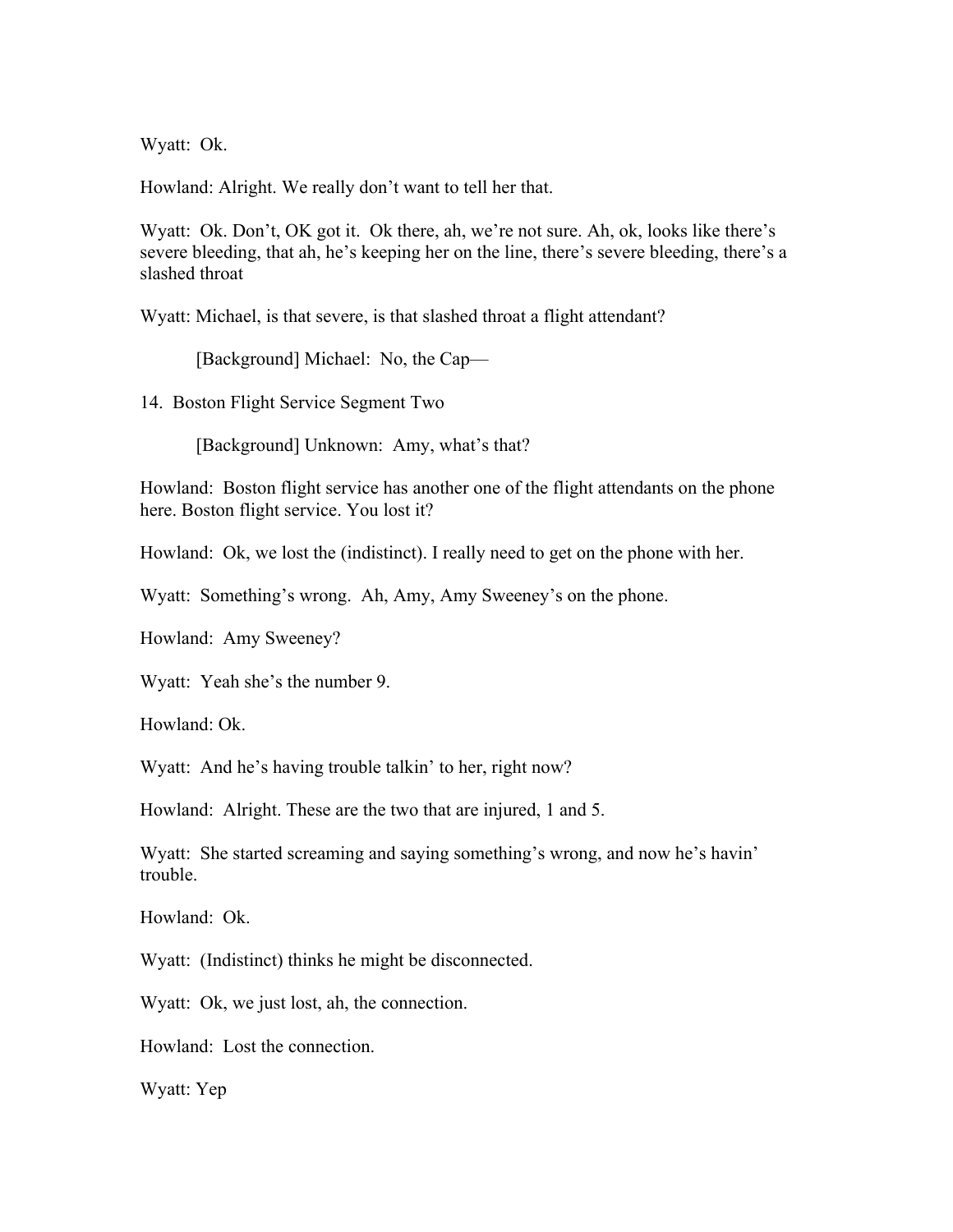Wyatt: Ok.

Howland: Alright. We really don't want to tell her that.

Wyatt: Ok. Don't, OK got it. Ok there, ah, we're not sure. Ah, ok, looks like there's severe bleeding, that ah, he's keeping her on the line, there's severe bleeding, there's a slashed throat

Wyatt: Michael, is that severe, is that slashed throat a flight attendant?

> [Background] Michael: No, the Cap—

14. Boston Flight Service Segment Two

> [Background] Unknown: Amy, what's that?

Howland: Boston flight service has another one of the flight attendants on the phone here. Boston flight service. You lost it?

Howland: Ok, we lost the (indistinct). I really need to get on the phone with her.

Wyatt: Something's wrong. Ah, Amy, Amy Sweeney's on the phone.

Howland: Amy Sweeney?

Wyatt: Yeah she's the number 9.

Howland: Ok.

Wyatt: And he's having trouble talkin' to her, right now?

Howland: Alright. These are the two that are injured, 1 and 5.

Wyatt: She started screaming and saying something's wrong, and now he's havin' trouble.

Howland: Ok.

Wyatt: (Indistinct) thinks he might be disconnected.

Wyatt: Ok, we just lost, ah, the connection.

Howland: Lost the connection.

Wyatt: Yep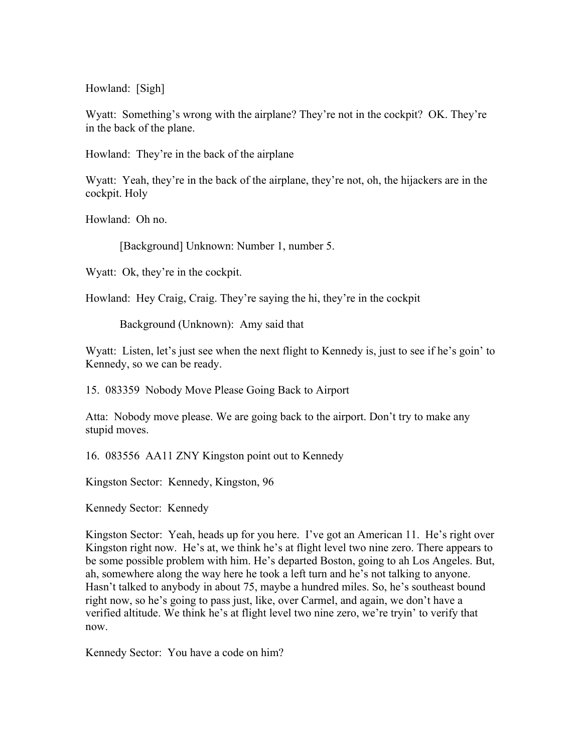Howland: [Sigh]

Wyatt: Something's wrong with the airplane? They're not in the cockpit? OK. They're in the back of the plane.

Howland: They're in the back of the airplane

Wyatt: Yeah, they're in the back of the airplane, they're not, oh, the hijackers are in the cockpit. Holy

Howland: Oh no.

> [Background] Unknown: Number 1, number 5.

Wyatt: Ok, they're in the cockpit.

Howland: Hey Craig, Craig. They're saying the hi, they're in the cockpit

> Background (Unknown): Amy said that

Wyatt: Listen, let's just see when the next flight to Kennedy is, just to see if he's goin' to Kennedy, so we can be ready.

15. 083359 Nobody Move Please Going Back to Airport

Atta: Nobody move please. We are going back to the airport. Don't try to make any stupid moves.

16. 083556 AA11 ZNY Kingston point out to Kennedy

Kingston Sector: Kennedy, Kingston, 96

Kennedy Sector: Kennedy

Kingston Sector: Yeah, heads up for you here. I've got an American 11. He's right over Kingston right now. He's at, we think he's at flight level two nine zero. There appears to be some possible problem with him. He's departed Boston, going to ah Los Angeles. But, ah, somewhere along the way here he took a left turn and he's not talking to anyone. Hasn't talked to anybody in about 75, maybe a hundred miles. So, he's southeast bound right now, so he's going to pass just, like, over Carmel, and again, we don't have a verified altitude. We think he's at flight level two nine zero, we're tryin' to verify that now.

Kennedy Sector: You have a code on him?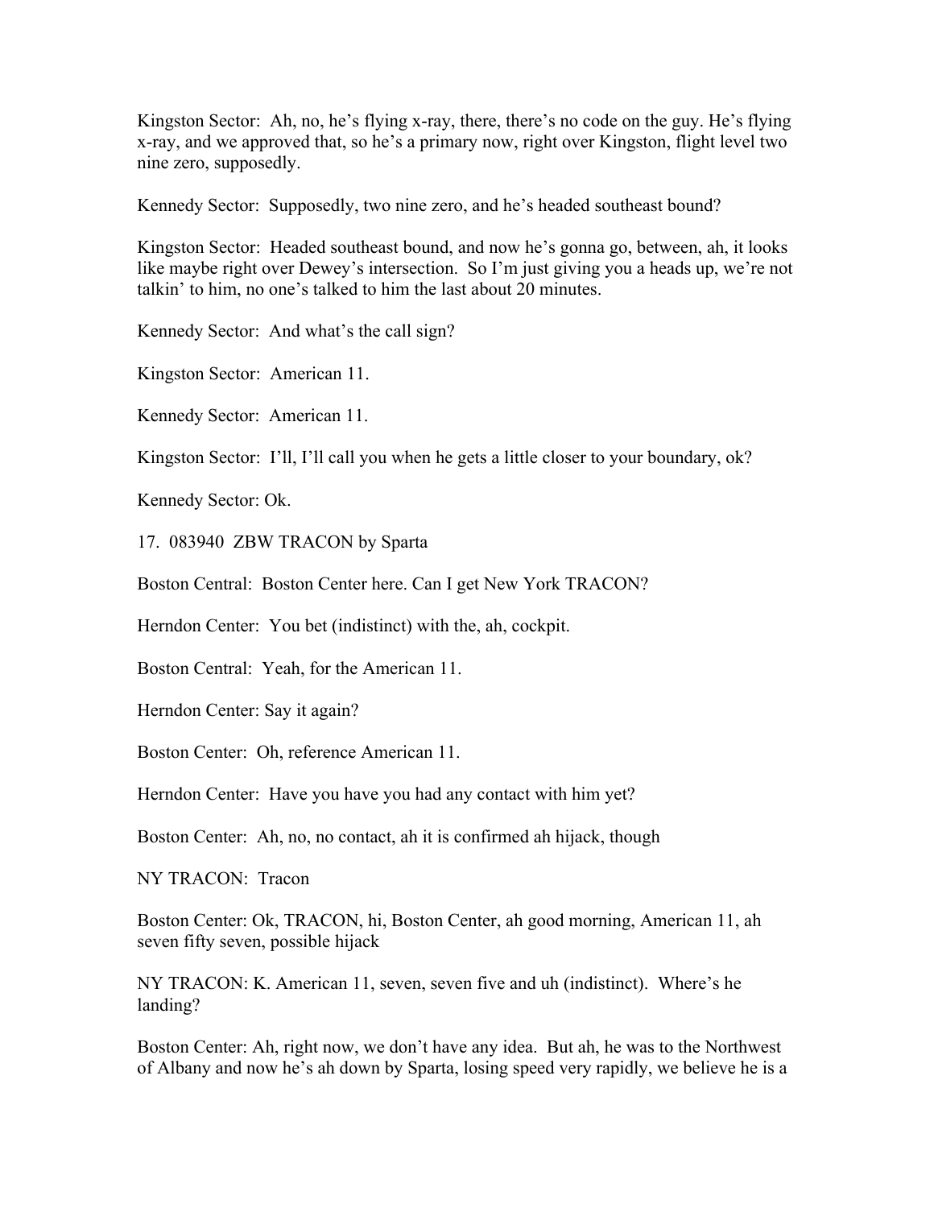Kingston Sector: Ah, no, he's flying x-ray, there, there's no code on the guy. He's flying x-ray, and we approved that, so he's a primary now, right over Kingston, flight level two nine zero, supposedly.

Kennedy Sector: Supposedly, two nine zero, and he's headed southeast bound?

Kingston Sector: Headed southeast bound, and now he's gonna go, between, ah, it looks like maybe right over Dewey's intersection. So I'm just giving you a heads up, we're not talkin' to him, no one's talked to him the last about 20 minutes.

Kennedy Sector: And what's the call sign?

Kingston Sector: American 11.

Kennedy Sector: American 11.

Kingston Sector: I'll, I'll call you when he gets a little closer to your boundary, ok?

Kennedy Sector: Ok.

17. 083940 ZBW TRACON by Sparta

Boston Central: Boston Center here. Can I get New York TRACON?

Herndon Center: You bet (indistinct) with the, ah, cockpit.

Boston Central: Yeah, for the American 11.

Herndon Center: Say it again?

Boston Center: Oh, reference American 11.

Herndon Center: Have you have you had any contact with him yet?

Boston Center: Ah, no, no contact, ah it is confirmed ah hijack, though

NY TRACON: Tracon

Boston Center: Ok, TRACON, hi, Boston Center, ah good morning, American 11, ah seven fifty seven, possible hijack

NY TRACON: K. American 11, seven, seven five and uh (indistinct). Where's he landing?

Boston Center: Ah, right now, we don't have any idea. But ah, he was to the Northwest of Albany and now he's ah down by Sparta, losing speed very rapidly, we believe he is a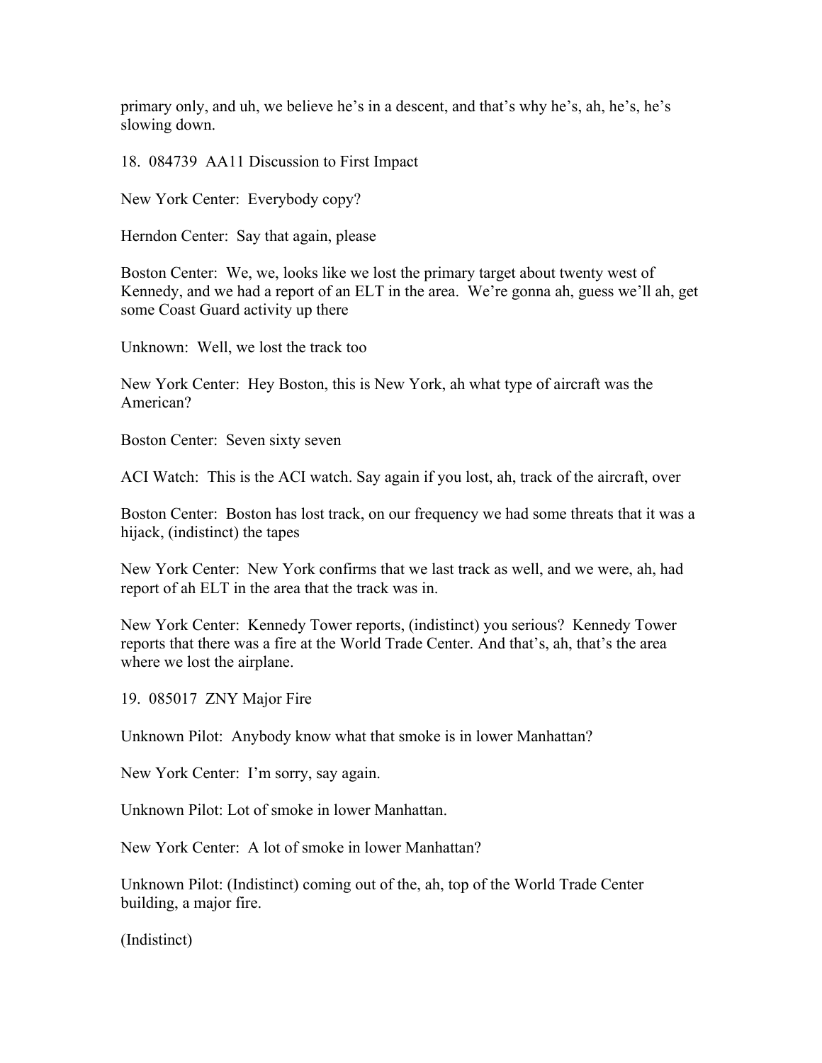primary only, and uh, we believe he's in a descent, and that's why he's, ah, he's, he's slowing down.

18. 084739 AA11 Discussion to First Impact

New York Center: Everybody copy?

Herndon Center: Say that again, please

Boston Center: We, we, looks like we lost the primary target about twenty west of Kennedy, and we had a report of an ELT in the area. We're gonna ah, guess we'll ah, get some Coast Guard activity up there

Unknown: Well, we lost the track too

New York Center: Hey Boston, this is New York, ah what type of aircraft was the American?

Boston Center: Seven sixty seven

ACI Watch: This is the ACI watch. Say again if you lost, ah, track of the aircraft, over

Boston Center: Boston has lost track, on our frequency we had some threats that it was a hijack, (indistinct) the tapes

New York Center: New York confirms that we last track as well, and we were, ah, had report of ah ELT in the area that the track was in.

New York Center: Kennedy Tower reports, (indistinct) you serious? Kennedy Tower reports that there was a fire at the World Trade Center. And that's, ah, that's the area where we lost the airplane.

19. 085017 ZNY Major Fire

Unknown Pilot: Anybody know what that smoke is in lower Manhattan?

New York Center: I'm sorry, say again.

Unknown Pilot: Lot of smoke in lower Manhattan.

New York Center: A lot of smoke in lower Manhattan?

Unknown Pilot: (Indistinct) coming out of the, ah, top of the World Trade Center building, a major fire.

(Indistinct)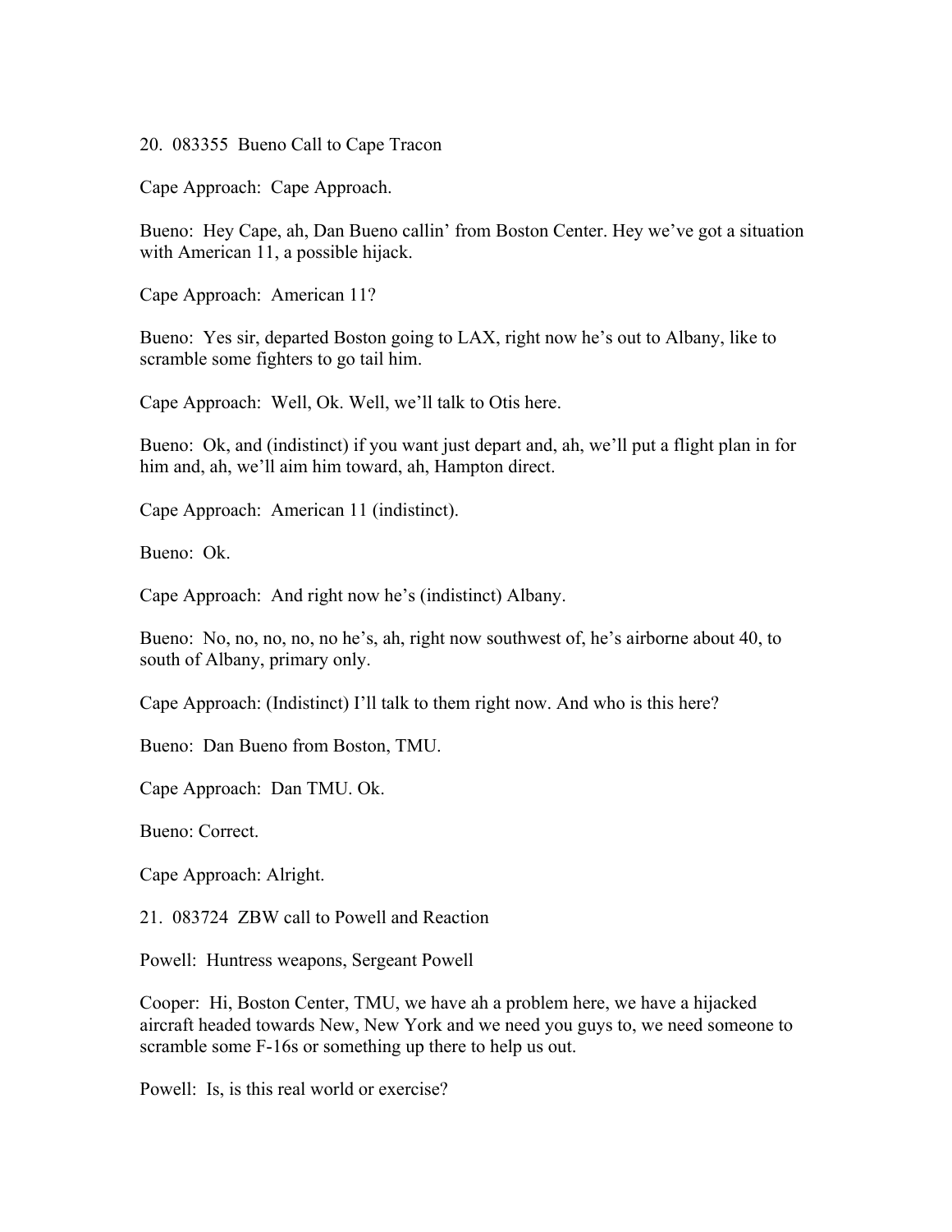20. 083355 Bueno Call to Cape Tracon

Cape Approach: Cape Approach.

Bueno: Hey Cape, ah, Dan Bueno callin' from Boston Center. Hey we've got a situation with American 11, a possible hijack.

Cape Approach: American 11?

Bueno: Yes sir, departed Boston going to LAX, right now he's out to Albany, like to scramble some fighters to go tail him.

Cape Approach: Well, Ok. Well, we'll talk to Otis here.

Bueno: Ok, and (indistinct) if you want just depart and, ah, we'll put a flight plan in for him and, ah, we'll aim him toward, ah, Hampton direct.

Cape Approach: American 11 (indistinct).

Bueno: Ok.

Cape Approach: And right now he's (indistinct) Albany.

Bueno: No, no, no, no, no he's, ah, right now southwest of, he's airborne about 40, to south of Albany, primary only.

Cape Approach: (Indistinct) I'll talk to them right now. And who is this here?

Bueno: Dan Bueno from Boston, TMU.

Cape Approach: Dan TMU. Ok.

Bueno: Correct.

Cape Approach: Alright.

21. 083724 ZBW call to Powell and Reaction

Powell: Huntress weapons, Sergeant Powell

Cooper: Hi, Boston Center, TMU, we have ah a problem here, we have a hijacked aircraft headed towards New, New York and we need you guys to, we need someone to scramble some F-16s or something up there to help us out.

Powell: Is, is this real world or exercise?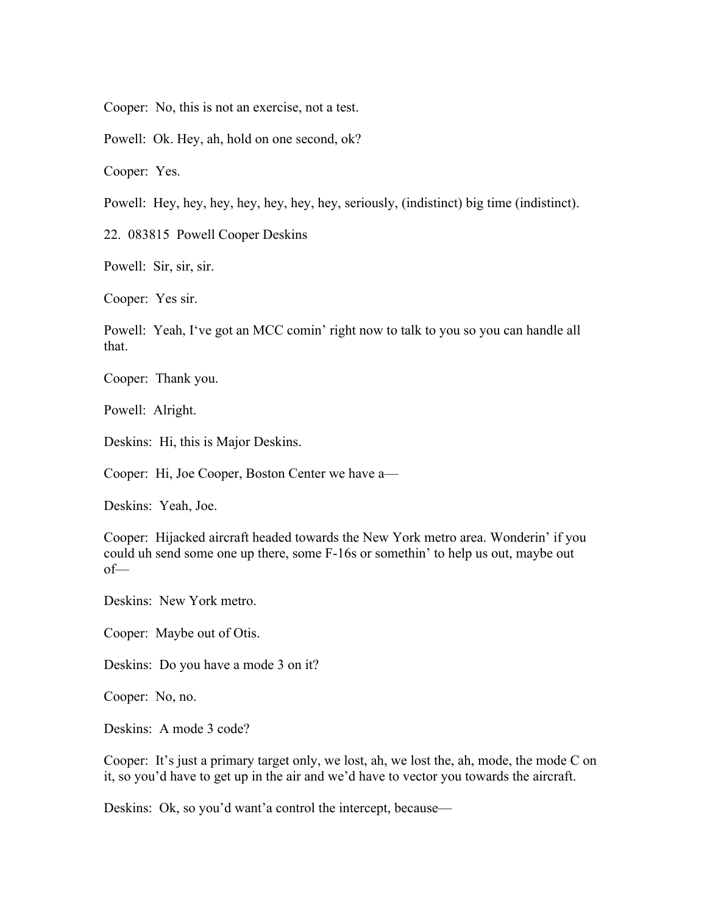Cooper: No, this is not an exercise, not a test.

Powell: Ok. Hey, ah, hold on one second, ok?

Cooper: Yes.

Powell: Hey, hey, hey, hey, hey, hey, hey, seriously, (indistinct) big time (indistinct).

22. 083815 Powell Cooper Deskins

Powell: Sir, sir, sir.

Cooper: Yes sir.

Powell: Yeah, I've got an MCC comin' right now to talk to you so you can handle all that.

Cooper: Thank you.

Powell: Alright.

Deskins: Hi, this is Major Deskins.

Cooper: Hi, Joe Cooper, Boston Center we have a—

Deskins: Yeah, Joe.

Cooper: Hijacked aircraft headed towards the New York metro area. Wonderin' if you could uh send some one up there, some F-16s or somethin' to help us out, maybe out of—

Deskins: New York metro.

Cooper: Maybe out of Otis.

Deskins: Do you have a mode 3 on it?

Cooper: No, no.

Deskins: A mode 3 code?

Cooper: It's just a primary target only, we lost, ah, we lost the, ah, mode, the mode C on it, so you'd have to get up in the air and we'd have to vector you towards the aircraft.

Deskins: Ok, so you'd want'a control the intercept, because—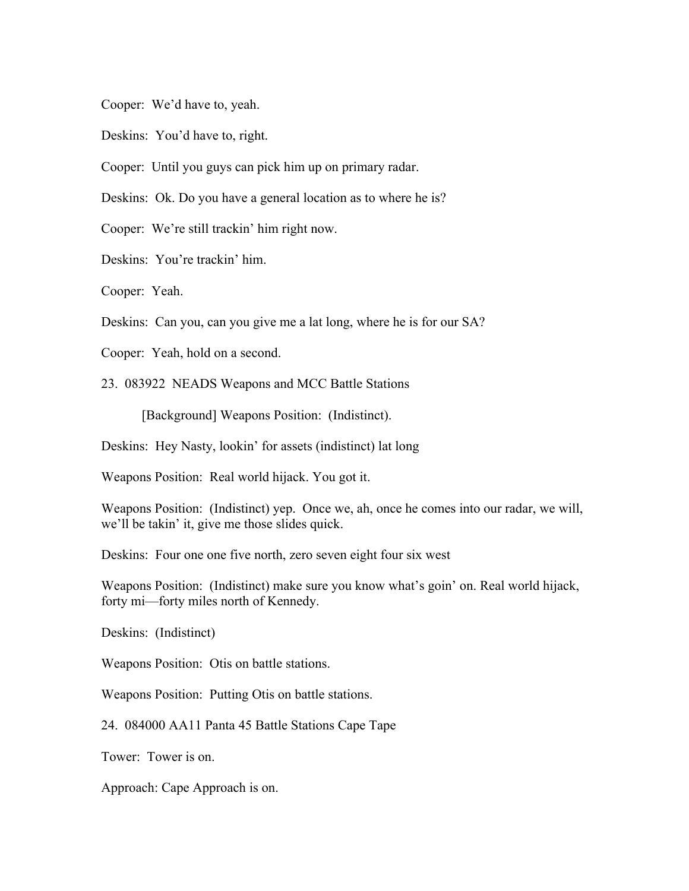Cooper: We'd have to, yeah.

Deskins: You'd have to, right.

Cooper: Until you guys can pick him up on primary radar.

Deskins: Ok. Do you have a general location as to where he is?

Cooper: We're still trackin' him right now.

Deskins: You're trackin' him.

Cooper: Yeah.

Deskins: Can you, can you give me a lat long, where he is for our SA?

Cooper: Yeah, hold on a second.

23. 083922 NEADS Weapons and MCC Battle Stations

[Background] Weapons Position: (Indistinct).

Deskins: Hey Nasty, lookin' for assets (indistinct) lat long

Weapons Position: Real world hijack. You got it.

Weapons Position: (Indistinct) yep. Once we, ah, once he comes into our radar, we will, we'll be takin' it, give me those slides quick.

Deskins: Four one one five north, zero seven eight four six west

Weapons Position: (Indistinct) make sure you know what's goin' on. Real world hijack, forty mi—forty miles north of Kennedy.

Deskins: (Indistinct)

Weapons Position: Otis on battle stations.

Weapons Position: Putting Otis on battle stations.

24. 084000 AA11 Panta 45 Battle Stations Cape Tape

Tower: Tower is on.

Approach: Cape Approach is on.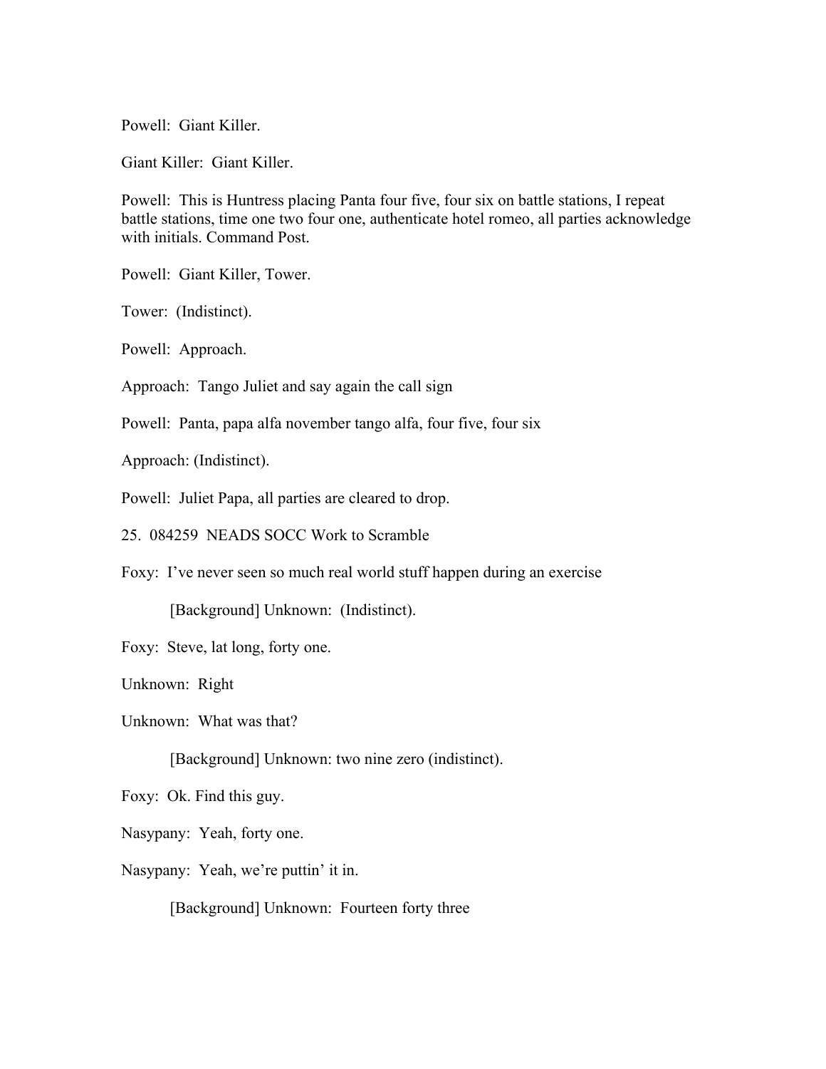Powell: Giant Killer.

Giant Killer: Giant Killer.

Powell: This is Huntress placing Panta four five, four six on battle stations, I repeat battle stations, time one two four one, authenticate hotel romeo, all parties acknowledge with initials. Command Post.

Powell: Giant Killer, Tower.

Tower: (Indistinct).

Powell: Approach.

Approach: Tango Juliet and say again the call sign

Powell: Panta, papa alfa november tango alfa, four five, four six

Approach: (Indistinct).

Powell: Juliet Papa, all parties are cleared to drop.

25. 084259 NEADS SOCC Work to Scramble

Foxy: I've never seen so much real world stuff happen during an exercise

    [Background] Unknown: (Indistinct).

Foxy: Steve, lat long, forty one.

Unknown: Right

Unknown: What was that?

    [Background] Unknown: two nine zero (indistinct).

Foxy: Ok. Find this guy.

Nasypany: Yeah, forty one.

Nasypany: Yeah, we're puttin' it in.

    [Background] Unknown: Fourteen forty three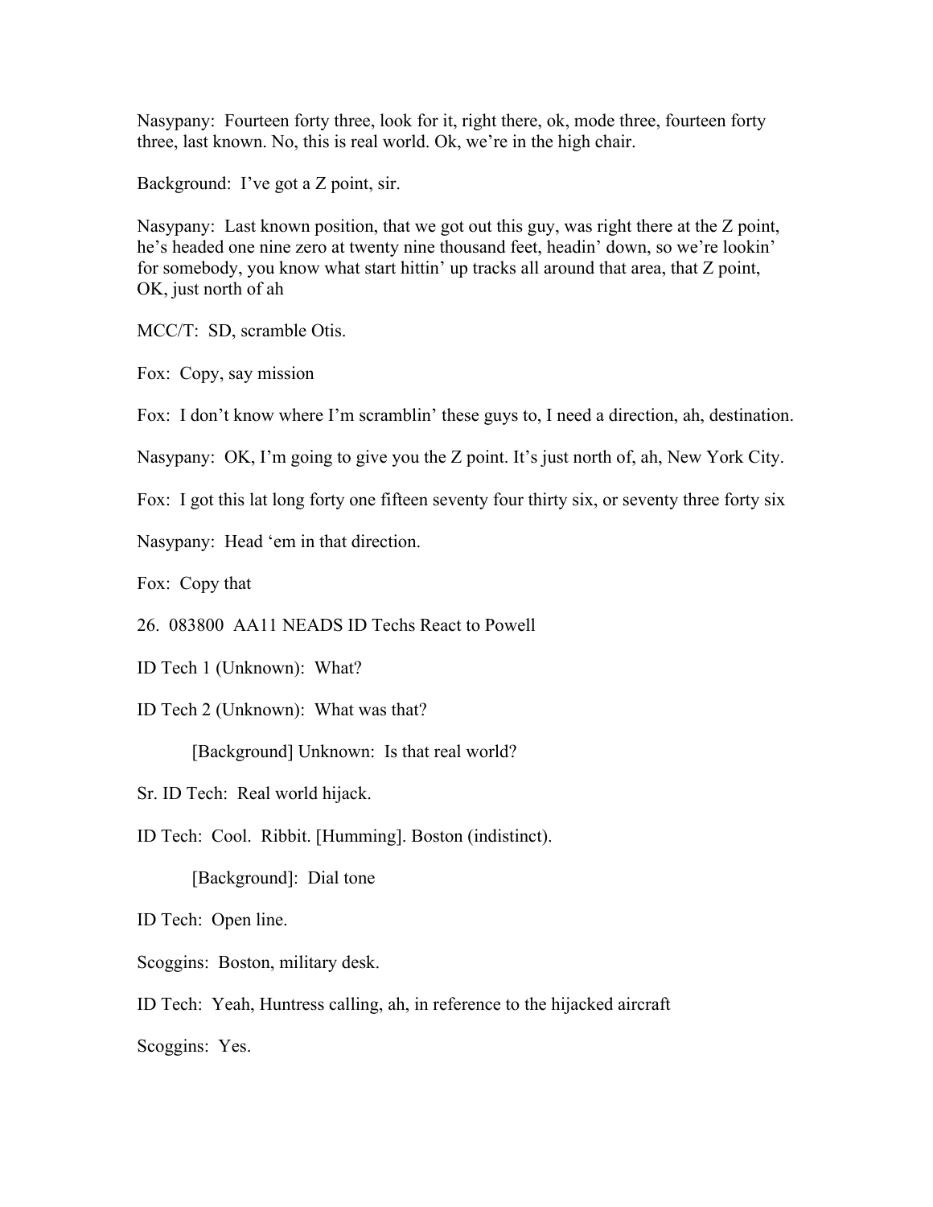Nasypany: Fourteen forty three, look for it, right there, ok, mode three, fourteen forty three, last known. No, this is real world. Ok, we're in the high chair.

Background: I've got a Z point, sir.

Nasypany: Last known position, that we got out this guy, was right there at the Z point, he's headed one nine zero at twenty nine thousand feet, headin' down, so we're lookin' for somebody, you know what start hittin' up tracks all around that area, that Z point, OK, just north of ah

MCC/T: SD, scramble Otis.

Fox: Copy, say mission

Fox: I don't know where I'm scramblin' these guys to, I need a direction, ah, destination.

Nasypany: OK, I'm going to give you the Z point. It's just north of, ah, New York City.

Fox: I got this lat long forty one fifteen seventy four thirty six, or seventy three forty six

Nasypany: Head 'em in that direction.

Fox: Copy that

26. 083800 AA11 NEADS ID Techs React to Powell

ID Tech 1 (Unknown): What?

ID Tech 2 (Unknown): What was that?

> [Background] Unknown: Is that real world?

Sr. ID Tech: Real world hijack.

ID Tech: Cool. Ribbit. [Humming]. Boston (indistinct).

> [Background]: Dial tone

ID Tech: Open line.

Scoggins: Boston, military desk.

ID Tech: Yeah, Huntress calling, ah, in reference to the hijacked aircraft

Scoggins: Yes.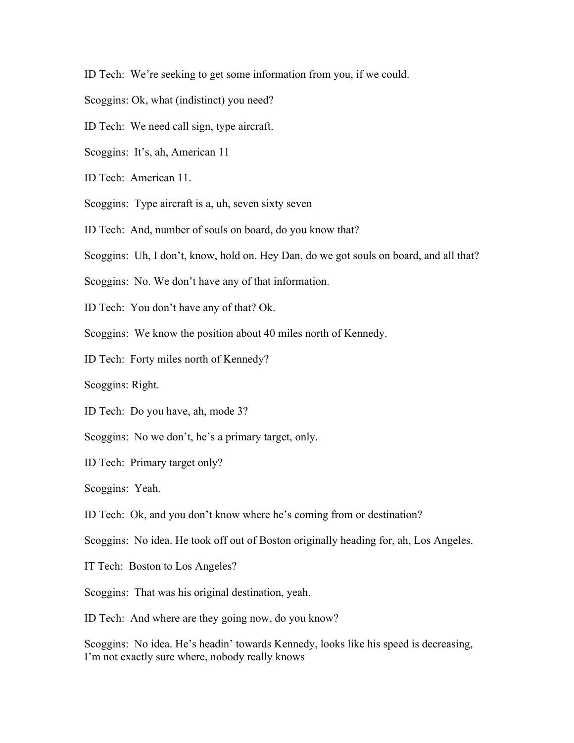ID Tech: We're seeking to get some information from you, if we could.

Scoggins: Ok, what (indistinct) you need?

ID Tech: We need call sign, type aircraft.

Scoggins: It's, ah, American 11

ID Tech: American 11.

Scoggins: Type aircraft is a, uh, seven sixty seven

ID Tech: And, number of souls on board, do you know that?

Scoggins: Uh, I don't, know, hold on. Hey Dan, do we got souls on board, and all that?

Scoggins: No. We don't have any of that information.

ID Tech: You don't have any of that? Ok.

Scoggins: We know the position about 40 miles north of Kennedy.

ID Tech: Forty miles north of Kennedy?

Scoggins: Right.

ID Tech: Do you have, ah, mode 3?

Scoggins: No we don't, he's a primary target, only.

ID Tech: Primary target only?

Scoggins: Yeah.

ID Tech: Ok, and you don't know where he's coming from or destination?

Scoggins: No idea. He took off out of Boston originally heading for, ah, Los Angeles.

IT Tech: Boston to Los Angeles?

Scoggins: That was his original destination, yeah.

ID Tech: And where are they going now, do you know?

Scoggins: No idea. He's headin' towards Kennedy, looks like his speed is decreasing, I'm not exactly sure where, nobody really knows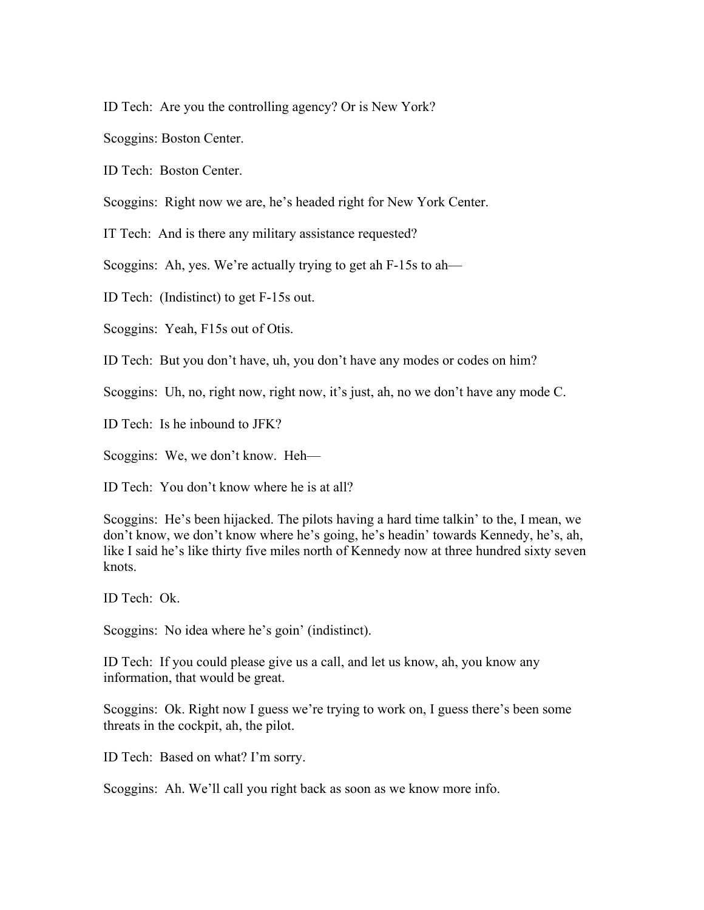ID Tech: Are you the controlling agency? Or is New York?

Scoggins: Boston Center.

ID Tech: Boston Center.

Scoggins: Right now we are, he's headed right for New York Center.

IT Tech: And is there any military assistance requested?

Scoggins: Ah, yes. We're actually trying to get ah F-15s to ah—

ID Tech: (Indistinct) to get F-15s out.

Scoggins: Yeah, F15s out of Otis.

ID Tech: But you don't have, uh, you don't have any modes or codes on him?

Scoggins: Uh, no, right now, right now, it's just, ah, no we don't have any mode C.

ID Tech: Is he inbound to JFK?

Scoggins: We, we don't know. Heh—

ID Tech: You don't know where he is at all?

Scoggins: He's been hijacked. The pilots having a hard time talkin' to the, I mean, we don't know, we don't know where he's going, he's headin' towards Kennedy, he's, ah, like I said he's like thirty five miles north of Kennedy now at three hundred sixty seven knots.

ID Tech: Ok.

Scoggins: No idea where he's goin' (indistinct).

ID Tech: If you could please give us a call, and let us know, ah, you know any information, that would be great.

Scoggins: Ok. Right now I guess we're trying to work on, I guess there's been some threats in the cockpit, ah, the pilot.

ID Tech: Based on what? I'm sorry.

Scoggins: Ah. We'll call you right back as soon as we know more info.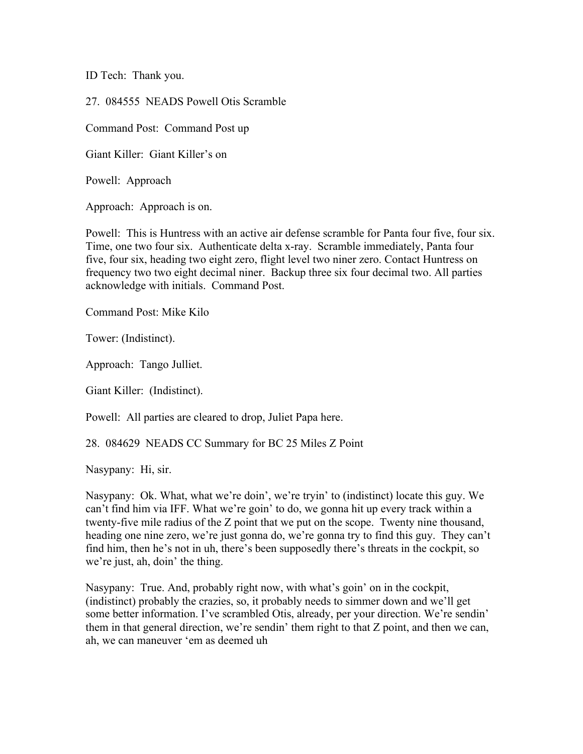ID Tech: Thank you.

27. 084555 NEADS Powell Otis Scramble

Command Post: Command Post up

Giant Killer: Giant Killer's on

Powell: Approach

Approach: Approach is on.

Powell: This is Huntress with an active air defense scramble for Panta four five, four six. Time, one two four six. Authenticate delta x-ray. Scramble immediately, Panta four five, four six, heading two eight zero, flight level two niner zero. Contact Huntress on frequency two two eight decimal niner. Backup three six four decimal two. All parties acknowledge with initials. Command Post.

Command Post: Mike Kilo

Tower: (Indistinct).

Approach: Tango Julliet.

Giant Killer: (Indistinct).

Powell: All parties are cleared to drop, Juliet Papa here.

28. 084629 NEADS CC Summary for BC 25 Miles Z Point

Nasypany: Hi, sir.

Nasypany: Ok. What, what we're doin', we're tryin' to (indistinct) locate this guy. We can't find him via IFF. What we're goin' to do, we gonna hit up every track within a twenty-five mile radius of the Z point that we put on the scope. Twenty nine thousand, heading one nine zero, we're just gonna do, we're gonna try to find this guy. They can't find him, then he's not in uh, there's been supposedly there's threats in the cockpit, so we're just, ah, doin' the thing.

Nasypany: True. And, probably right now, with what's goin' on in the cockpit, (indistinct) probably the crazies, so, it probably needs to simmer down and we'll get some better information. I've scrambled Otis, already, per your direction. We're sendin' them in that general direction, we're sendin' them right to that Z point, and then we can, ah, we can maneuver 'em as deemed uh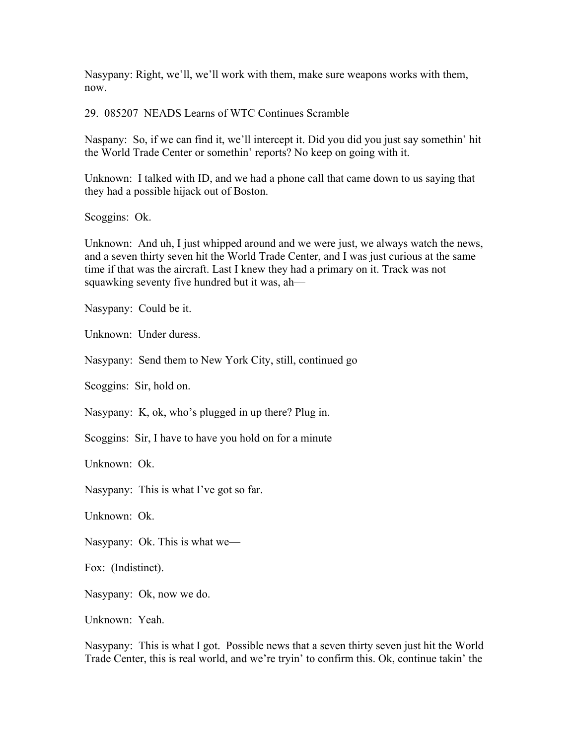Nasypany: Right, we'll, we'll work with them, make sure weapons works with them, now.

29. 085207 NEADS Learns of WTC Continues Scramble

Naspany: So, if we can find it, we'll intercept it. Did you did you just say somethin' hit the World Trade Center or somethin' reports? No keep on going with it.

Unknown: I talked with ID, and we had a phone call that came down to us saying that they had a possible hijack out of Boston.

Scoggins: Ok.

Unknown: And uh, I just whipped around and we were just, we always watch the news, and a seven thirty seven hit the World Trade Center, and I was just curious at the same time if that was the aircraft. Last I knew they had a primary on it. Track was not squawking seventy five hundred but it was, ah—

Nasypany: Could be it.

Unknown: Under duress.

Nasypany: Send them to New York City, still, continued go

Scoggins: Sir, hold on.

Nasypany: K, ok, who's plugged in up there? Plug in.

Scoggins: Sir, I have to have you hold on for a minute

Unknown: Ok.

Nasypany: This is what I've got so far.

Unknown: Ok.

Nasypany: Ok. This is what we—

Fox: (Indistinct).

Nasypany: Ok, now we do.

Unknown: Yeah.

Nasypany: This is what I got. Possible news that a seven thirty seven just hit the World Trade Center, this is real world, and we're tryin' to confirm this. Ok, continue takin' the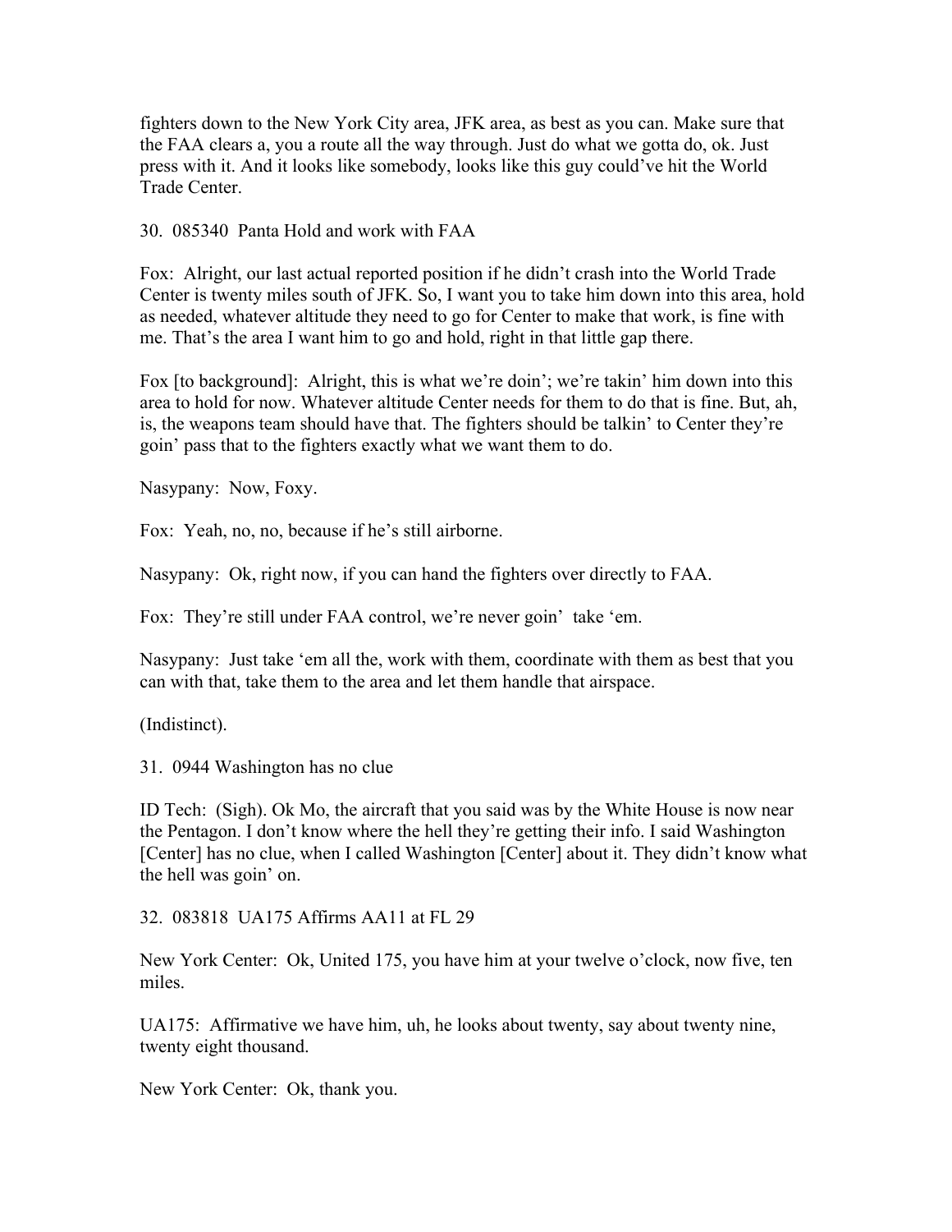fighters down to the New York City area, JFK area, as best as you can. Make sure that the FAA clears a, you a route all the way through. Just do what we gotta do, ok. Just press with it. And it looks like somebody, looks like this guy could've hit the World Trade Center.

30. 085340 Panta Hold and work with FAA

Fox: Alright, our last actual reported position if he didn't crash into the World Trade Center is twenty miles south of JFK. So, I want you to take him down into this area, hold as needed, whatever altitude they need to go for Center to make that work, is fine with me. That's the area I want him to go and hold, right in that little gap there.

Fox [to background]: Alright, this is what we're doin'; we're takin' him down into this area to hold for now. Whatever altitude Center needs for them to do that is fine. But, ah, is, the weapons team should have that. The fighters should be talkin' to Center they're goin' pass that to the fighters exactly what we want them to do.

Nasypany: Now, Foxy.

Fox: Yeah, no, no, because if he's still airborne.

Nasypany: Ok, right now, if you can hand the fighters over directly to FAA.

Fox: They're still under FAA control, we're never goin' take 'em.

Nasypany: Just take 'em all the, work with them, coordinate with them as best that you can with that, take them to the area and let them handle that airspace.

(Indistinct).

31. 0944 Washington has no clue

ID Tech: (Sigh). Ok Mo, the aircraft that you said was by the White House is now near the Pentagon. I don't know where the hell they're getting their info. I said Washington [Center] has no clue, when I called Washington [Center] about it. They didn't know what the hell was goin' on.

32. 083818 UA175 Affirms AA11 at FL 29

New York Center: Ok, United 175, you have him at your twelve o'clock, now five, ten miles.

UA175: Affirmative we have him, uh, he looks about twenty, say about twenty nine, twenty eight thousand.

New York Center: Ok, thank you.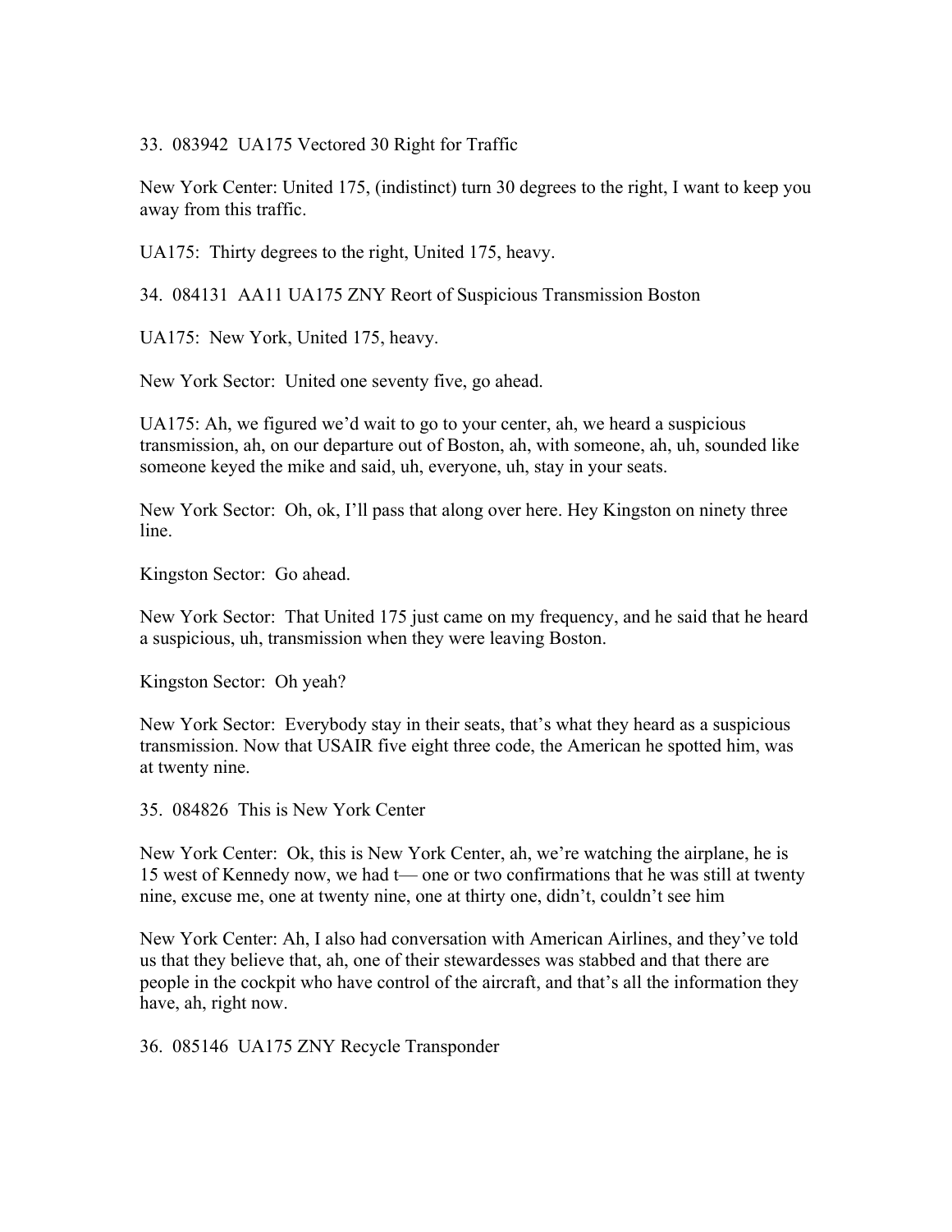33. 083942 UA175 Vectored 30 Right for Traffic

New York Center: United 175, (indistinct) turn 30 degrees to the right, I want to keep you away from this traffic.

UA175: Thirty degrees to the right, United 175, heavy.

34. 084131 AA11 UA175 ZNY Reort of Suspicious Transmission Boston

UA175: New York, United 175, heavy.

New York Sector: United one seventy five, go ahead.

UA175: Ah, we figured we'd wait to go to your center, ah, we heard a suspicious transmission, ah, on our departure out of Boston, ah, with someone, ah, uh, sounded like someone keyed the mike and said, uh, everyone, uh, stay in your seats.

New York Sector: Oh, ok, I'll pass that along over here. Hey Kingston on ninety three line.

Kingston Sector: Go ahead.

New York Sector: That United 175 just came on my frequency, and he said that he heard a suspicious, uh, transmission when they were leaving Boston.

Kingston Sector: Oh yeah?

New York Sector: Everybody stay in their seats, that's what they heard as a suspicious transmission. Now that USAIR five eight three code, the American he spotted him, was at twenty nine.

35. 084826 This is New York Center

New York Center: Ok, this is New York Center, ah, we're watching the airplane, he is 15 west of Kennedy now, we had t— one or two confirmations that he was still at twenty nine, excuse me, one at twenty nine, one at thirty one, didn't, couldn't see him

New York Center: Ah, I also had conversation with American Airlines, and they've told us that they believe that, ah, one of their stewardesses was stabbed and that there are people in the cockpit who have control of the aircraft, and that's all the information they have, ah, right now.

36. 085146 UA175 ZNY Recycle Transponder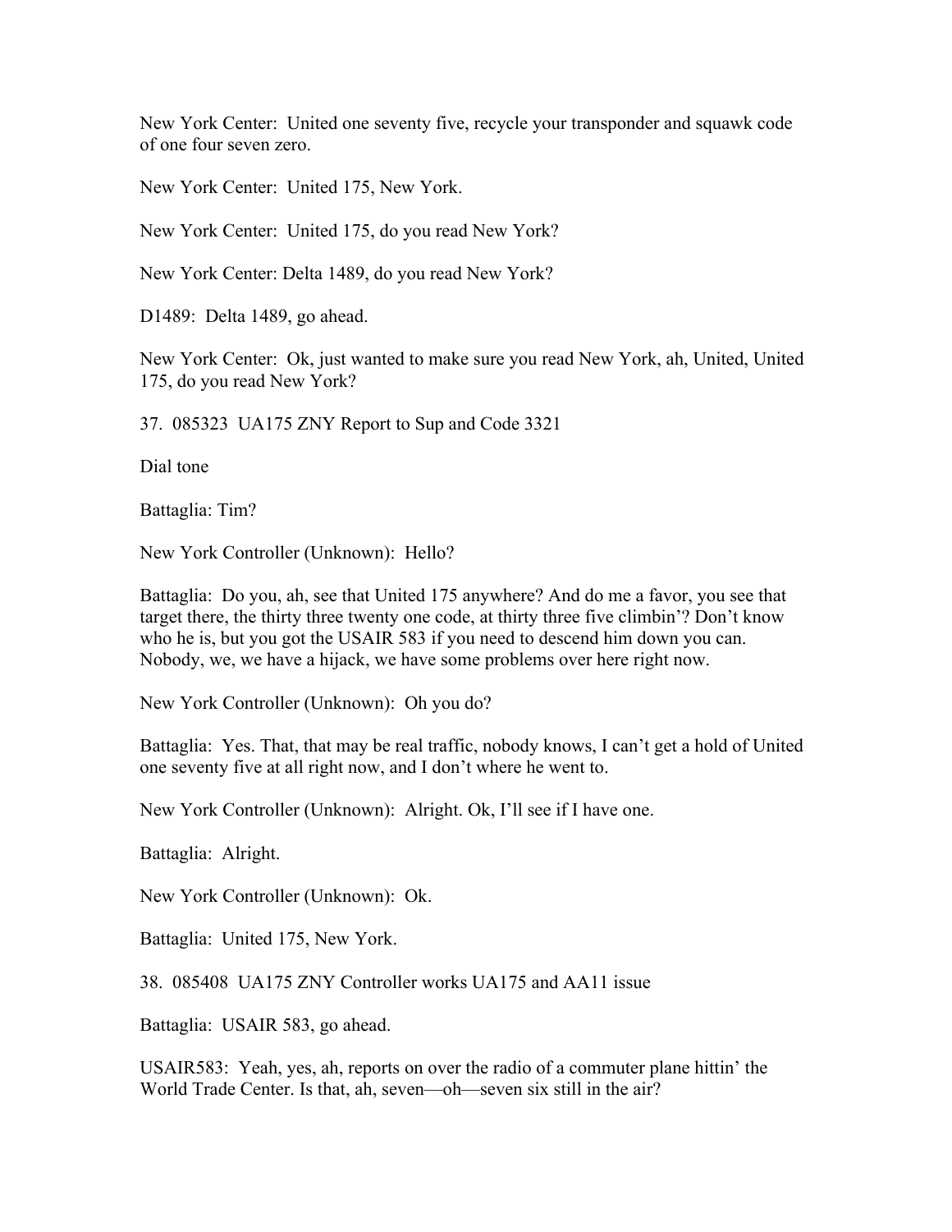New York Center: United one seventy five, recycle your transponder and squawk code of one four seven zero.

New York Center: United 175, New York.

New York Center: United 175, do you read New York?

New York Center: Delta 1489, do you read New York?

D1489: Delta 1489, go ahead.

New York Center: Ok, just wanted to make sure you read New York, ah, United, United 175, do you read New York?

37. 085323 UA175 ZNY Report to Sup and Code 3321

Dial tone

Battaglia: Tim?

New York Controller (Unknown): Hello?

Battaglia: Do you, ah, see that United 175 anywhere? And do me a favor, you see that target there, the thirty three twenty one code, at thirty three five climbin'? Don't know who he is, but you got the USAIR 583 if you need to descend him down you can. Nobody, we, we have a hijack, we have some problems over here right now.

New York Controller (Unknown): Oh you do?

Battaglia: Yes. That, that may be real traffic, nobody knows, I can't get a hold of United one seventy five at all right now, and I don't where he went to.

New York Controller (Unknown): Alright. Ok, I'll see if I have one.

Battaglia: Alright.

New York Controller (Unknown): Ok.

Battaglia: United 175, New York.

38. 085408 UA175 ZNY Controller works UA175 and AA11 issue

Battaglia: USAIR 583, go ahead.

USAIR583: Yeah, yes, ah, reports on over the radio of a commuter plane hittin' the World Trade Center. Is that, ah, seven—oh—seven six still in the air?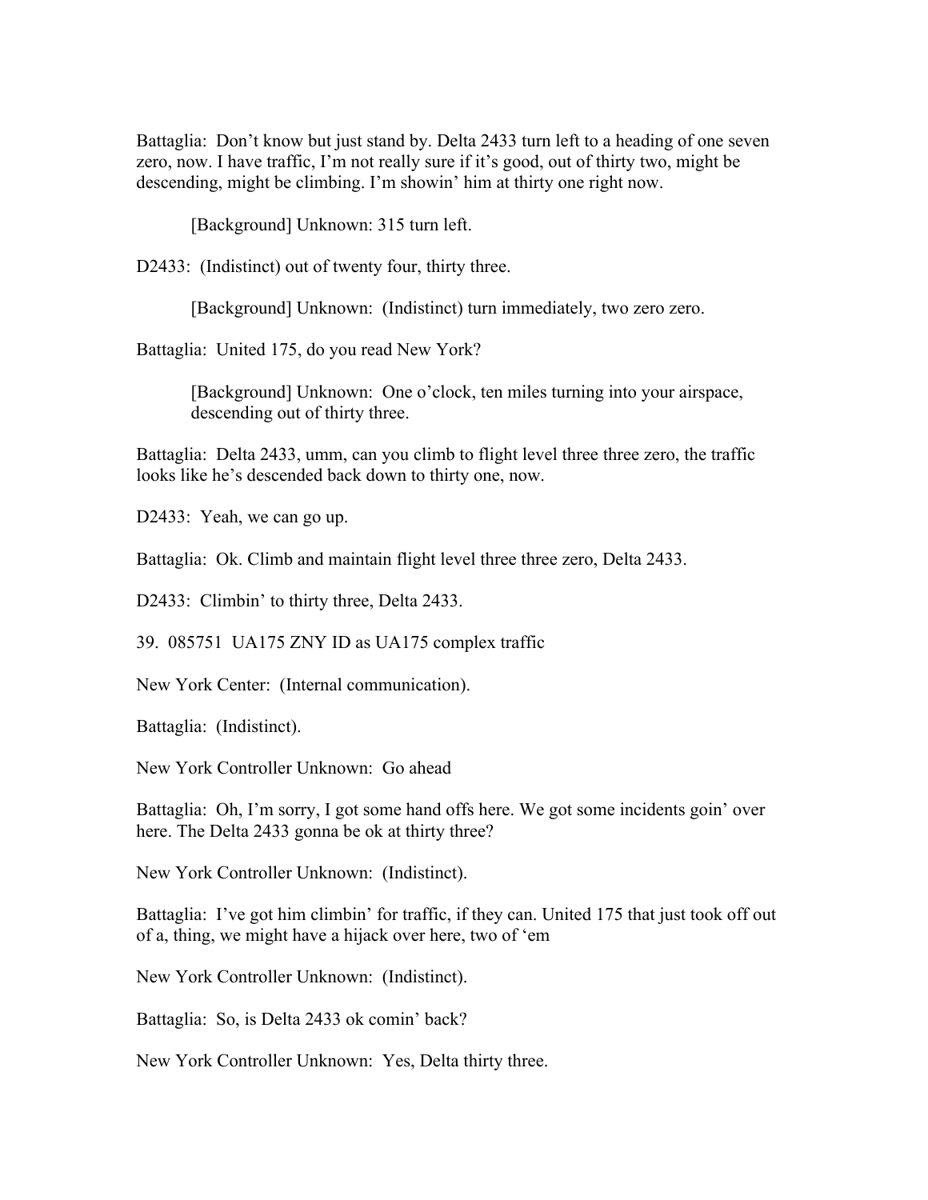Battaglia: Don't know but just stand by. Delta 2433 turn left to a heading of one seven zero, now. I have traffic, I'm not really sure if it's good, out of thirty two, might be descending, might be climbing. I'm showin' him at thirty one right now.

> [Background] Unknown: 315 turn left.

D2433: (Indistinct) out of twenty four, thirty three.

> [Background] Unknown: (Indistinct) turn immediately, two zero zero.

Battaglia: United 175, do you read New York?

> [Background] Unknown: One o'clock, ten miles turning into your airspace, descending out of thirty three.

Battaglia: Delta 2433, umm, can you climb to flight level three three zero, the traffic looks like he's descended back down to thirty one, now.

D2433: Yeah, we can go up.

Battaglia: Ok. Climb and maintain flight level three three zero, Delta 2433.

D2433: Climbin' to thirty three, Delta 2433.

39. 085751 UA175 ZNY ID as UA175 complex traffic

New York Center: (Internal communication).

Battaglia: (Indistinct).

New York Controller Unknown: Go ahead

Battaglia: Oh, I'm sorry, I got some hand offs here. We got some incidents goin' over here. The Delta 2433 gonna be ok at thirty three?

New York Controller Unknown: (Indistinct).

Battaglia: I've got him climbin' for traffic, if they can. United 175 that just took off out of a, thing, we might have a hijack over here, two of 'em

New York Controller Unknown: (Indistinct).

Battaglia: So, is Delta 2433 ok comin' back?

New York Controller Unknown: Yes, Delta thirty three.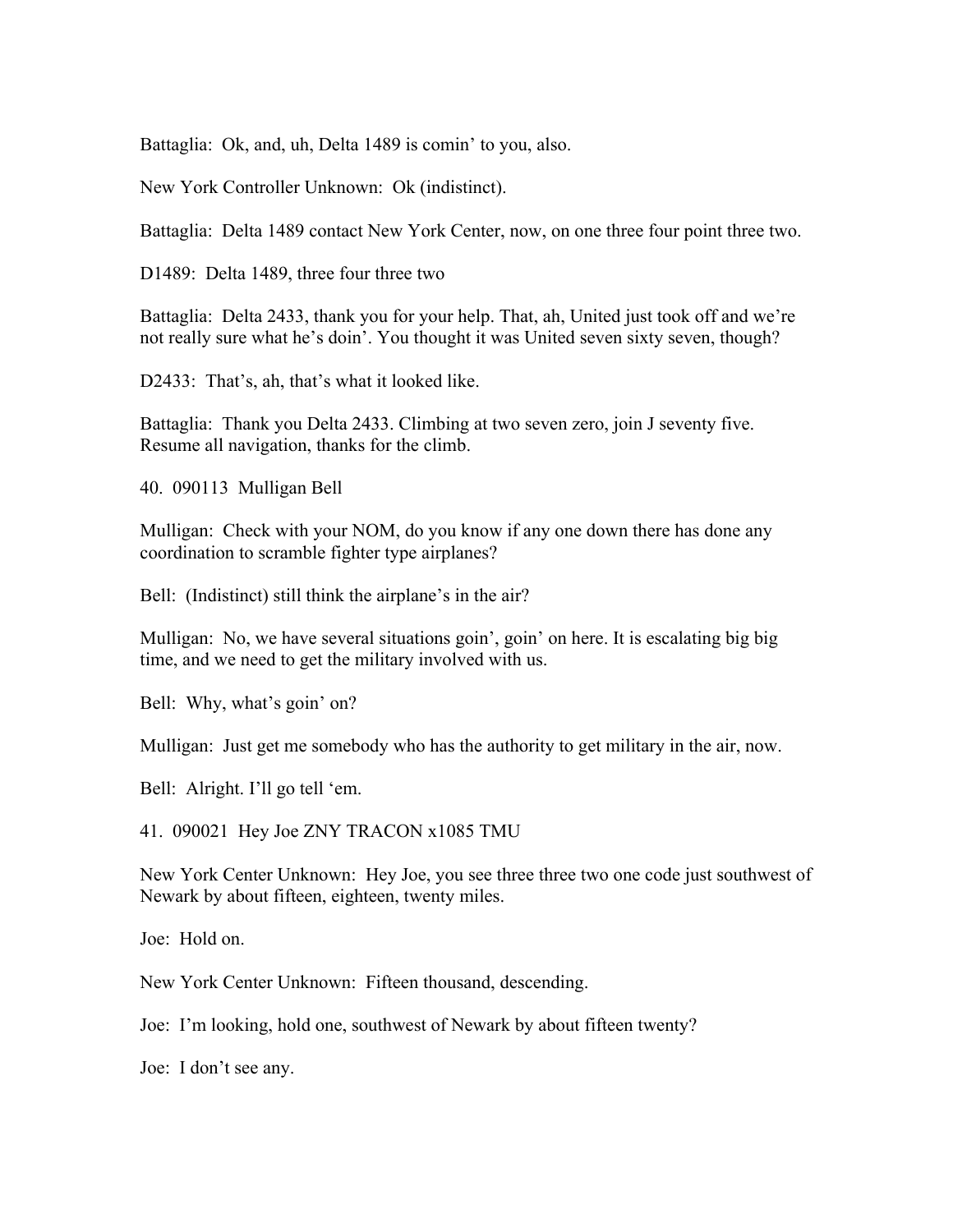Battaglia: Ok, and, uh, Delta 1489 is comin' to you, also.

New York Controller Unknown: Ok (indistinct).

Battaglia: Delta 1489 contact New York Center, now, on one three four point three two.

D1489: Delta 1489, three four three two

Battaglia: Delta 2433, thank you for your help. That, ah, United just took off and we're not really sure what he's doin'. You thought it was United seven sixty seven, though?

D2433: That's, ah, that's what it looked like.

Battaglia: Thank you Delta 2433. Climbing at two seven zero, join J seventy five. Resume all navigation, thanks for the climb.

40. 090113 Mulligan Bell

Mulligan: Check with your NOM, do you know if any one down there has done any coordination to scramble fighter type airplanes?

Bell: (Indistinct) still think the airplane's in the air?

Mulligan: No, we have several situations goin', goin' on here. It is escalating big big time, and we need to get the military involved with us.

Bell: Why, what's goin' on?

Mulligan: Just get me somebody who has the authority to get military in the air, now.

Bell: Alright. I'll go tell 'em.

41. 090021 Hey Joe ZNY TRACON x1085 TMU

New York Center Unknown: Hey Joe, you see three three two one code just southwest of Newark by about fifteen, eighteen, twenty miles.

Joe: Hold on.

New York Center Unknown: Fifteen thousand, descending.

Joe: I'm looking, hold one, southwest of Newark by about fifteen twenty?

Joe: I don't see any.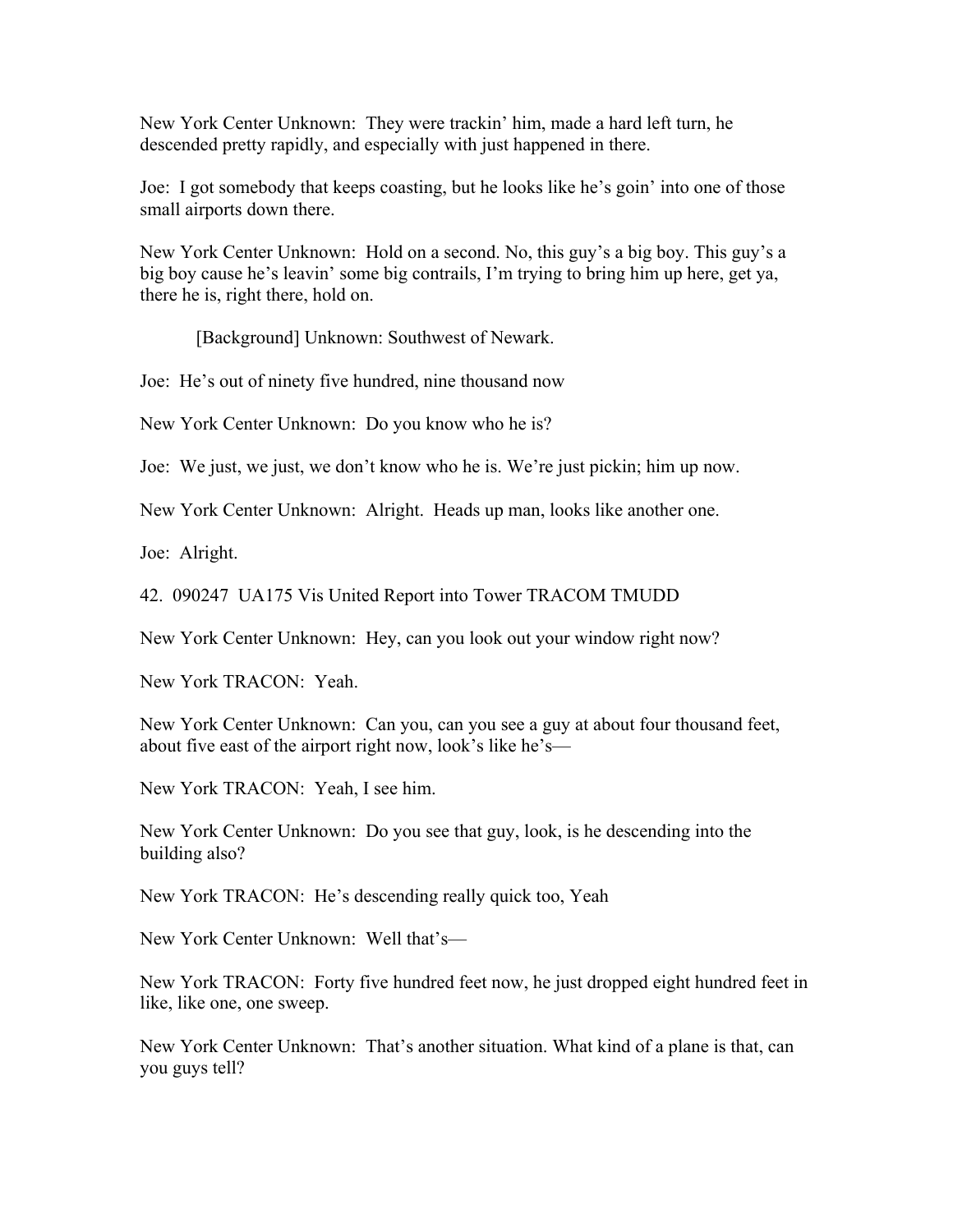New York Center Unknown: They were trackin' him, made a hard left turn, he descended pretty rapidly, and especially with just happened in there.

Joe: I got somebody that keeps coasting, but he looks like he's goin' into one of those small airports down there.

New York Center Unknown: Hold on a second. No, this guy's a big boy. This guy's a big boy cause he's leavin' some big contrails, I'm trying to bring him up here, get ya, there he is, right there, hold on.

[Background] Unknown: Southwest of Newark.

Joe: He's out of ninety five hundred, nine thousand now

New York Center Unknown: Do you know who he is?

Joe: We just, we just, we don't know who he is. We're just pickin; him up now.

New York Center Unknown: Alright. Heads up man, looks like another one.

Joe: Alright.

42. 090247 UA175 Vis United Report into Tower TRACOM TMUDD

New York Center Unknown: Hey, can you look out your window right now?

New York TRACON: Yeah.

New York Center Unknown: Can you, can you see a guy at about four thousand feet, about five east of the airport right now, look's like he's—

New York TRACON: Yeah, I see him.

New York Center Unknown: Do you see that guy, look, is he descending into the building also?

New York TRACON: He's descending really quick too, Yeah

New York Center Unknown: Well that's—

New York TRACON: Forty five hundred feet now, he just dropped eight hundred feet in like, like one, one sweep.

New York Center Unknown: That's another situation. What kind of a plane is that, can you guys tell?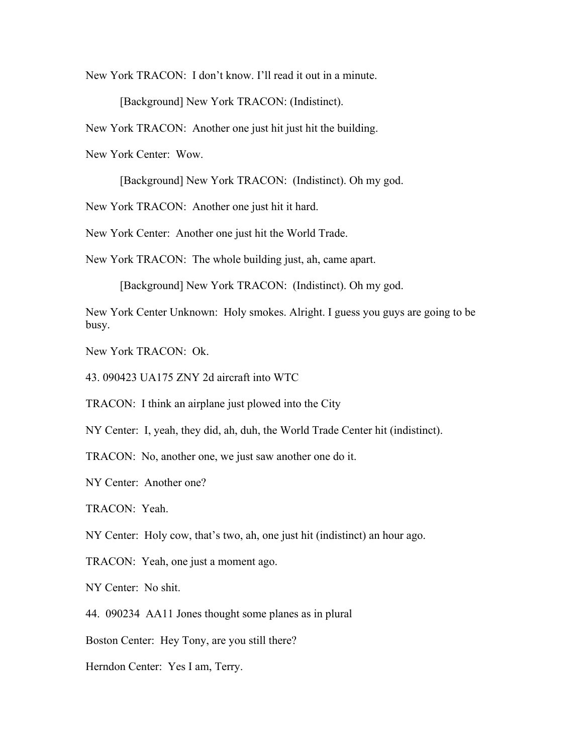New York TRACON: I don't know. I'll read it out in a minute.

[Background] New York TRACON: (Indistinct).

New York TRACON: Another one just hit just hit the building.

New York Center: Wow.

[Background] New York TRACON: (Indistinct). Oh my god.

New York TRACON: Another one just hit it hard.

New York Center: Another one just hit the World Trade.

New York TRACON: The whole building just, ah, came apart.

[Background] New York TRACON: (Indistinct). Oh my god.

New York Center Unknown: Holy smokes. Alright. I guess you guys are going to be busy.

New York TRACON: Ok.

43. 090423 UA175 ZNY 2d aircraft into WTC

TRACON: I think an airplane just plowed into the City

NY Center: I, yeah, they did, ah, duh, the World Trade Center hit (indistinct).

TRACON: No, another one, we just saw another one do it.

NY Center: Another one?

TRACON: Yeah.

NY Center: Holy cow, that's two, ah, one just hit (indistinct) an hour ago.

TRACON: Yeah, one just a moment ago.

NY Center: No shit.

44. 090234 AA11 Jones thought some planes as in plural

Boston Center: Hey Tony, are you still there?

Herndon Center: Yes I am, Terry.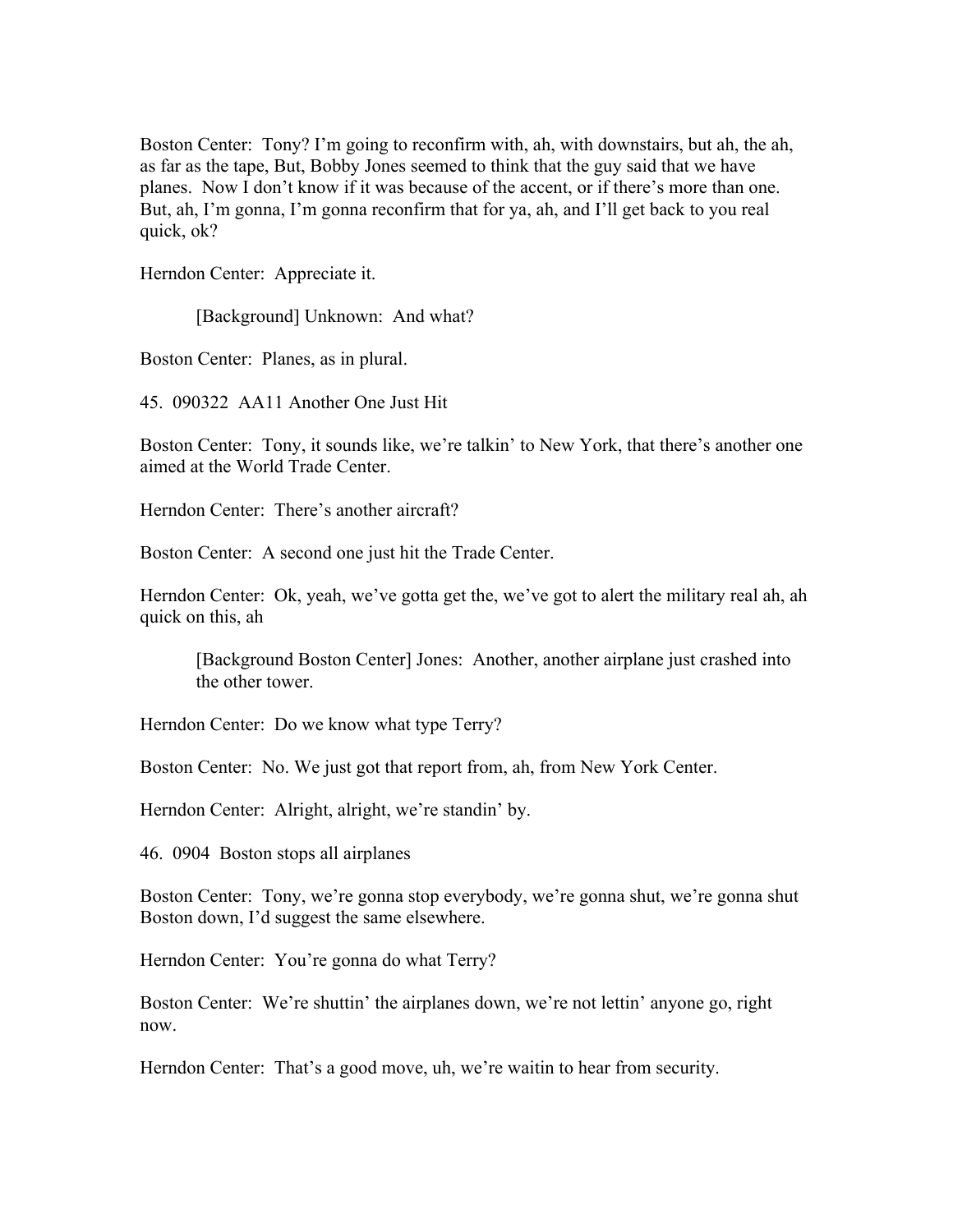Boston Center: Tony? I'm going to reconfirm with, ah, with downstairs, but ah, the ah, as far as the tape, But, Bobby Jones seemed to think that the guy said that we have planes. Now I don't know if it was because of the accent, or if there's more than one. But, ah, I'm gonna, I'm gonna reconfirm that for ya, ah, and I'll get back to you real quick, ok?

Herndon Center: Appreciate it.

> [Background] Unknown: And what?

Boston Center: Planes, as in plural.

45. 090322 AA11 Another One Just Hit

Boston Center: Tony, it sounds like, we're talkin' to New York, that there's another one aimed at the World Trade Center.

Herndon Center: There's another aircraft?

Boston Center: A second one just hit the Trade Center.

Herndon Center: Ok, yeah, we've gotta get the, we've got to alert the military real ah, ah quick on this, ah

> [Background Boston Center] Jones: Another, another airplane just crashed into the other tower.

Herndon Center: Do we know what type Terry?

Boston Center: No. We just got that report from, ah, from New York Center.

Herndon Center: Alright, alright, we're standin' by.

46. 0904 Boston stops all airplanes

Boston Center: Tony, we're gonna stop everybody, we're gonna shut, we're gonna shut Boston down, I'd suggest the same elsewhere.

Herndon Center: You're gonna do what Terry?

Boston Center: We're shuttin' the airplanes down, we're not lettin' anyone go, right now.

Herndon Center: That's a good move, uh, we're waitin to hear from security.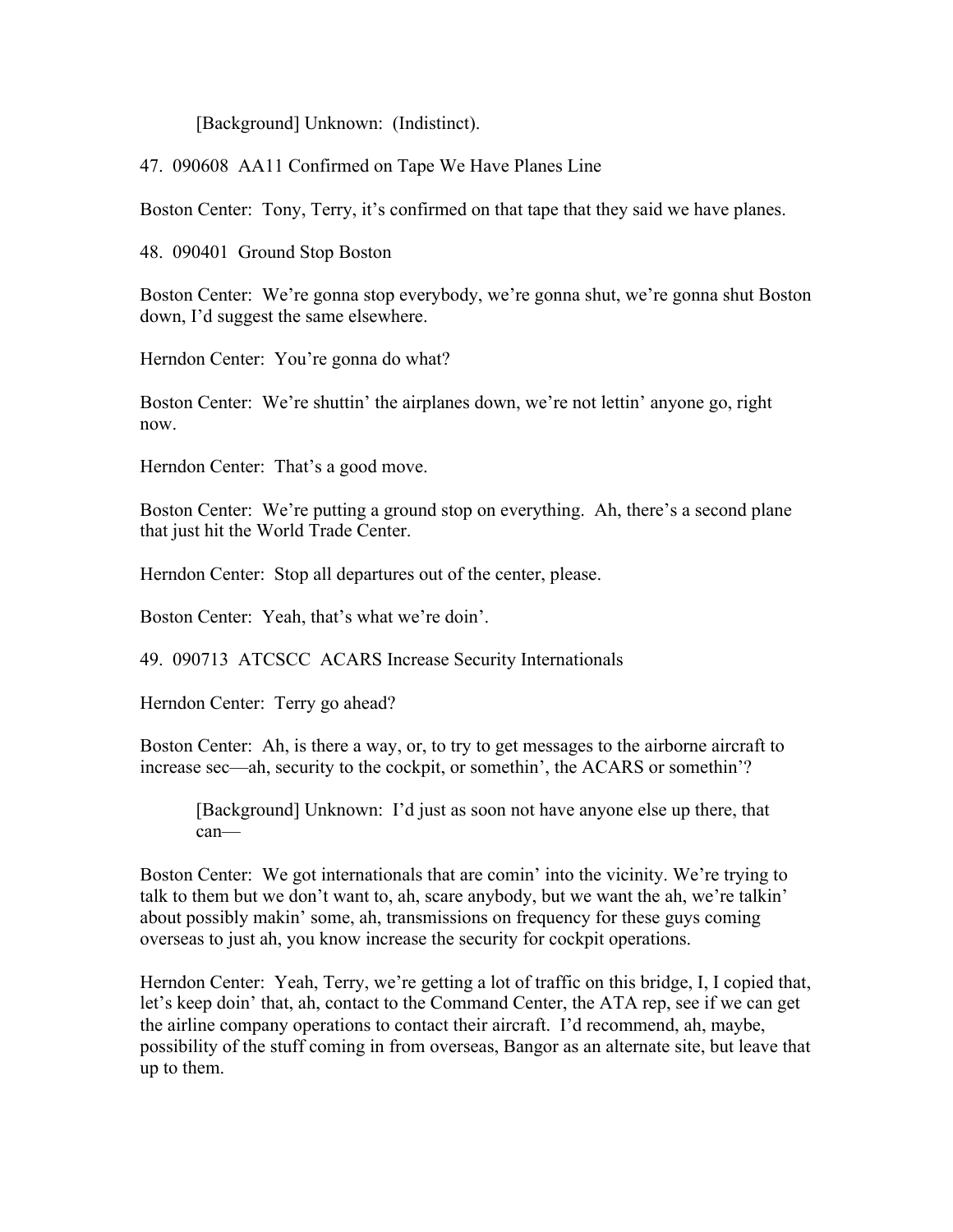[Background] Unknown: (Indistinct).

47. 090608 AA11 Confirmed on Tape We Have Planes Line

Boston Center: Tony, Terry, it's confirmed on that tape that they said we have planes.

48. 090401 Ground Stop Boston

Boston Center: We're gonna stop everybody, we're gonna shut, we're gonna shut Boston down, I'd suggest the same elsewhere.

Herndon Center: You're gonna do what?

Boston Center: We're shuttin' the airplanes down, we're not lettin' anyone go, right now.

Herndon Center: That's a good move.

Boston Center: We're putting a ground stop on everything. Ah, there's a second plane that just hit the World Trade Center.

Herndon Center: Stop all departures out of the center, please.

Boston Center: Yeah, that's what we're doin'.

49. 090713 ATCSCC ACARS Increase Security Internationals

Herndon Center: Terry go ahead?

Boston Center: Ah, is there a way, or, to try to get messages to the airborne aircraft to increase sec—ah, security to the cockpit, or somethin', the ACARS or somethin'?

> [Background] Unknown: I'd just as soon not have anyone else up there, that can—

Boston Center: We got internationals that are comin' into the vicinity. We're trying to talk to them but we don't want to, ah, scare anybody, but we want the ah, we're talkin' about possibly makin' some, ah, transmissions on frequency for these guys coming overseas to just ah, you know increase the security for cockpit operations.

Herndon Center: Yeah, Terry, we're getting a lot of traffic on this bridge, I, I copied that, let's keep doin' that, ah, contact to the Command Center, the ATA rep, see if we can get the airline company operations to contact their aircraft. I'd recommend, ah, maybe, possibility of the stuff coming in from overseas, Bangor as an alternate site, but leave that up to them.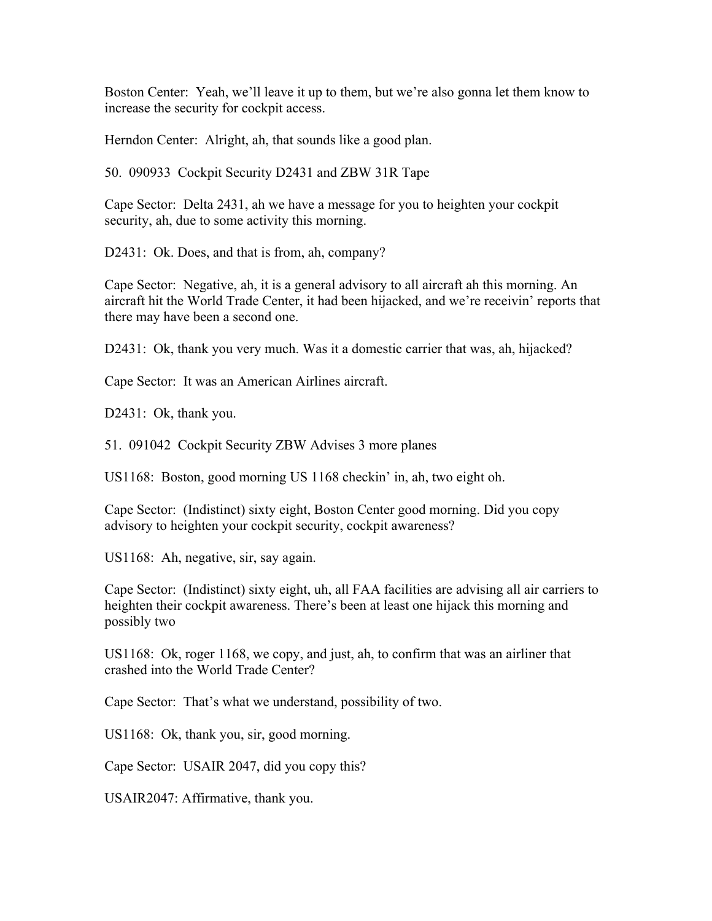Boston Center: Yeah, we'll leave it up to them, but we're also gonna let them know to increase the security for cockpit access.

Herndon Center: Alright, ah, that sounds like a good plan.

50. 090933 Cockpit Security D2431 and ZBW 31R Tape

Cape Sector: Delta 2431, ah we have a message for you to heighten your cockpit security, ah, due to some activity this morning.

D2431: Ok. Does, and that is from, ah, company?

Cape Sector: Negative, ah, it is a general advisory to all aircraft ah this morning. An aircraft hit the World Trade Center, it had been hijacked, and we're receivin' reports that there may have been a second one.

D2431: Ok, thank you very much. Was it a domestic carrier that was, ah, hijacked?

Cape Sector: It was an American Airlines aircraft.

D2431: Ok, thank you.

51. 091042 Cockpit Security ZBW Advises 3 more planes

US1168: Boston, good morning US 1168 checkin' in, ah, two eight oh.

Cape Sector: (Indistinct) sixty eight, Boston Center good morning. Did you copy advisory to heighten your cockpit security, cockpit awareness?

US1168: Ah, negative, sir, say again.

Cape Sector: (Indistinct) sixty eight, uh, all FAA facilities are advising all air carriers to heighten their cockpit awareness. There's been at least one hijack this morning and possibly two

US1168: Ok, roger 1168, we copy, and just, ah, to confirm that was an airliner that crashed into the World Trade Center?

Cape Sector: That's what we understand, possibility of two.

US1168: Ok, thank you, sir, good morning.

Cape Sector: USAIR 2047, did you copy this?

USAIR2047: Affirmative, thank you.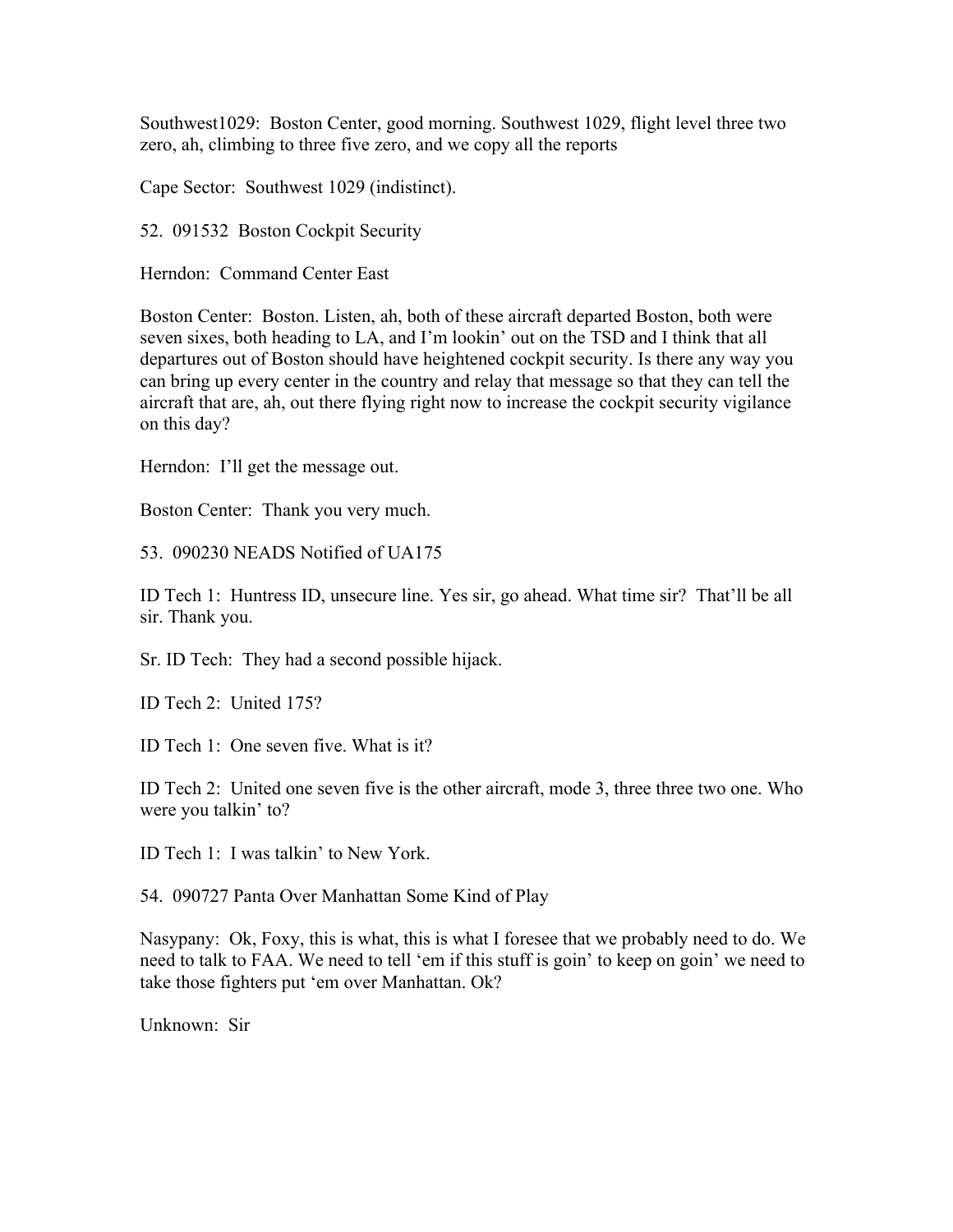Southwest1029: Boston Center, good morning. Southwest 1029, flight level three two zero, ah, climbing to three five zero, and we copy all the reports

Cape Sector: Southwest 1029 (indistinct).

52. 091532 Boston Cockpit Security

Herndon: Command Center East

Boston Center: Boston. Listen, ah, both of these aircraft departed Boston, both were seven sixes, both heading to LA, and I'm lookin' out on the TSD and I think that all departures out of Boston should have heightened cockpit security. Is there any way you can bring up every center in the country and relay that message so that they can tell the aircraft that are, ah, out there flying right now to increase the cockpit security vigilance on this day?

Herndon: I'll get the message out.

Boston Center: Thank you very much.

53. 090230 NEADS Notified of UA175

ID Tech 1: Huntress ID, unsecure line. Yes sir, go ahead. What time sir? That'll be all sir. Thank you.

Sr. ID Tech: They had a second possible hijack.

ID Tech 2: United 175?

ID Tech 1: One seven five. What is it?

ID Tech 2: United one seven five is the other aircraft, mode 3, three three two one. Who were you talkin' to?

ID Tech 1: I was talkin' to New York.

54. 090727 Panta Over Manhattan Some Kind of Play

Nasypany: Ok, Foxy, this is what, this is what I foresee that we probably need to do. We need to talk to FAA. We need to tell 'em if this stuff is goin' to keep on goin' we need to take those fighters put 'em over Manhattan. Ok?

Unknown: Sir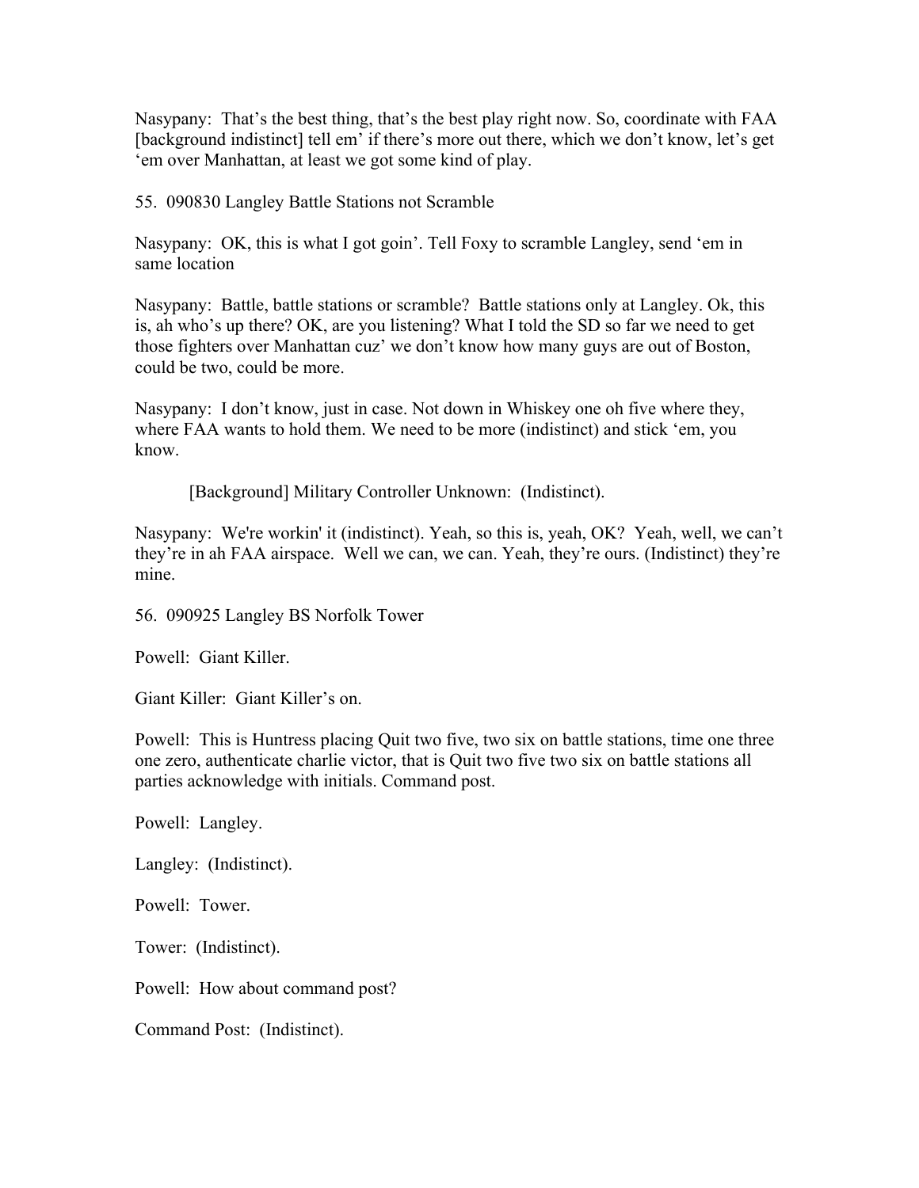Nasypany: That's the best thing, that's the best play right now. So, coordinate with FAA [background indistinct] tell em' if there's more out there, which we don't know, let's get 'em over Manhattan, at least we got some kind of play.

55. 090830 Langley Battle Stations not Scramble

Nasypany: OK, this is what I got goin'. Tell Foxy to scramble Langley, send 'em in same location

Nasypany: Battle, battle stations or scramble? Battle stations only at Langley. Ok, this is, ah who's up there? OK, are you listening? What I told the SD so far we need to get those fighters over Manhattan cuz' we don't know how many guys are out of Boston, could be two, could be more.

Nasypany: I don't know, just in case. Not down in Whiskey one oh five where they, where FAA wants to hold them. We need to be more (indistinct) and stick 'em, you know.

[Background] Military Controller Unknown: (Indistinct).

Nasypany: We're workin' it (indistinct). Yeah, so this is, yeah, OK? Yeah, well, we can't they're in ah FAA airspace. Well we can, we can. Yeah, they're ours. (Indistinct) they're mine.

56. 090925 Langley BS Norfolk Tower

Powell: Giant Killer.

Giant Killer: Giant Killer's on.

Powell: This is Huntress placing Quit two five, two six on battle stations, time one three one zero, authenticate charlie victor, that is Quit two five two six on battle stations all parties acknowledge with initials. Command post.

Powell: Langley.

Langley: (Indistinct).

Powell: Tower.

Tower: (Indistinct).

Powell: How about command post?

Command Post: (Indistinct).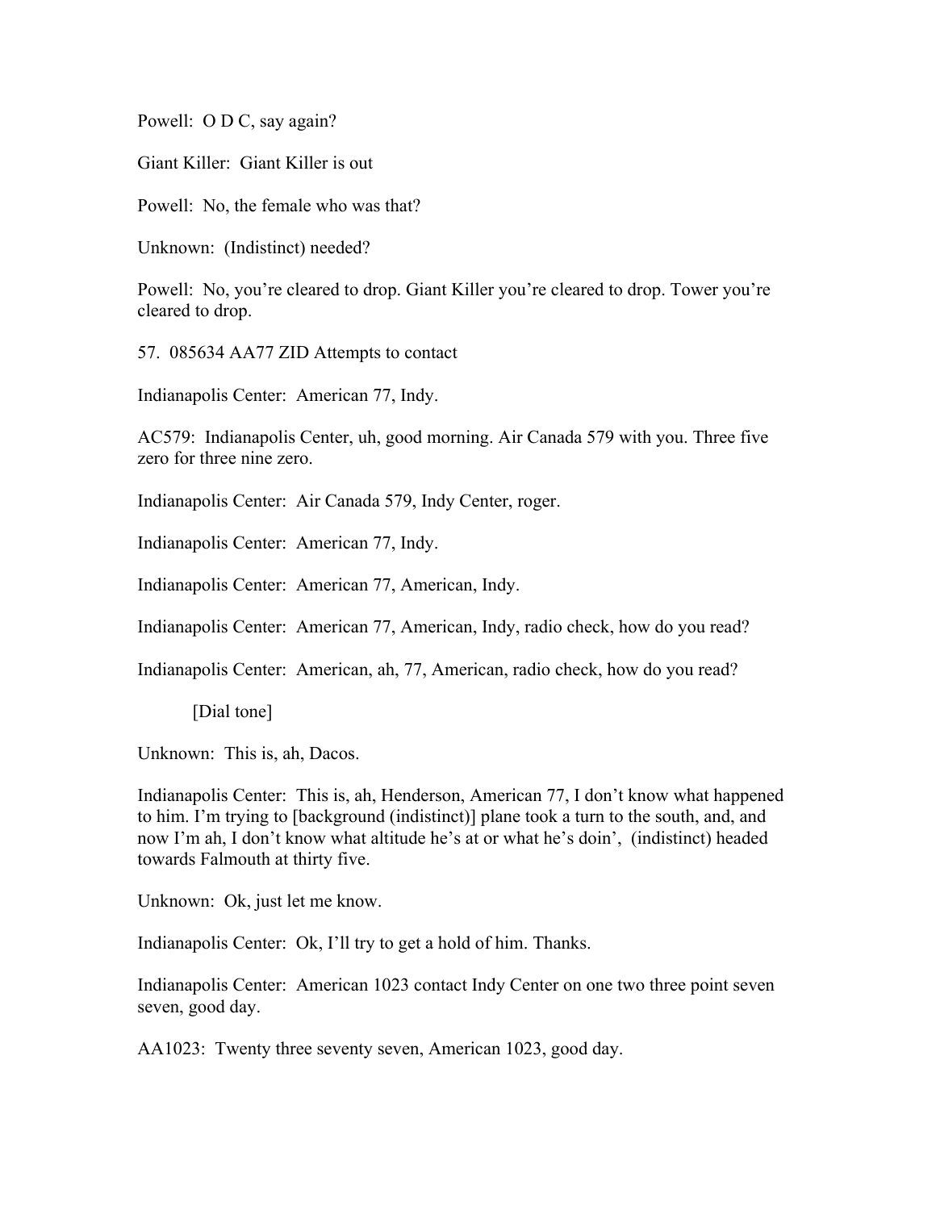Powell: O D C, say again?

Giant Killer: Giant Killer is out

Powell: No, the female who was that?

Unknown: (Indistinct) needed?

Powell: No, you're cleared to drop. Giant Killer you're cleared to drop. Tower you're cleared to drop.

57. 085634 AA77 ZID Attempts to contact

Indianapolis Center: American 77, Indy.

AC579: Indianapolis Center, uh, good morning. Air Canada 579 with you. Three five zero for three nine zero.

Indianapolis Center: Air Canada 579, Indy Center, roger.

Indianapolis Center: American 77, Indy.

Indianapolis Center: American 77, American, Indy.

Indianapolis Center: American 77, American, Indy, radio check, how do you read?

Indianapolis Center: American, ah, 77, American, radio check, how do you read?

[Dial tone]

Unknown: This is, ah, Dacos.

Indianapolis Center: This is, ah, Henderson, American 77, I don't know what happened to him. I'm trying to [background (indistinct)] plane took a turn to the south, and, and now I'm ah, I don't know what altitude he's at or what he's doin', (indistinct) headed towards Falmouth at thirty five.

Unknown: Ok, just let me know.

Indianapolis Center: Ok, I'll try to get a hold of him. Thanks.

Indianapolis Center: American 1023 contact Indy Center on one two three point seven seven, good day.

AA1023: Twenty three seventy seven, American 1023, good day.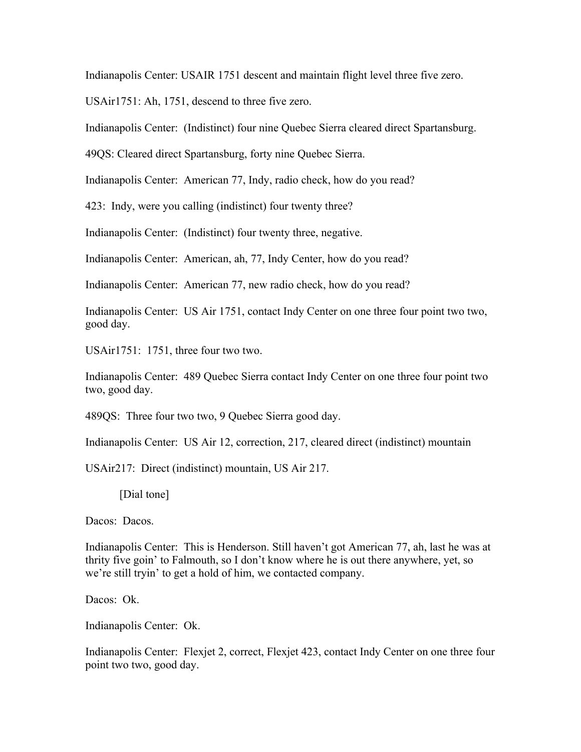Indianapolis Center: USAIR 1751 descent and maintain flight level three five zero.

USAir1751: Ah, 1751, descend to three five zero.

Indianapolis Center: (Indistinct) four nine Quebec Sierra cleared direct Spartansburg.

49QS: Cleared direct Spartansburg, forty nine Quebec Sierra.

Indianapolis Center: American 77, Indy, radio check, how do you read?

423: Indy, were you calling (indistinct) four twenty three?

Indianapolis Center: (Indistinct) four twenty three, negative.

Indianapolis Center: American, ah, 77, Indy Center, how do you read?

Indianapolis Center: American 77, new radio check, how do you read?

Indianapolis Center: US Air 1751, contact Indy Center on one three four point two two, good day.

USAir1751: 1751, three four two two.

Indianapolis Center: 489 Quebec Sierra contact Indy Center on one three four point two two, good day.

489QS: Three four two two, 9 Quebec Sierra good day.

Indianapolis Center: US Air 12, correction, 217, cleared direct (indistinct) mountain

USAir217: Direct (indistinct) mountain, US Air 217.

[Dial tone]

Dacos: Dacos.

Indianapolis Center: This is Henderson. Still haven't got American 77, ah, last he was at thrity five goin' to Falmouth, so I don't know where he is out there anywhere, yet, so we're still tryin' to get a hold of him, we contacted company.

Dacos: Ok.

Indianapolis Center: Ok.

Indianapolis Center: Flexjet 2, correct, Flexjet 423, contact Indy Center on one three four point two two, good day.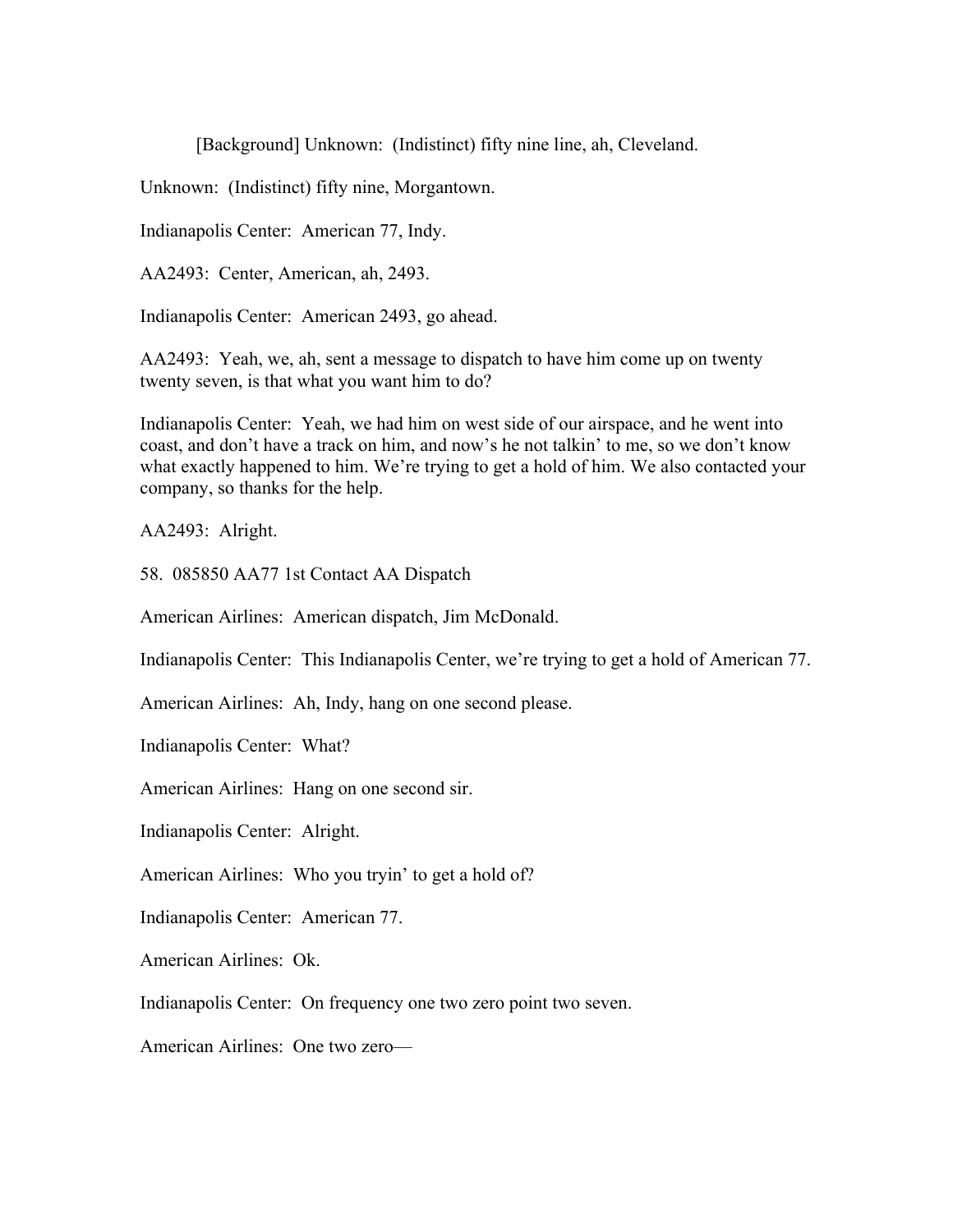[Background] Unknown: (Indistinct) fifty nine line, ah, Cleveland.

Unknown: (Indistinct) fifty nine, Morgantown.

Indianapolis Center: American 77, Indy.

AA2493: Center, American, ah, 2493.

Indianapolis Center: American 2493, go ahead.

AA2493: Yeah, we, ah, sent a message to dispatch to have him come up on twenty twenty seven, is that what you want him to do?

Indianapolis Center: Yeah, we had him on west side of our airspace, and he went into coast, and don't have a track on him, and now's he not talkin' to me, so we don't know what exactly happened to him. We're trying to get a hold of him. We also contacted your company, so thanks for the help.

AA2493: Alright.

58. 085850 AA77 1st Contact AA Dispatch

American Airlines: American dispatch, Jim McDonald.

Indianapolis Center: This Indianapolis Center, we're trying to get a hold of American 77.

American Airlines: Ah, Indy, hang on one second please.

Indianapolis Center: What?

American Airlines: Hang on one second sir.

Indianapolis Center: Alright.

American Airlines: Who you tryin' to get a hold of?

Indianapolis Center: American 77.

American Airlines: Ok.

Indianapolis Center: On frequency one two zero point two seven.

American Airlines: One two zero—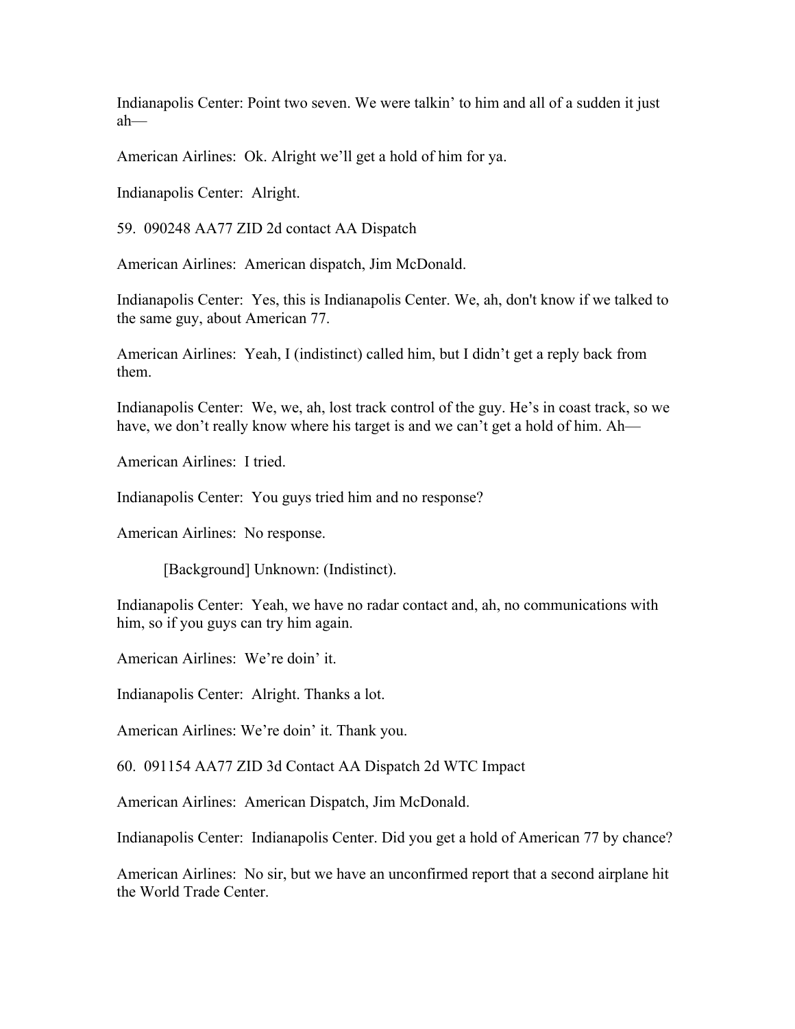Indianapolis Center: Point two seven. We were talkin' to him and all of a sudden it just ah—

American Airlines: Ok. Alright we'll get a hold of him for ya.

Indianapolis Center: Alright.

59. 090248 AA77 ZID 2d contact AA Dispatch

American Airlines: American dispatch, Jim McDonald.

Indianapolis Center: Yes, this is Indianapolis Center. We, ah, don't know if we talked to the same guy, about American 77.

American Airlines: Yeah, I (indistinct) called him, but I didn't get a reply back from them.

Indianapolis Center: We, we, ah, lost track control of the guy. He's in coast track, so we have, we don't really know where his target is and we can't get a hold of him. Ah—

American Airlines: I tried.

Indianapolis Center: You guys tried him and no response?

American Airlines: No response.

[Background] Unknown: (Indistinct).

Indianapolis Center: Yeah, we have no radar contact and, ah, no communications with him, so if you guys can try him again.

American Airlines: We're doin' it.

Indianapolis Center: Alright. Thanks a lot.

American Airlines: We're doin' it. Thank you.

60. 091154 AA77 ZID 3d Contact AA Dispatch 2d WTC Impact

American Airlines: American Dispatch, Jim McDonald.

Indianapolis Center: Indianapolis Center. Did you get a hold of American 77 by chance?

American Airlines: No sir, but we have an unconfirmed report that a second airplane hit the World Trade Center.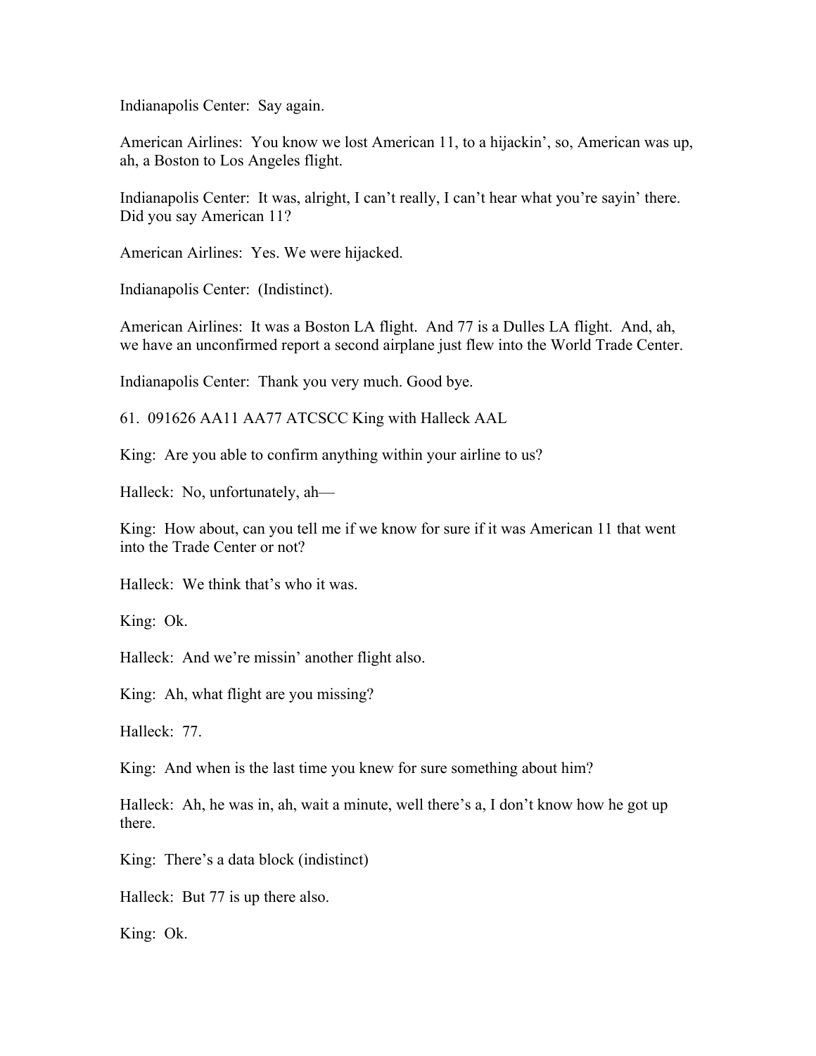Indianapolis Center: Say again.

American Airlines: You know we lost American 11, to a hijackin', so, American was up, ah, a Boston to Los Angeles flight.

Indianapolis Center: It was, alright, I can't really, I can't hear what you're sayin' there. Did you say American 11?

American Airlines: Yes. We were hijacked.

Indianapolis Center: (Indistinct).

American Airlines: It was a Boston LA flight. And 77 is a Dulles LA flight. And, ah, we have an unconfirmed report a second airplane just flew into the World Trade Center.

Indianapolis Center: Thank you very much. Good bye.

61. 091626 AA11 AA77 ATCSCC King with Halleck AAL

King: Are you able to confirm anything within your airline to us?

Halleck: No, unfortunately, ah—

King: How about, can you tell me if we know for sure if it was American 11 that went into the Trade Center or not?

Halleck: We think that's who it was.

King: Ok.

Halleck: And we're missin' another flight also.

King: Ah, what flight are you missing?

Halleck: 77.

King: And when is the last time you knew for sure something about him?

Halleck: Ah, he was in, ah, wait a minute, well there's a, I don't know how he got up there.

King: There's a data block (indistinct)

Halleck: But 77 is up there also.

King: Ok.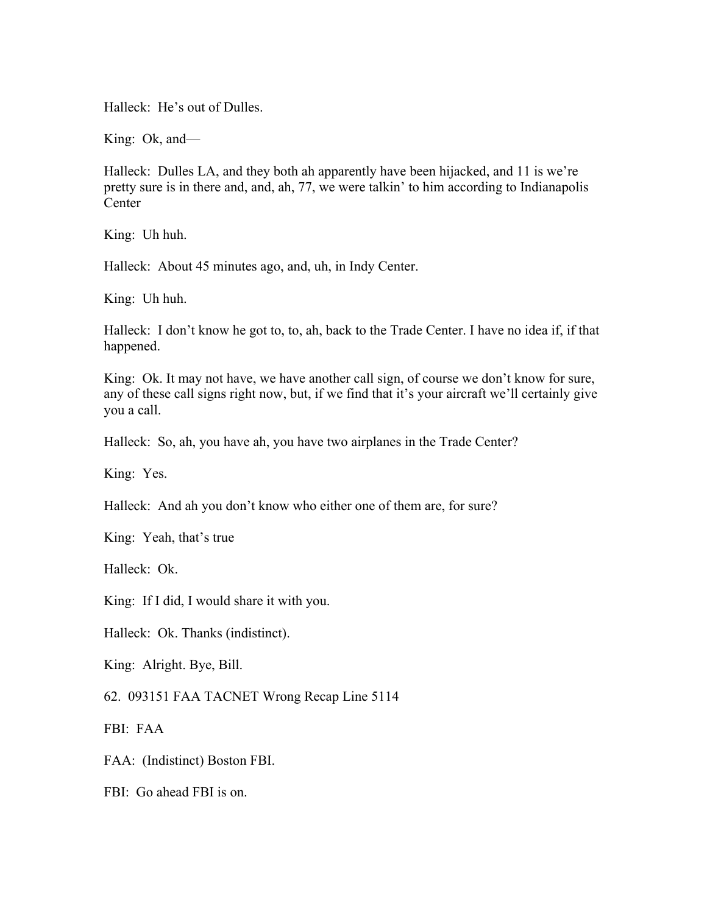Halleck: He's out of Dulles.

King: Ok, and—

Halleck: Dulles LA, and they both ah apparently have been hijacked, and 11 is we're pretty sure is in there and, and, ah, 77, we were talkin' to him according to Indianapolis Center

King: Uh huh.

Halleck: About 45 minutes ago, and, uh, in Indy Center.

King: Uh huh.

Halleck: I don't know he got to, to, ah, back to the Trade Center. I have no idea if, if that happened.

King: Ok. It may not have, we have another call sign, of course we don't know for sure, any of these call signs right now, but, if we find that it's your aircraft we'll certainly give you a call.

Halleck: So, ah, you have ah, you have two airplanes in the Trade Center?

King: Yes.

Halleck: And ah you don't know who either one of them are, for sure?

King: Yeah, that's true

Halleck: Ok.

King: If I did, I would share it with you.

Halleck: Ok. Thanks (indistinct).

King: Alright. Bye, Bill.

62. 093151 FAA TACNET Wrong Recap Line 5114

FBI: FAA

FAA: (Indistinct) Boston FBI.

FBI: Go ahead FBI is on.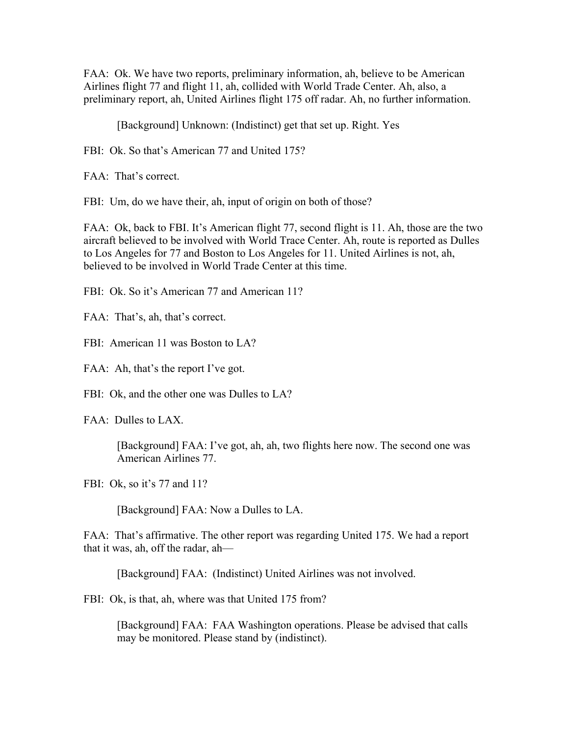FAA: Ok. We have two reports, preliminary information, ah, believe to be American Airlines flight 77 and flight 11, ah, collided with World Trade Center. Ah, also, a preliminary report, ah, United Airlines flight 175 off radar. Ah, no further information.

> [Background] Unknown: (Indistinct) get that set up. Right. Yes

FBI: Ok. So that's American 77 and United 175?

FAA: That's correct.

FBI: Um, do we have their, ah, input of origin on both of those?

FAA: Ok, back to FBI. It's American flight 77, second flight is 11. Ah, those are the two aircraft believed to be involved with World Trace Center. Ah, route is reported as Dulles to Los Angeles for 77 and Boston to Los Angeles for 11. United Airlines is not, ah, believed to be involved in World Trade Center at this time.

FBI: Ok. So it's American 77 and American 11?

FAA: That's, ah, that's correct.

FBI: American 11 was Boston to LA?

FAA: Ah, that's the report I've got.

FBI: Ok, and the other one was Dulles to LA?

FAA: Dulles to LAX.

> [Background] FAA: I've got, ah, ah, two flights here now. The second one was American Airlines 77.

FBI: Ok, so it's 77 and 11?

> [Background] FAA: Now a Dulles to LA.

FAA: That's affirmative. The other report was regarding United 175. We had a report that it was, ah, off the radar, ah—

> [Background] FAA: (Indistinct) United Airlines was not involved.

FBI: Ok, is that, ah, where was that United 175 from?

> [Background] FAA: FAA Washington operations. Please be advised that calls may be monitored. Please stand by (indistinct).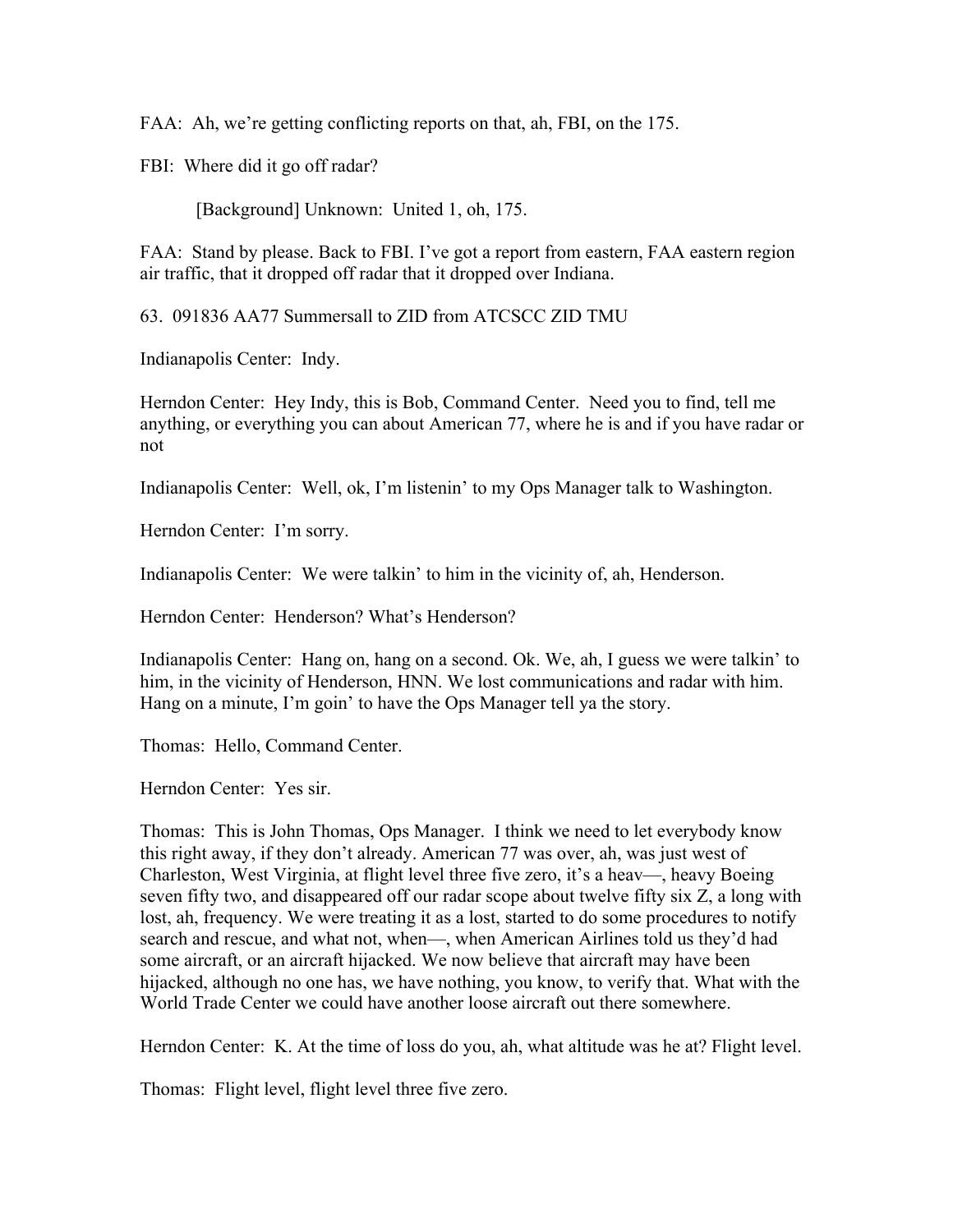FAA: Ah, we're getting conflicting reports on that, ah, FBI, on the 175.

FBI: Where did it go off radar?

[Background] Unknown: United 1, oh, 175.

FAA: Stand by please. Back to FBI. I've got a report from eastern, FAA eastern region air traffic, that it dropped off radar that it dropped over Indiana.

63. 091836 AA77 Summersall to ZID from ATCSCC ZID TMU

Indianapolis Center: Indy.

Herndon Center: Hey Indy, this is Bob, Command Center. Need you to find, tell me anything, or everything you can about American 77, where he is and if you have radar or not

Indianapolis Center: Well, ok, I'm listenin' to my Ops Manager talk to Washington.

Herndon Center: I'm sorry.

Indianapolis Center: We were talkin' to him in the vicinity of, ah, Henderson.

Herndon Center: Henderson? What's Henderson?

Indianapolis Center: Hang on, hang on a second. Ok. We, ah, I guess we were talkin' to him, in the vicinity of Henderson, HNN. We lost communications and radar with him. Hang on a minute, I'm goin' to have the Ops Manager tell ya the story.

Thomas: Hello, Command Center.

Herndon Center: Yes sir.

Thomas: This is John Thomas, Ops Manager. I think we need to let everybody know this right away, if they don't already. American 77 was over, ah, was just west of Charleston, West Virginia, at flight level three five zero, it's a heav—, heavy Boeing seven fifty two, and disappeared off our radar scope about twelve fifty six Z, a long with lost, ah, frequency. We were treating it as a lost, started to do some procedures to notify search and rescue, and what not, when—, when American Airlines told us they'd had some aircraft, or an aircraft hijacked. We now believe that aircraft may have been hijacked, although no one has, we have nothing, you know, to verify that. What with the World Trade Center we could have another loose aircraft out there somewhere.

Herndon Center: K. At the time of loss do you, ah, what altitude was he at? Flight level.

Thomas: Flight level, flight level three five zero.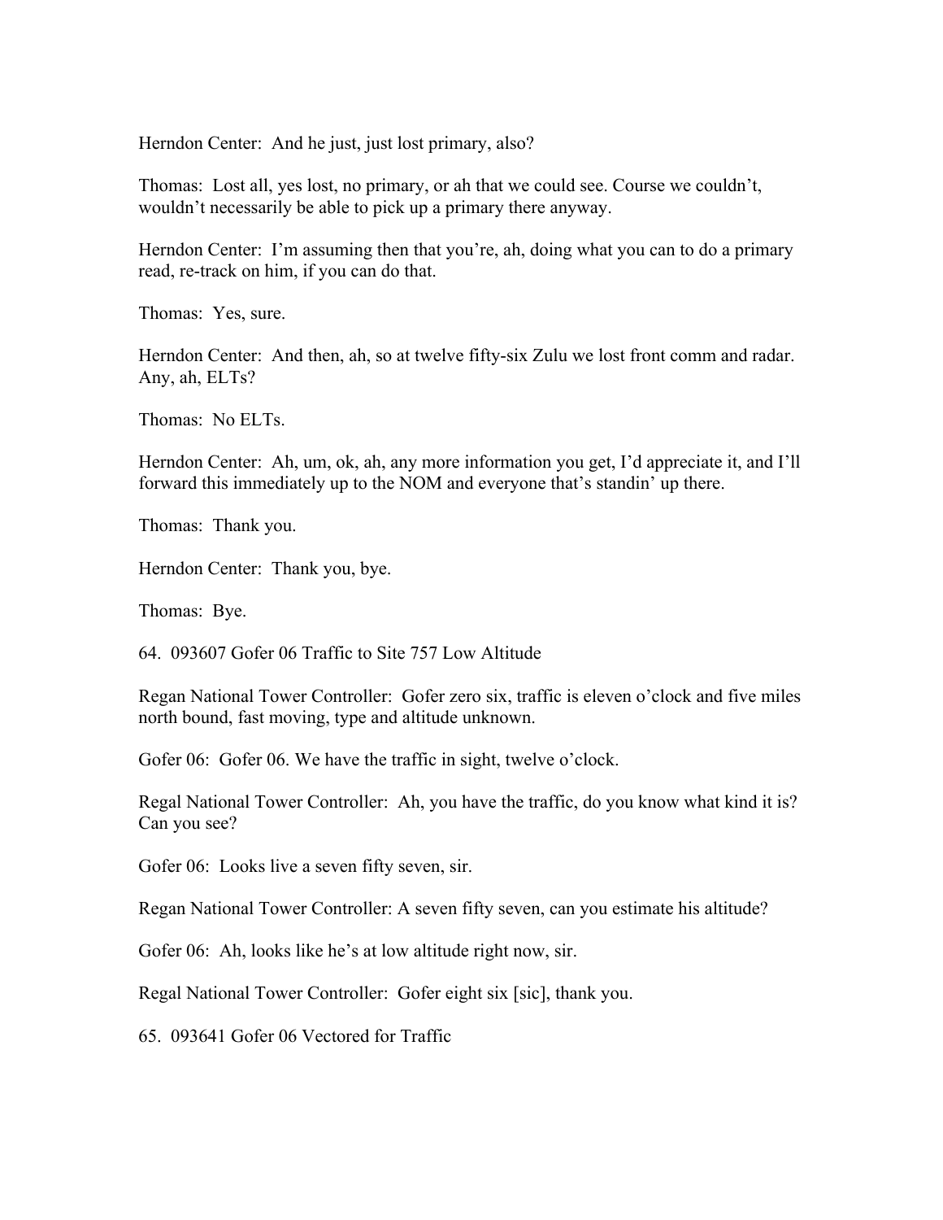Herndon Center: And he just, just lost primary, also?

Thomas: Lost all, yes lost, no primary, or ah that we could see. Course we couldn't, wouldn't necessarily be able to pick up a primary there anyway.

Herndon Center: I'm assuming then that you're, ah, doing what you can to do a primary read, re-track on him, if you can do that.

Thomas: Yes, sure.

Herndon Center: And then, ah, so at twelve fifty-six Zulu we lost front comm and radar. Any, ah, ELTs?

Thomas: No ELTs.

Herndon Center: Ah, um, ok, ah, any more information you get, I'd appreciate it, and I'll forward this immediately up to the NOM and everyone that's standin' up there.

Thomas: Thank you.

Herndon Center: Thank you, bye.

Thomas: Bye.

64. 093607 Gofer 06 Traffic to Site 757 Low Altitude

Regan National Tower Controller: Gofer zero six, traffic is eleven o'clock and five miles north bound, fast moving, type and altitude unknown.

Gofer 06: Gofer 06. We have the traffic in sight, twelve o'clock.

Regal National Tower Controller: Ah, you have the traffic, do you know what kind it is? Can you see?

Gofer 06: Looks live a seven fifty seven, sir.

Regan National Tower Controller: A seven fifty seven, can you estimate his altitude?

Gofer 06: Ah, looks like he's at low altitude right now, sir.

Regal National Tower Controller: Gofer eight six [sic], thank you.

65. 093641 Gofer 06 Vectored for Traffic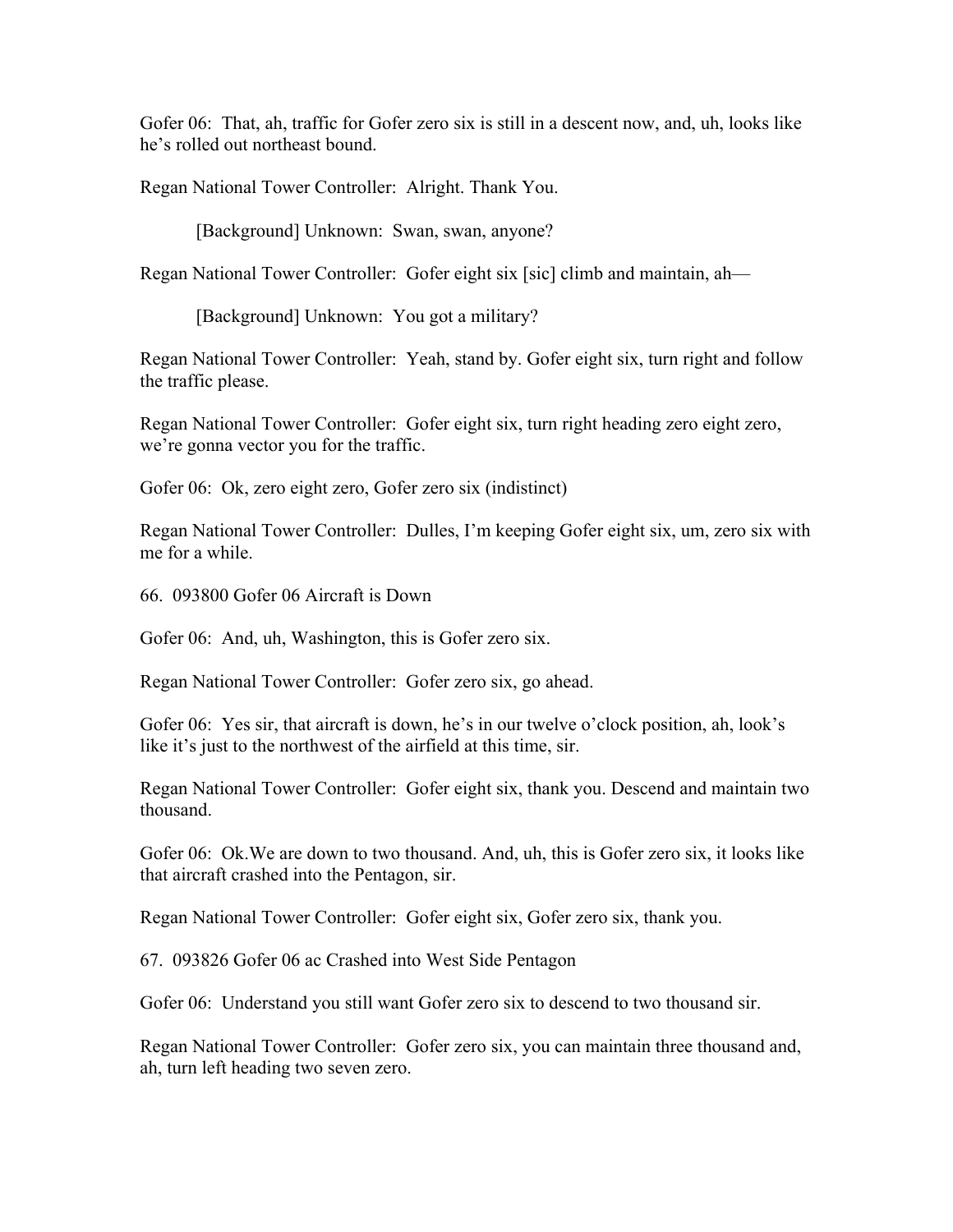Gofer 06: That, ah, traffic for Gofer zero six is still in a descent now, and, uh, looks like he's rolled out northeast bound.

Regan National Tower Controller: Alright. Thank You.

> [Background] Unknown: Swan, swan, anyone?

Regan National Tower Controller: Gofer eight six [sic] climb and maintain, ah—

> [Background] Unknown: You got a military?

Regan National Tower Controller: Yeah, stand by. Gofer eight six, turn right and follow the traffic please.

Regan National Tower Controller: Gofer eight six, turn right heading zero eight zero, we're gonna vector you for the traffic.

Gofer 06: Ok, zero eight zero, Gofer zero six (indistinct)

Regan National Tower Controller: Dulles, I'm keeping Gofer eight six, um, zero six with me for a while.

66. 093800 Gofer 06 Aircraft is Down

Gofer 06: And, uh, Washington, this is Gofer zero six.

Regan National Tower Controller: Gofer zero six, go ahead.

Gofer 06: Yes sir, that aircraft is down, he's in our twelve o'clock position, ah, look's like it's just to the northwest of the airfield at this time, sir.

Regan National Tower Controller: Gofer eight six, thank you. Descend and maintain two thousand.

Gofer 06: Ok.We are down to two thousand. And, uh, this is Gofer zero six, it looks like that aircraft crashed into the Pentagon, sir.

Regan National Tower Controller: Gofer eight six, Gofer zero six, thank you.

67. 093826 Gofer 06 ac Crashed into West Side Pentagon

Gofer 06: Understand you still want Gofer zero six to descend to two thousand sir.

Regan National Tower Controller: Gofer zero six, you can maintain three thousand and, ah, turn left heading two seven zero.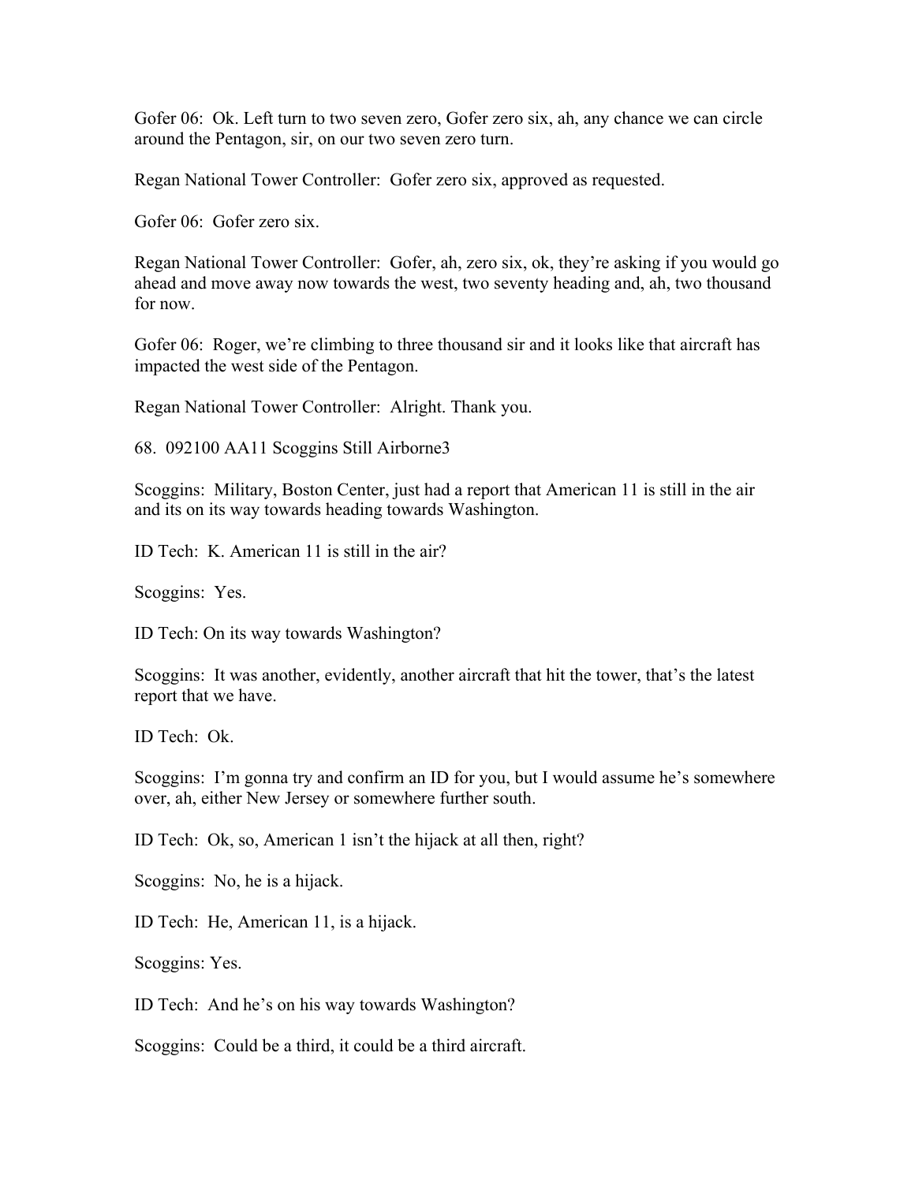Gofer 06: Ok. Left turn to two seven zero, Gofer zero six, ah, any chance we can circle around the Pentagon, sir, on our two seven zero turn.

Regan National Tower Controller: Gofer zero six, approved as requested.

Gofer 06: Gofer zero six.

Regan National Tower Controller: Gofer, ah, zero six, ok, they're asking if you would go ahead and move away now towards the west, two seventy heading and, ah, two thousand for now.

Gofer 06: Roger, we're climbing to three thousand sir and it looks like that aircraft has impacted the west side of the Pentagon.

Regan National Tower Controller: Alright. Thank you.

68. 092100 AA11 Scoggins Still Airborne3

Scoggins: Military, Boston Center, just had a report that American 11 is still in the air and its on its way towards heading towards Washington.

ID Tech: K. American 11 is still in the air?

Scoggins: Yes.

ID Tech: On its way towards Washington?

Scoggins: It was another, evidently, another aircraft that hit the tower, that's the latest report that we have.

ID Tech: Ok.

Scoggins: I'm gonna try and confirm an ID for you, but I would assume he's somewhere over, ah, either New Jersey or somewhere further south.

ID Tech: Ok, so, American 1 isn't the hijack at all then, right?

Scoggins: No, he is a hijack.

ID Tech: He, American 11, is a hijack.

Scoggins: Yes.

ID Tech: And he's on his way towards Washington?

Scoggins: Could be a third, it could be a third aircraft.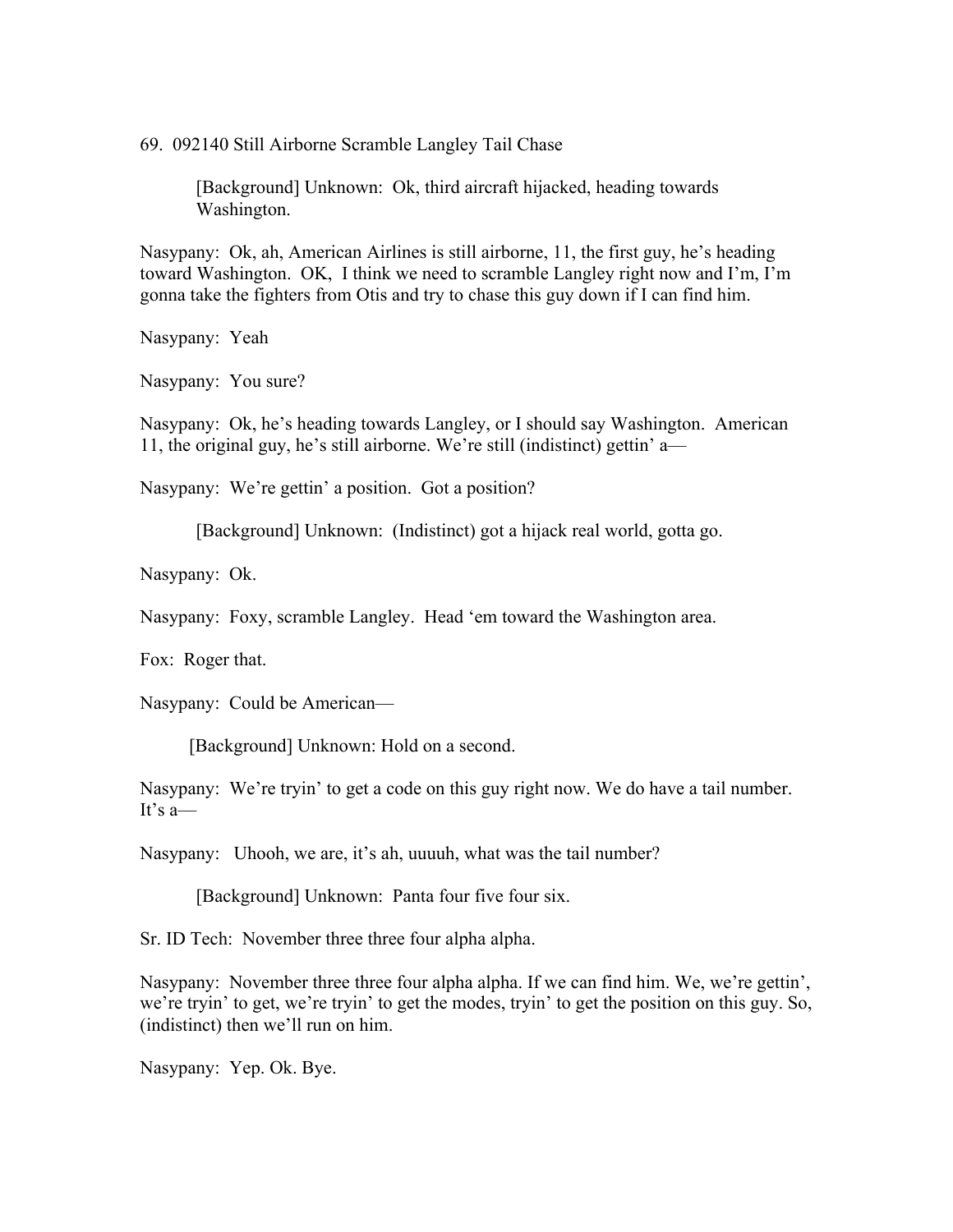69. 092140 Still Airborne Scramble Langley Tail Chase

> [Background] Unknown: Ok, third aircraft hijacked, heading towards Washington.

Nasypany: Ok, ah, American Airlines is still airborne, 11, the first guy, he's heading toward Washington. OK, I think we need to scramble Langley right now and I'm, I'm gonna take the fighters from Otis and try to chase this guy down if I can find him.

Nasypany: Yeah

Nasypany: You sure?

Nasypany: Ok, he's heading towards Langley, or I should say Washington. American 11, the original guy, he's still airborne. We're still (indistinct) gettin' a—

Nasypany: We're gettin' a position. Got a position?

> [Background] Unknown: (Indistinct) got a hijack real world, gotta go.

Nasypany: Ok.

Nasypany: Foxy, scramble Langley. Head 'em toward the Washington area.

Fox: Roger that.

Nasypany: Could be American—

> [Background] Unknown: Hold on a second.

Nasypany: We're tryin' to get a code on this guy right now. We do have a tail number. It's a—

Nasypany: Uhooh, we are, it's ah, uuuuh, what was the tail number?

> [Background] Unknown: Panta four five four six.

Sr. ID Tech: November three three four alpha alpha.

Nasypany: November three three four alpha alpha. If we can find him. We, we're gettin', we're tryin' to get, we're tryin' to get the modes, tryin' to get the position on this guy. So, (indistinct) then we'll run on him.

Nasypany: Yep. Ok. Bye.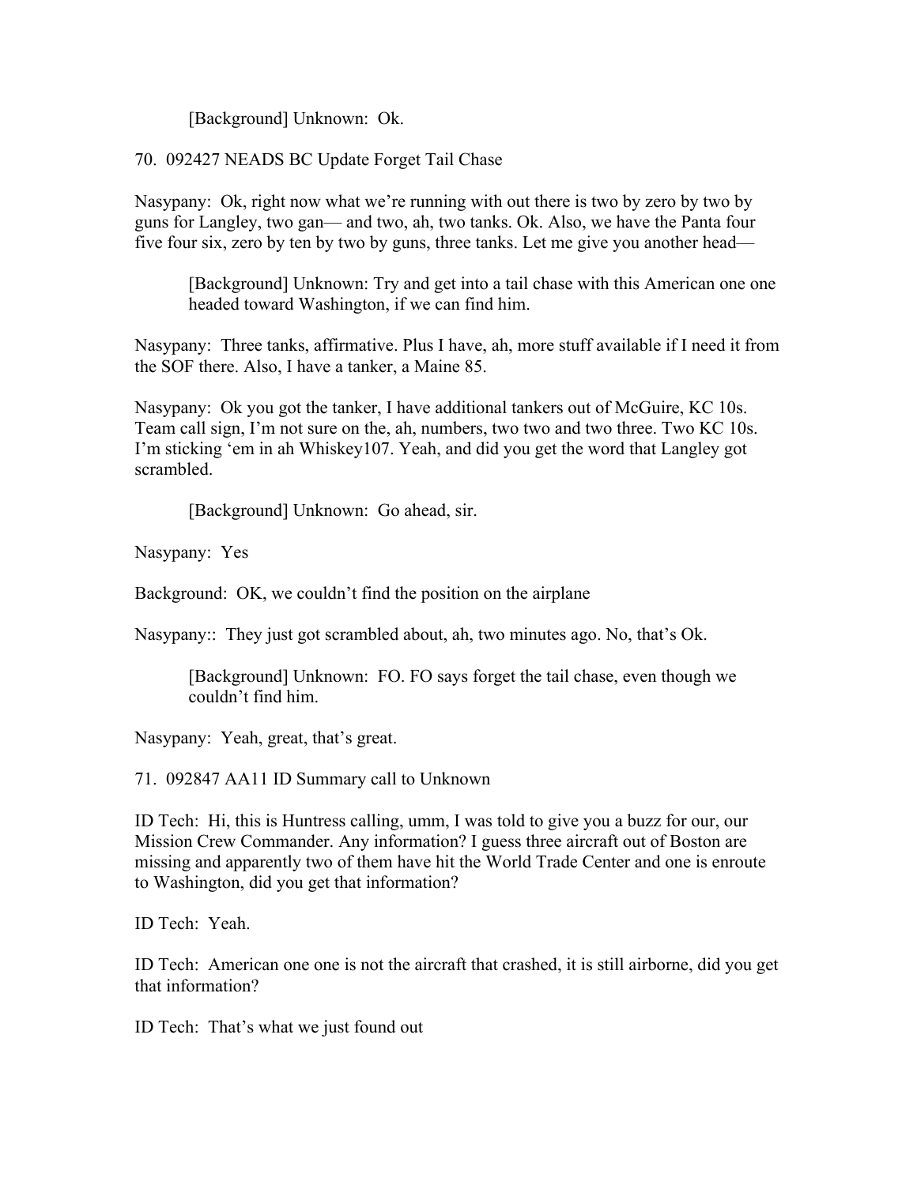[Background] Unknown: Ok.

70. 092427 NEADS BC Update Forget Tail Chase

Nasypany: Ok, right now what we're running with out there is two by zero by two by guns for Langley, two gan— and two, ah, two tanks. Ok. Also, we have the Panta four five four six, zero by ten by two by guns, three tanks. Let me give you another head—

> [Background] Unknown: Try and get into a tail chase with this American one one headed toward Washington, if we can find him.

Nasypany: Three tanks, affirmative. Plus I have, ah, more stuff available if I need it from the SOF there. Also, I have a tanker, a Maine 85.

Nasypany: Ok you got the tanker, I have additional tankers out of McGuire, KC 10s. Team call sign, I'm not sure on the, ah, numbers, two two and two three. Two KC 10s. I'm sticking 'em in ah Whiskey107. Yeah, and did you get the word that Langley got scrambled.

> [Background] Unknown: Go ahead, sir.

Nasypany: Yes

Background: OK, we couldn't find the position on the airplane

Nasypany:: They just got scrambled about, ah, two minutes ago. No, that's Ok.

> [Background] Unknown: FO. FO says forget the tail chase, even though we couldn't find him.

Nasypany: Yeah, great, that's great.

71. 092847 AA11 ID Summary call to Unknown

ID Tech: Hi, this is Huntress calling, umm, I was told to give you a buzz for our, our Mission Crew Commander. Any information? I guess three aircraft out of Boston are missing and apparently two of them have hit the World Trade Center and one is enroute to Washington, did you get that information?

ID Tech: Yeah.

ID Tech: American one one is not the aircraft that crashed, it is still airborne, did you get that information?

ID Tech: That's what we just found out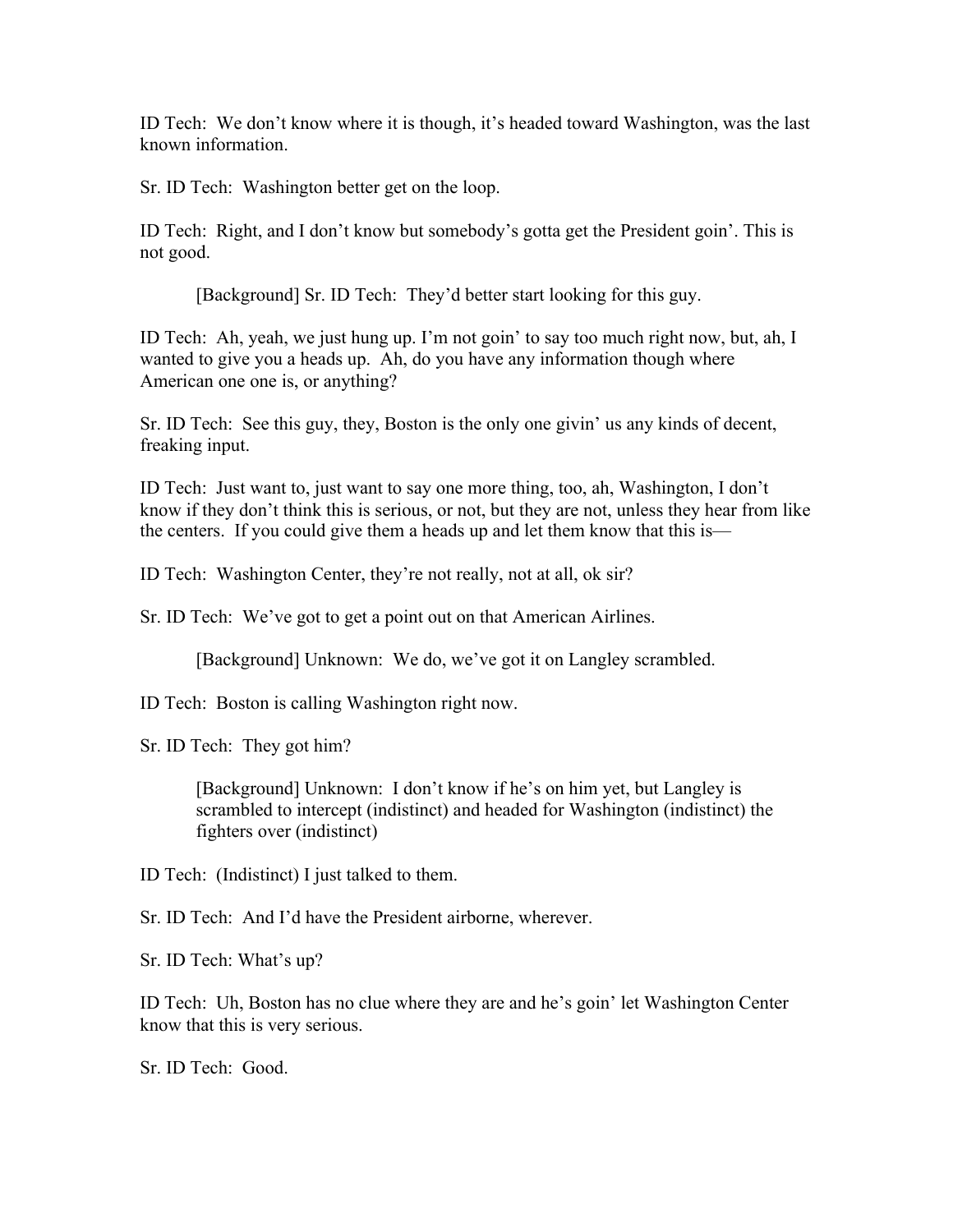ID Tech: We don't know where it is though, it's headed toward Washington, was the last known information.

Sr. ID Tech: Washington better get on the loop.

ID Tech: Right, and I don't know but somebody's gotta get the President goin'. This is not good.

> [Background] Sr. ID Tech: They'd better start looking for this guy.

ID Tech: Ah, yeah, we just hung up. I'm not goin' to say too much right now, but, ah, I wanted to give you a heads up. Ah, do you have any information though where American one one is, or anything?

Sr. ID Tech: See this guy, they, Boston is the only one givin' us any kinds of decent, freaking input.

ID Tech: Just want to, just want to say one more thing, too, ah, Washington, I don't know if they don't think this is serious, or not, but they are not, unless they hear from like the centers. If you could give them a heads up and let them know that this is—

ID Tech: Washington Center, they're not really, not at all, ok sir?

Sr. ID Tech: We've got to get a point out on that American Airlines.

> [Background] Unknown: We do, we've got it on Langley scrambled.

ID Tech: Boston is calling Washington right now.

Sr. ID Tech: They got him?

> [Background] Unknown: I don't know if he's on him yet, but Langley is scrambled to intercept (indistinct) and headed for Washington (indistinct) the fighters over (indistinct)

ID Tech: (Indistinct) I just talked to them.

Sr. ID Tech: And I'd have the President airborne, wherever.

Sr. ID Tech: What's up?

ID Tech: Uh, Boston has no clue where they are and he's goin' let Washington Center know that this is very serious.

Sr. ID Tech: Good.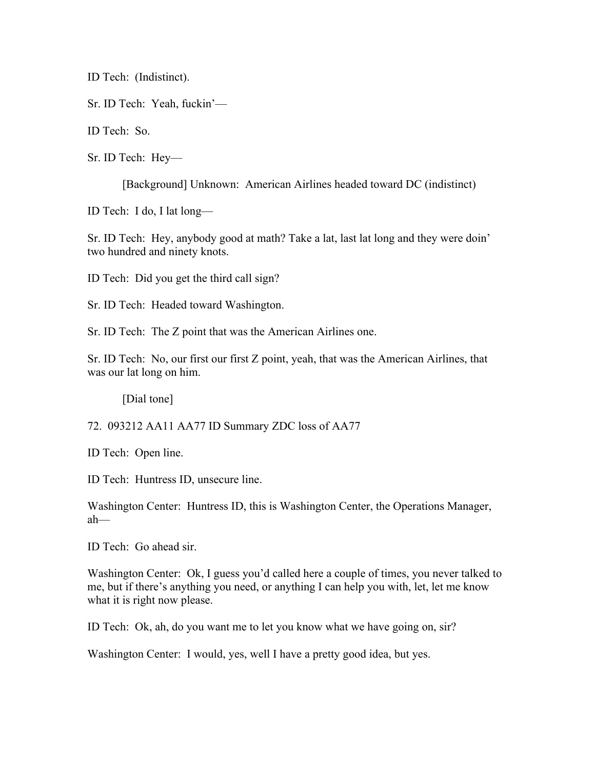ID Tech: (Indistinct).

Sr. ID Tech: Yeah, fuckin'—

ID Tech: So.

Sr. ID Tech: Hey—

> [Background] Unknown: American Airlines headed toward DC (indistinct)

ID Tech: I do, I lat long—

Sr. ID Tech: Hey, anybody good at math? Take a lat, last lat long and they were doin' two hundred and ninety knots.

ID Tech: Did you get the third call sign?

Sr. ID Tech: Headed toward Washington.

Sr. ID Tech: The Z point that was the American Airlines one.

Sr. ID Tech: No, our first our first Z point, yeah, that was the American Airlines, that was our lat long on him.

> [Dial tone]

72. 093212 AA11 AA77 ID Summary ZDC loss of AA77

ID Tech: Open line.

ID Tech: Huntress ID, unsecure line.

Washington Center: Huntress ID, this is Washington Center, the Operations Manager, ah—

ID Tech: Go ahead sir.

Washington Center: Ok, I guess you'd called here a couple of times, you never talked to me, but if there's anything you need, or anything I can help you with, let, let me know what it is right now please.

ID Tech: Ok, ah, do you want me to let you know what we have going on, sir?

Washington Center: I would, yes, well I have a pretty good idea, but yes.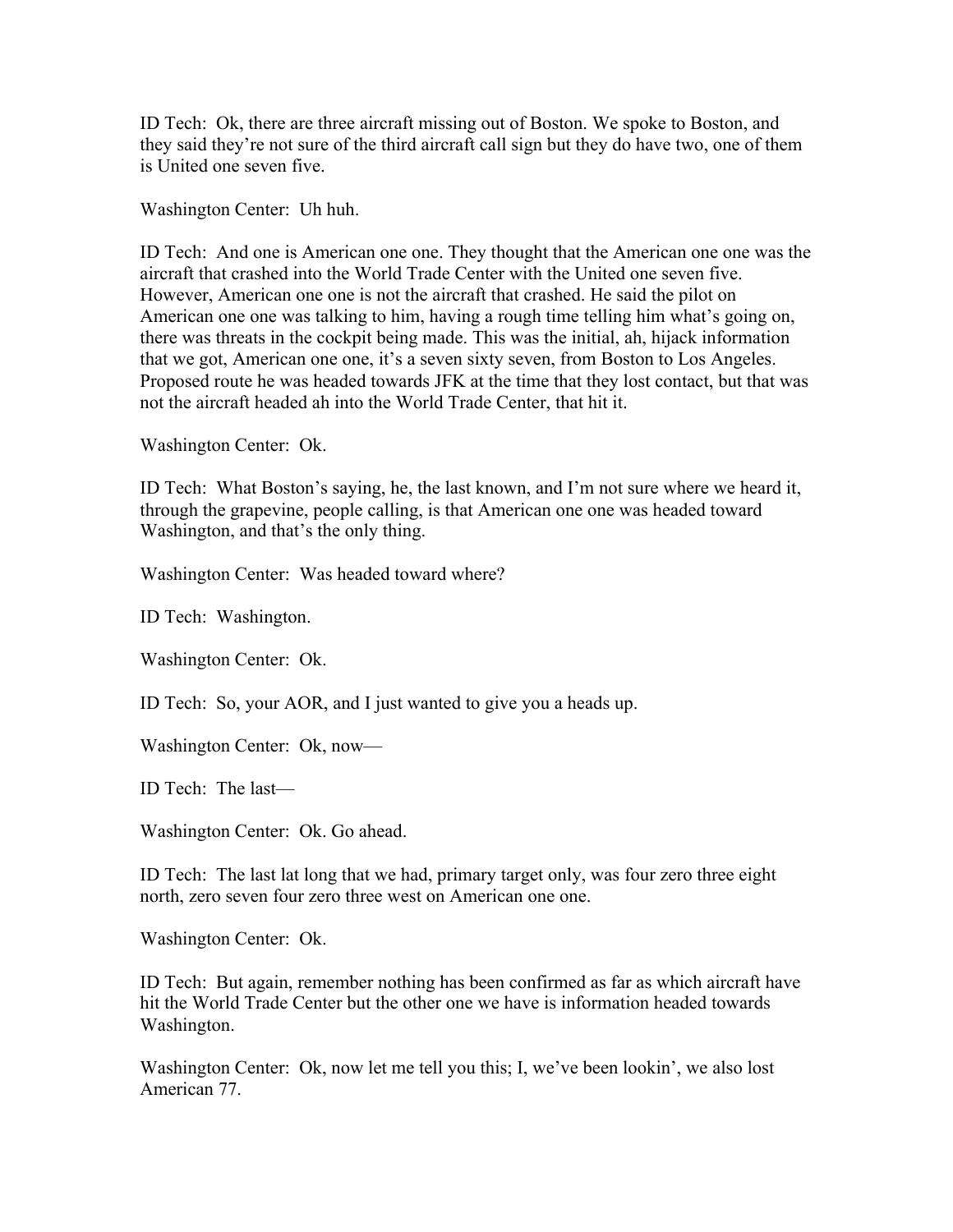ID Tech: Ok, there are three aircraft missing out of Boston. We spoke to Boston, and they said they're not sure of the third aircraft call sign but they do have two, one of them is United one seven five.

Washington Center: Uh huh.

ID Tech: And one is American one one. They thought that the American one one was the aircraft that crashed into the World Trade Center with the United one seven five. However, American one one is not the aircraft that crashed. He said the pilot on American one one was talking to him, having a rough time telling him what's going on, there was threats in the cockpit being made. This was the initial, ah, hijack information that we got, American one one, it's a seven sixty seven, from Boston to Los Angeles. Proposed route he was headed towards JFK at the time that they lost contact, but that was not the aircraft headed ah into the World Trade Center, that hit it.

Washington Center: Ok.

ID Tech: What Boston's saying, he, the last known, and I'm not sure where we heard it, through the grapevine, people calling, is that American one one was headed toward Washington, and that's the only thing.

Washington Center: Was headed toward where?

ID Tech: Washington.

Washington Center: Ok.

ID Tech: So, your AOR, and I just wanted to give you a heads up.

Washington Center: Ok, now—

ID Tech: The last—

Washington Center: Ok. Go ahead.

ID Tech: The last lat long that we had, primary target only, was four zero three eight north, zero seven four zero three west on American one one.

Washington Center: Ok.

ID Tech: But again, remember nothing has been confirmed as far as which aircraft have hit the World Trade Center but the other one we have is information headed towards Washington.

Washington Center: Ok, now let me tell you this; I, we've been lookin', we also lost American 77.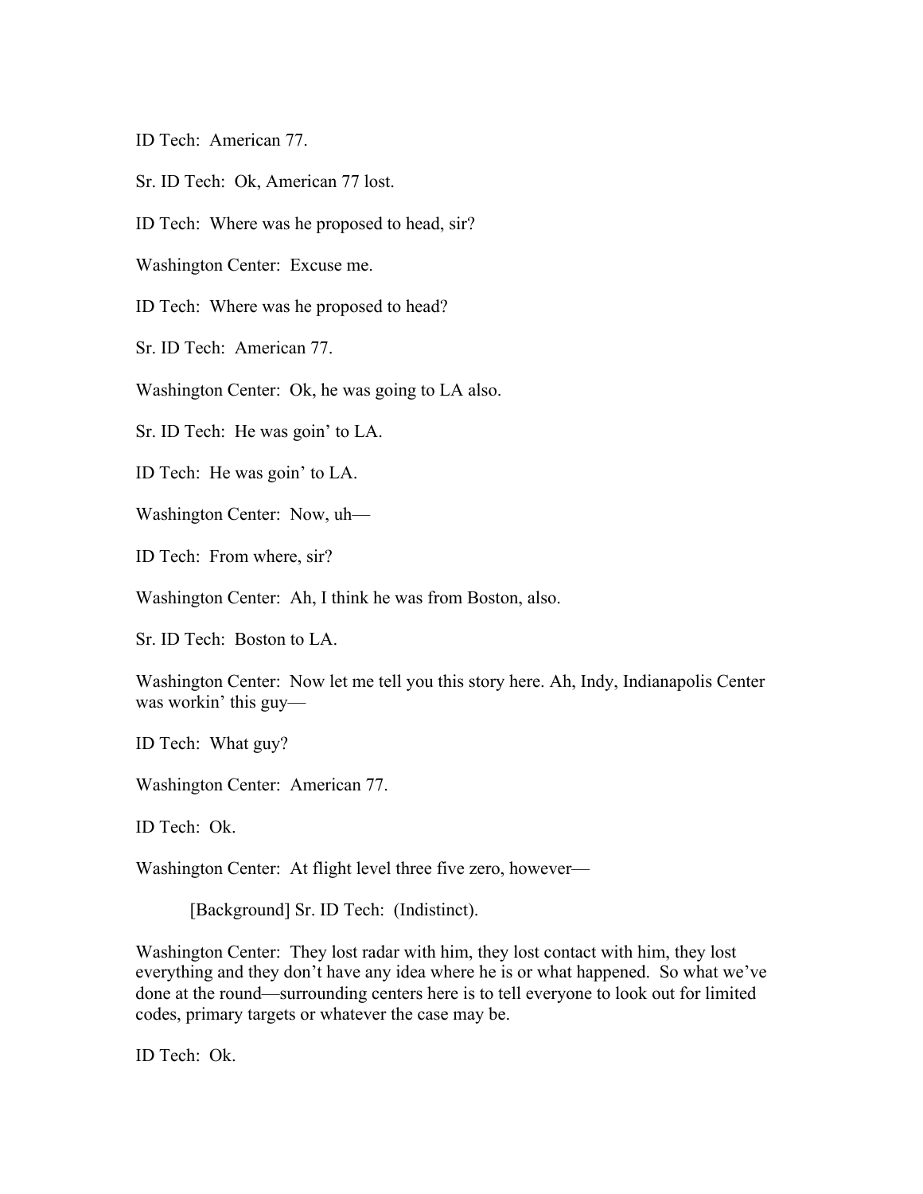ID Tech: American 77.

Sr. ID Tech: Ok, American 77 lost.

ID Tech: Where was he proposed to head, sir?

Washington Center: Excuse me.

ID Tech: Where was he proposed to head?

Sr. ID Tech: American 77.

Washington Center: Ok, he was going to LA also.

Sr. ID Tech: He was goin' to LA.

ID Tech: He was goin' to LA.

Washington Center: Now, uh—

ID Tech: From where, sir?

Washington Center: Ah, I think he was from Boston, also.

Sr. ID Tech: Boston to LA.

Washington Center: Now let me tell you this story here. Ah, Indy, Indianapolis Center was workin' this guy—

ID Tech: What guy?

Washington Center: American 77.

ID Tech: Ok.

Washington Center: At flight level three five zero, however—

> [Background] Sr. ID Tech: (Indistinct).

Washington Center: They lost radar with him, they lost contact with him, they lost everything and they don't have any idea where he is or what happened. So what we've done at the round—surrounding centers here is to tell everyone to look out for limited codes, primary targets or whatever the case may be.

ID Tech: Ok.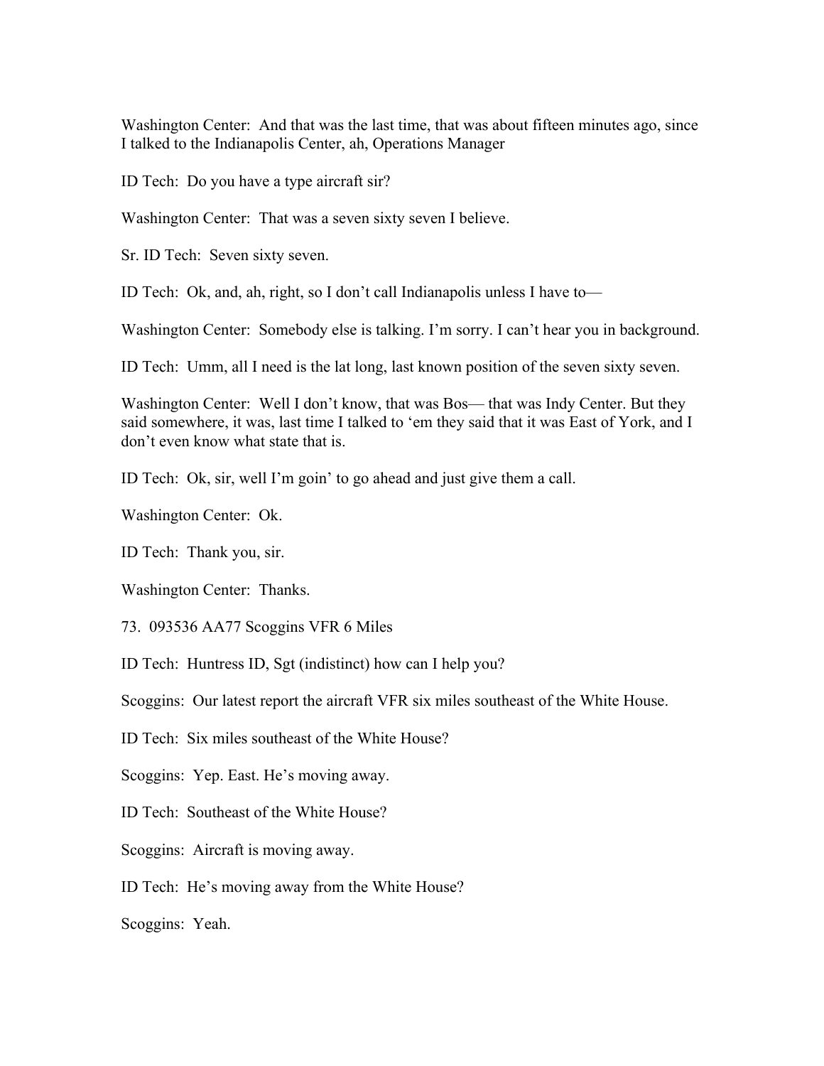Washington Center: And that was the last time, that was about fifteen minutes ago, since I talked to the Indianapolis Center, ah, Operations Manager

ID Tech: Do you have a type aircraft sir?

Washington Center: That was a seven sixty seven I believe.

Sr. ID Tech: Seven sixty seven.

ID Tech: Ok, and, ah, right, so I don't call Indianapolis unless I have to—

Washington Center: Somebody else is talking. I'm sorry. I can't hear you in background.

ID Tech: Umm, all I need is the lat long, last known position of the seven sixty seven.

Washington Center: Well I don't know, that was Bos— that was Indy Center. But they said somewhere, it was, last time I talked to 'em they said that it was East of York, and I don't even know what state that is.

ID Tech: Ok, sir, well I'm goin' to go ahead and just give them a call.

Washington Center: Ok.

ID Tech: Thank you, sir.

Washington Center: Thanks.

73. 093536 AA77 Scoggins VFR 6 Miles

ID Tech: Huntress ID, Sgt (indistinct) how can I help you?

Scoggins: Our latest report the aircraft VFR six miles southeast of the White House.

ID Tech: Six miles southeast of the White House?

Scoggins: Yep. East. He's moving away.

ID Tech: Southeast of the White House?

Scoggins: Aircraft is moving away.

ID Tech: He's moving away from the White House?

Scoggins: Yeah.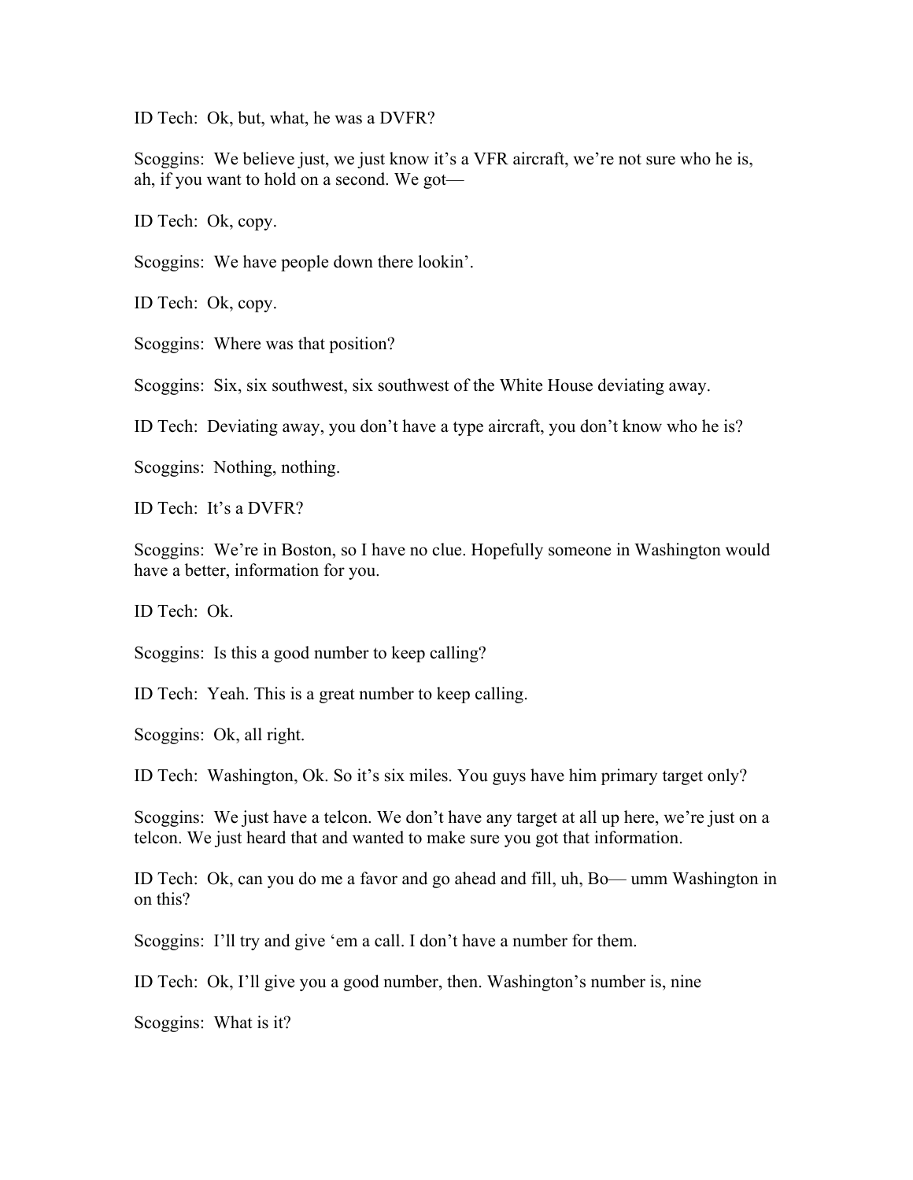ID Tech: Ok, but, what, he was a DVFR?

Scoggins: We believe just, we just know it's a VFR aircraft, we're not sure who he is, ah, if you want to hold on a second. We got—

ID Tech: Ok, copy.

Scoggins: We have people down there lookin'.

ID Tech: Ok, copy.

Scoggins: Where was that position?

Scoggins: Six, six southwest, six southwest of the White House deviating away.

ID Tech: Deviating away, you don't have a type aircraft, you don't know who he is?

Scoggins: Nothing, nothing.

ID Tech: It's a DVFR?

Scoggins: We're in Boston, so I have no clue. Hopefully someone in Washington would have a better, information for you.

ID Tech: Ok.

Scoggins: Is this a good number to keep calling?

ID Tech: Yeah. This is a great number to keep calling.

Scoggins: Ok, all right.

ID Tech: Washington, Ok. So it's six miles. You guys have him primary target only?

Scoggins: We just have a telcon. We don't have any target at all up here, we're just on a telcon. We just heard that and wanted to make sure you got that information.

ID Tech: Ok, can you do me a favor and go ahead and fill, uh, Bo— umm Washington in on this?

Scoggins: I'll try and give 'em a call. I don't have a number for them.

ID Tech: Ok, I'll give you a good number, then. Washington's number is, nine

Scoggins: What is it?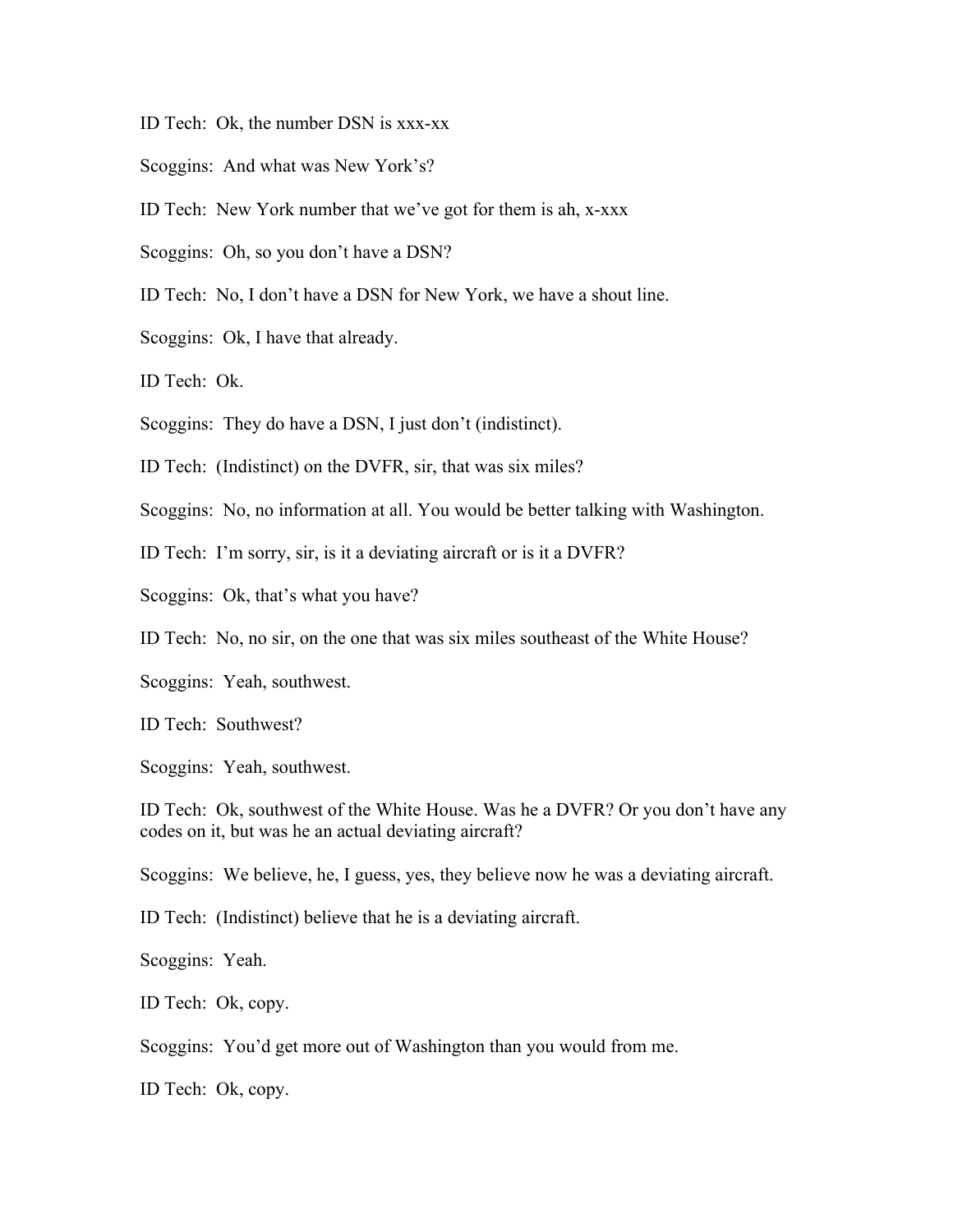ID Tech: Ok, the number DSN is xxx-xx

Scoggins: And what was New York's?

ID Tech: New York number that we've got for them is ah, x-xxx

Scoggins: Oh, so you don't have a DSN?

ID Tech: No, I don't have a DSN for New York, we have a shout line.

Scoggins: Ok, I have that already.

ID Tech: Ok.

Scoggins: They do have a DSN, I just don't (indistinct).

ID Tech: (Indistinct) on the DVFR, sir, that was six miles?

Scoggins: No, no information at all. You would be better talking with Washington.

ID Tech: I'm sorry, sir, is it a deviating aircraft or is it a DVFR?

Scoggins: Ok, that's what you have?

ID Tech: No, no sir, on the one that was six miles southeast of the White House?

Scoggins: Yeah, southwest.

ID Tech: Southwest?

Scoggins: Yeah, southwest.

ID Tech: Ok, southwest of the White House. Was he a DVFR? Or you don't have any codes on it, but was he an actual deviating aircraft?

Scoggins: We believe, he, I guess, yes, they believe now he was a deviating aircraft.

ID Tech: (Indistinct) believe that he is a deviating aircraft.

Scoggins: Yeah.

ID Tech: Ok, copy.

Scoggins: You'd get more out of Washington than you would from me.

ID Tech: Ok, copy.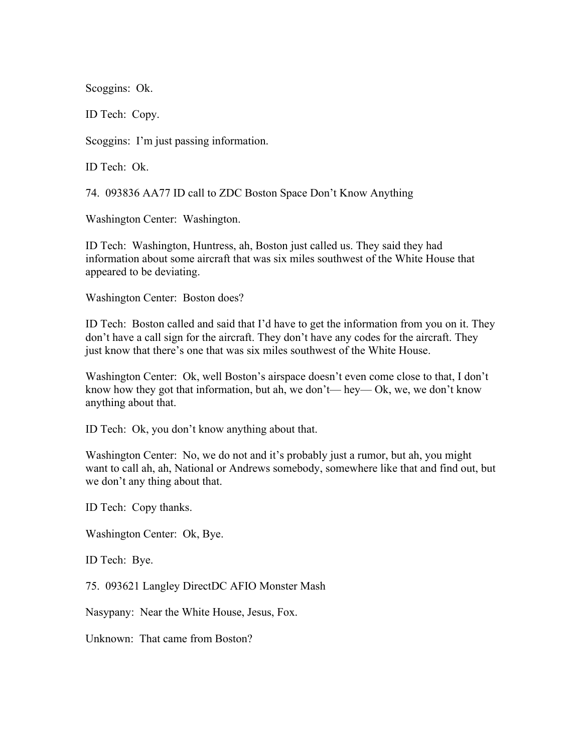Scoggins: Ok.

ID Tech: Copy.

Scoggins: I'm just passing information.

ID Tech: Ok.

74. 093836 AA77 ID call to ZDC Boston Space Don't Know Anything

Washington Center: Washington.

ID Tech: Washington, Huntress, ah, Boston just called us. They said they had information about some aircraft that was six miles southwest of the White House that appeared to be deviating.

Washington Center: Boston does?

ID Tech: Boston called and said that I'd have to get the information from you on it. They don't have a call sign for the aircraft. They don't have any codes for the aircraft. They just know that there's one that was six miles southwest of the White House.

Washington Center: Ok, well Boston's airspace doesn't even come close to that, I don't know how they got that information, but ah, we don't— hey— Ok, we, we don't know anything about that.

ID Tech: Ok, you don't know anything about that.

Washington Center: No, we do not and it's probably just a rumor, but ah, you might want to call ah, ah, National or Andrews somebody, somewhere like that and find out, but we don't any thing about that.

ID Tech: Copy thanks.

Washington Center: Ok, Bye.

ID Tech: Bye.

75. 093621 Langley DirectDC AFIO Monster Mash

Nasypany: Near the White House, Jesus, Fox.

Unknown: That came from Boston?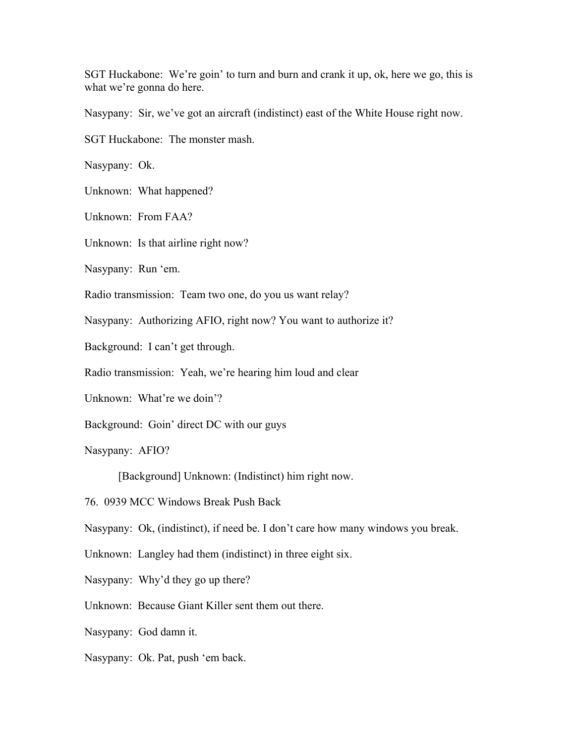SGT Huckabone: We're goin' to turn and burn and crank it up, ok, here we go, this is what we're gonna do here.

Nasypany: Sir, we've got an aircraft (indistinct) east of the White House right now.

SGT Huckabone: The monster mash.

Nasypany: Ok.

Unknown: What happened?

Unknown: From FAA?

Unknown: Is that airline right now?

Nasypany: Run 'em.

Radio transmission: Team two one, do you us want relay?

Nasypany: Authorizing AFIO, right now? You want to authorize it?

Background: I can't get through.

Radio transmission: Yeah, we're hearing him loud and clear

Unknown: What're we doin'?

Background: Goin' direct DC with our guys

Nasypany: AFIO?

[Background] Unknown: (Indistinct) him right now.

76. 0939 MCC Windows Break Push Back

Nasypany: Ok, (indistinct), if need be. I don't care how many windows you break.

Unknown: Langley had them (indistinct) in three eight six.

Nasypany: Why'd they go up there?

Unknown: Because Giant Killer sent them out there.

Nasypany: God damn it.

Nasypany: Ok. Pat, push 'em back.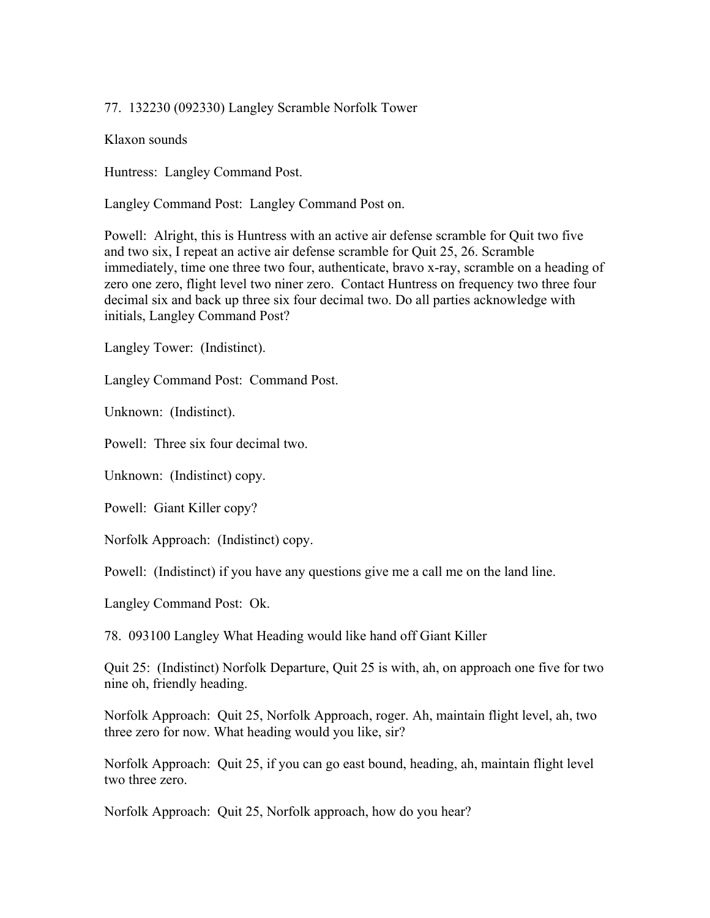77. 132230 (092330) Langley Scramble Norfolk Tower

Klaxon sounds

Huntress: Langley Command Post.

Langley Command Post: Langley Command Post on.

Powell: Alright, this is Huntress with an active air defense scramble for Quit two five and two six, I repeat an active air defense scramble for Quit 25, 26. Scramble immediately, time one three two four, authenticate, bravo x-ray, scramble on a heading of zero one zero, flight level two niner zero. Contact Huntress on frequency two three four decimal six and back up three six four decimal two. Do all parties acknowledge with initials, Langley Command Post?

Langley Tower: (Indistinct).

Langley Command Post: Command Post.

Unknown: (Indistinct).

Powell: Three six four decimal two.

Unknown: (Indistinct) copy.

Powell: Giant Killer copy?

Norfolk Approach: (Indistinct) copy.

Powell: (Indistinct) if you have any questions give me a call me on the land line.

Langley Command Post: Ok.

78. 093100 Langley What Heading would like hand off Giant Killer

Quit 25: (Indistinct) Norfolk Departure, Quit 25 is with, ah, on approach one five for two nine oh, friendly heading.

Norfolk Approach: Quit 25, Norfolk Approach, roger. Ah, maintain flight level, ah, two three zero for now. What heading would you like, sir?

Norfolk Approach: Quit 25, if you can go east bound, heading, ah, maintain flight level two three zero.

Norfolk Approach: Quit 25, Norfolk approach, how do you hear?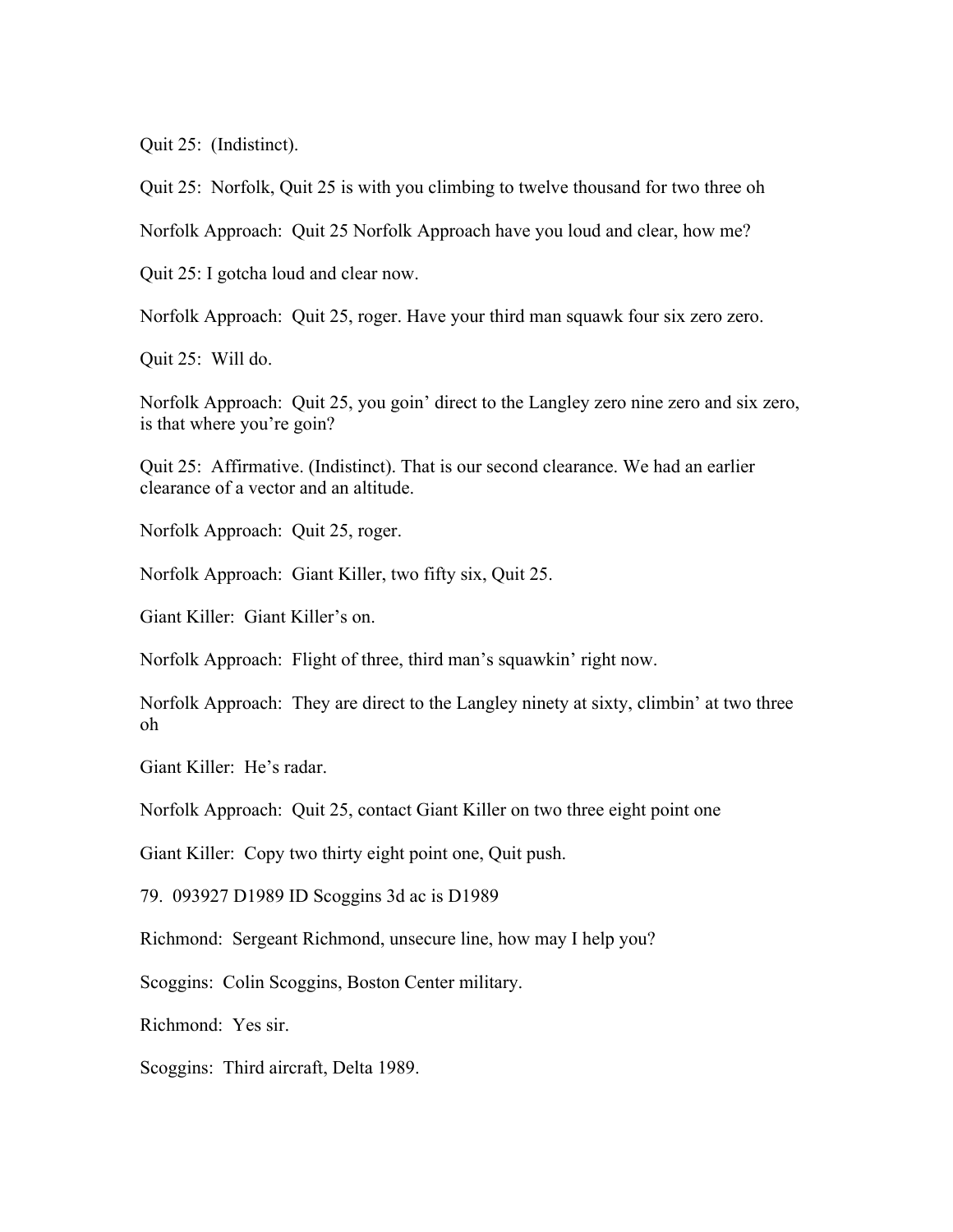Quit 25: (Indistinct).

Quit 25: Norfolk, Quit 25 is with you climbing to twelve thousand for two three oh

Norfolk Approach: Quit 25 Norfolk Approach have you loud and clear, how me?

Quit 25: I gotcha loud and clear now.

Norfolk Approach: Quit 25, roger. Have your third man squawk four six zero zero.

Quit 25: Will do.

Norfolk Approach: Quit 25, you goin' direct to the Langley zero nine zero and six zero, is that where you're goin?

Quit 25: Affirmative. (Indistinct). That is our second clearance. We had an earlier clearance of a vector and an altitude.

Norfolk Approach: Quit 25, roger.

Norfolk Approach: Giant Killer, two fifty six, Quit 25.

Giant Killer: Giant Killer's on.

Norfolk Approach: Flight of three, third man's squawkin' right now.

Norfolk Approach: They are direct to the Langley ninety at sixty, climbin' at two three oh

Giant Killer: He's radar.

Norfolk Approach: Quit 25, contact Giant Killer on two three eight point one

Giant Killer: Copy two thirty eight point one, Quit push.

79. 093927 D1989 ID Scoggins 3d ac is D1989

Richmond: Sergeant Richmond, unsecure line, how may I help you?

Scoggins: Colin Scoggins, Boston Center military.

Richmond: Yes sir.

Scoggins: Third aircraft, Delta 1989.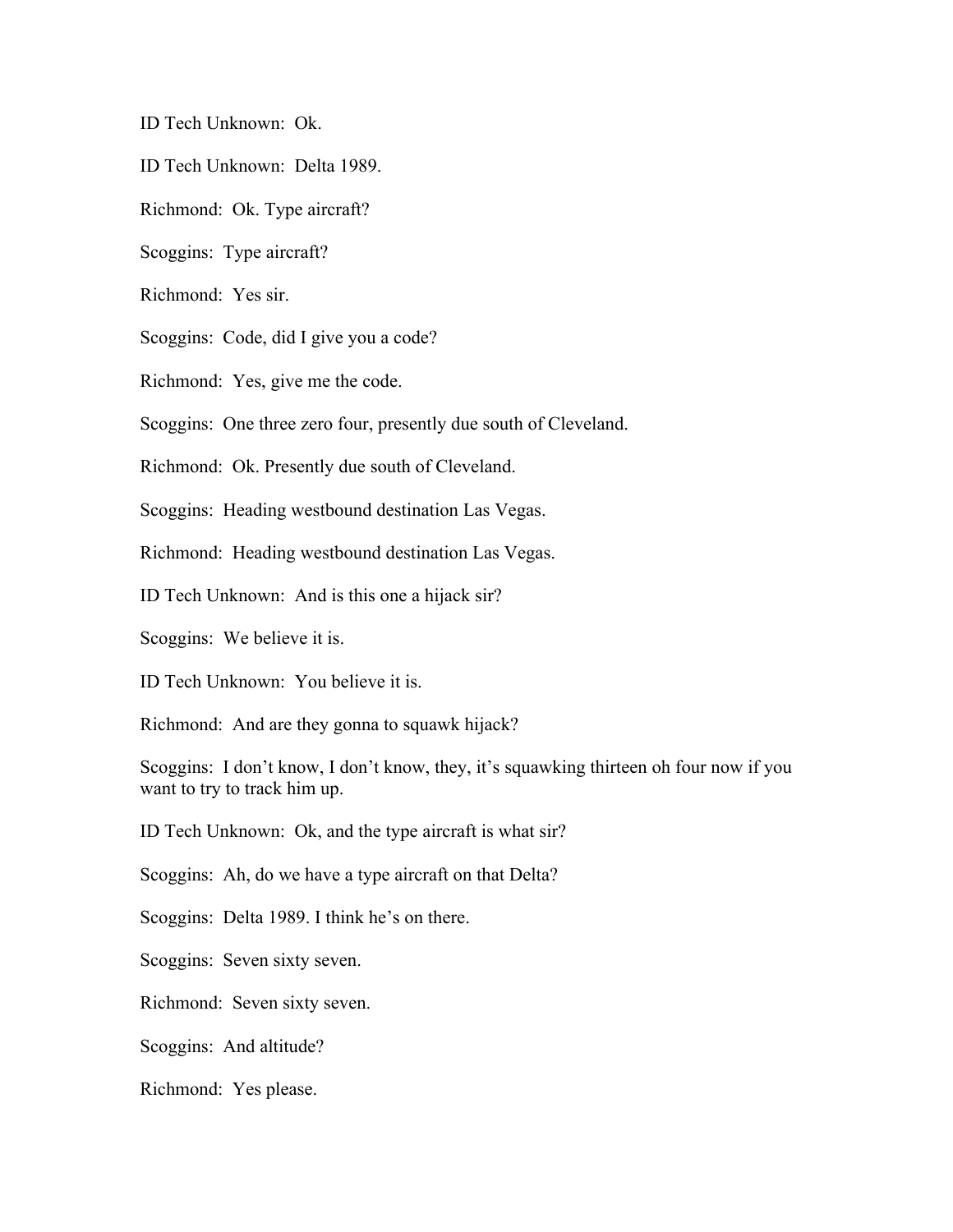ID Tech Unknown: Ok.

ID Tech Unknown: Delta 1989.

Richmond: Ok. Type aircraft?

Scoggins: Type aircraft?

Richmond: Yes sir.

Scoggins: Code, did I give you a code?

Richmond: Yes, give me the code.

Scoggins: One three zero four, presently due south of Cleveland.

Richmond: Ok. Presently due south of Cleveland.

Scoggins: Heading westbound destination Las Vegas.

Richmond: Heading westbound destination Las Vegas.

ID Tech Unknown: And is this one a hijack sir?

Scoggins: We believe it is.

ID Tech Unknown: You believe it is.

Richmond: And are they gonna to squawk hijack?

Scoggins: I don't know, I don't know, they, it's squawking thirteen oh four now if you want to try to track him up.

ID Tech Unknown: Ok, and the type aircraft is what sir?

Scoggins: Ah, do we have a type aircraft on that Delta?

Scoggins: Delta 1989. I think he's on there.

Scoggins: Seven sixty seven.

Richmond: Seven sixty seven.

Scoggins: And altitude?

Richmond: Yes please.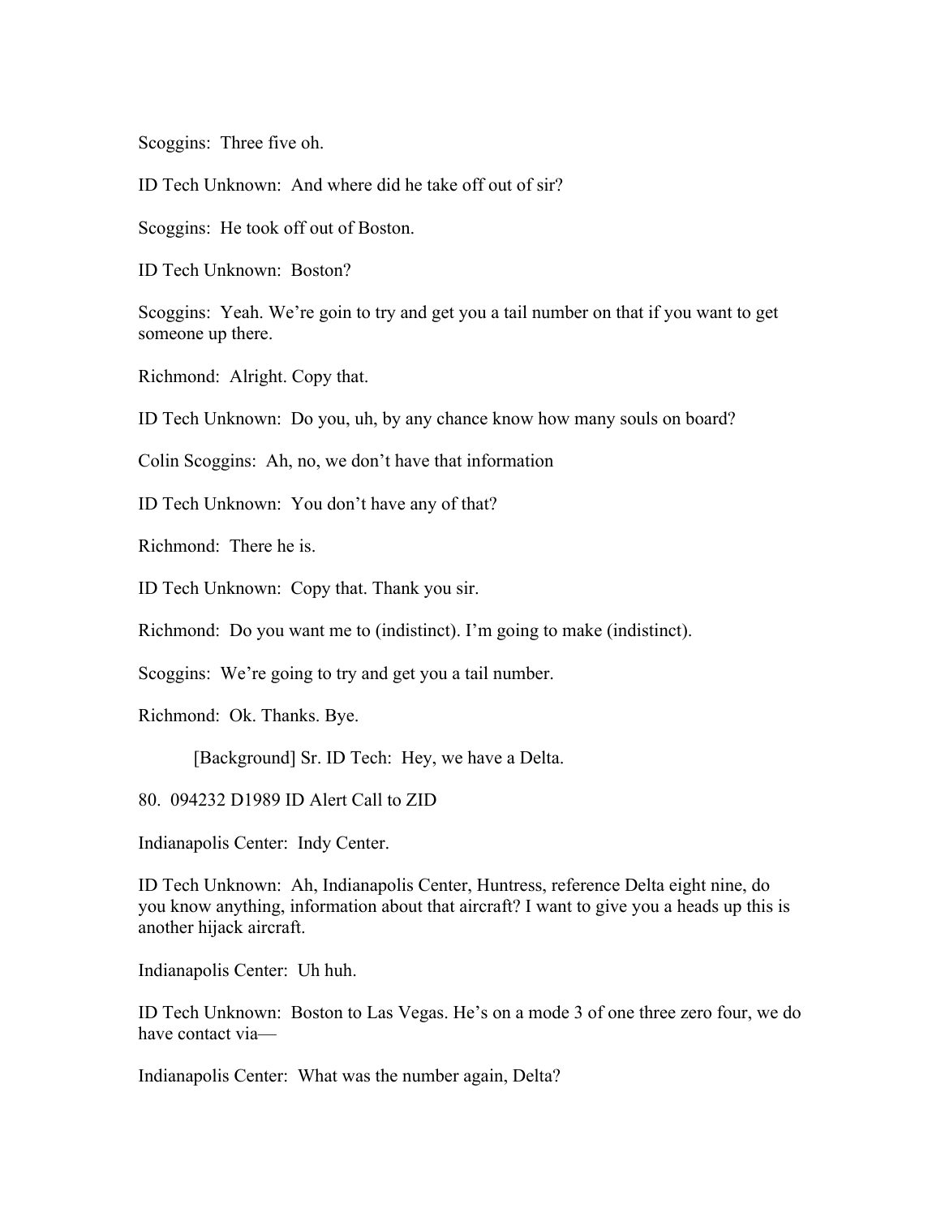Scoggins: Three five oh.

ID Tech Unknown: And where did he take off out of sir?

Scoggins: He took off out of Boston.

ID Tech Unknown: Boston?

Scoggins: Yeah. We're goin to try and get you a tail number on that if you want to get someone up there.

Richmond: Alright. Copy that.

ID Tech Unknown: Do you, uh, by any chance know how many souls on board?

Colin Scoggins: Ah, no, we don't have that information

ID Tech Unknown: You don't have any of that?

Richmond: There he is.

ID Tech Unknown: Copy that. Thank you sir.

Richmond: Do you want me to (indistinct). I'm going to make (indistinct).

Scoggins: We're going to try and get you a tail number.

Richmond: Ok. Thanks. Bye.

> [Background] Sr. ID Tech: Hey, we have a Delta.

80. 094232 D1989 ID Alert Call to ZID

Indianapolis Center: Indy Center.

ID Tech Unknown: Ah, Indianapolis Center, Huntress, reference Delta eight nine, do you know anything, information about that aircraft? I want to give you a heads up this is another hijack aircraft.

Indianapolis Center: Uh huh.

ID Tech Unknown: Boston to Las Vegas. He's on a mode 3 of one three zero four, we do have contact via—

Indianapolis Center: What was the number again, Delta?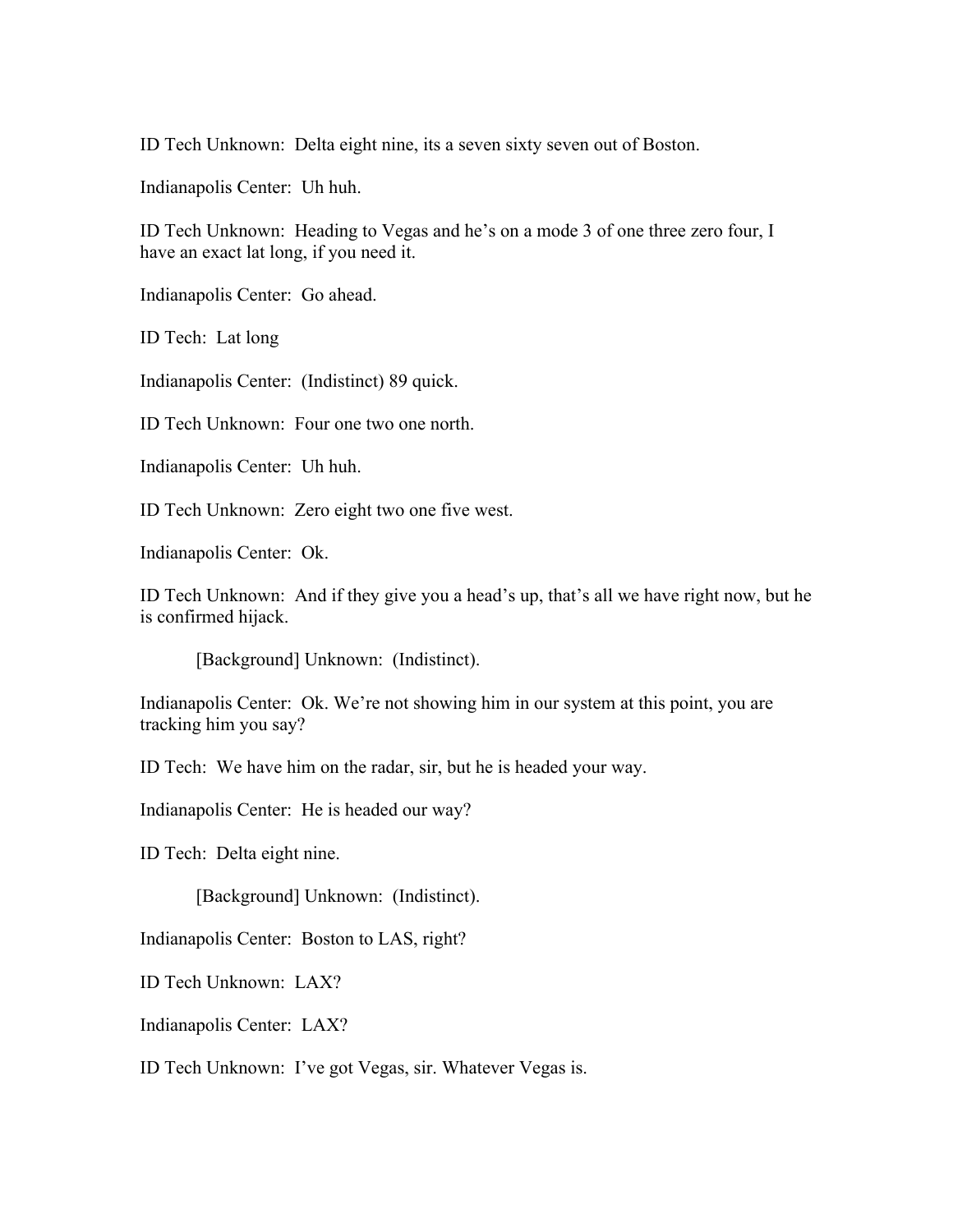ID Tech Unknown: Delta eight nine, its a seven sixty seven out of Boston.

Indianapolis Center: Uh huh.

ID Tech Unknown: Heading to Vegas and he's on a mode 3 of one three zero four, I have an exact lat long, if you need it.

Indianapolis Center: Go ahead.

ID Tech: Lat long

Indianapolis Center: (Indistinct) 89 quick.

ID Tech Unknown: Four one two one north.

Indianapolis Center: Uh huh.

ID Tech Unknown: Zero eight two one five west.

Indianapolis Center: Ok.

ID Tech Unknown: And if they give you a head's up, that's all we have right now, but he is confirmed hijack.

> [Background] Unknown: (Indistinct).

Indianapolis Center: Ok. We're not showing him in our system at this point, you are tracking him you say?

ID Tech: We have him on the radar, sir, but he is headed your way.

Indianapolis Center: He is headed our way?

ID Tech: Delta eight nine.

> [Background] Unknown: (Indistinct).

Indianapolis Center: Boston to LAS, right?

ID Tech Unknown: LAX?

Indianapolis Center: LAX?

ID Tech Unknown: I've got Vegas, sir. Whatever Vegas is.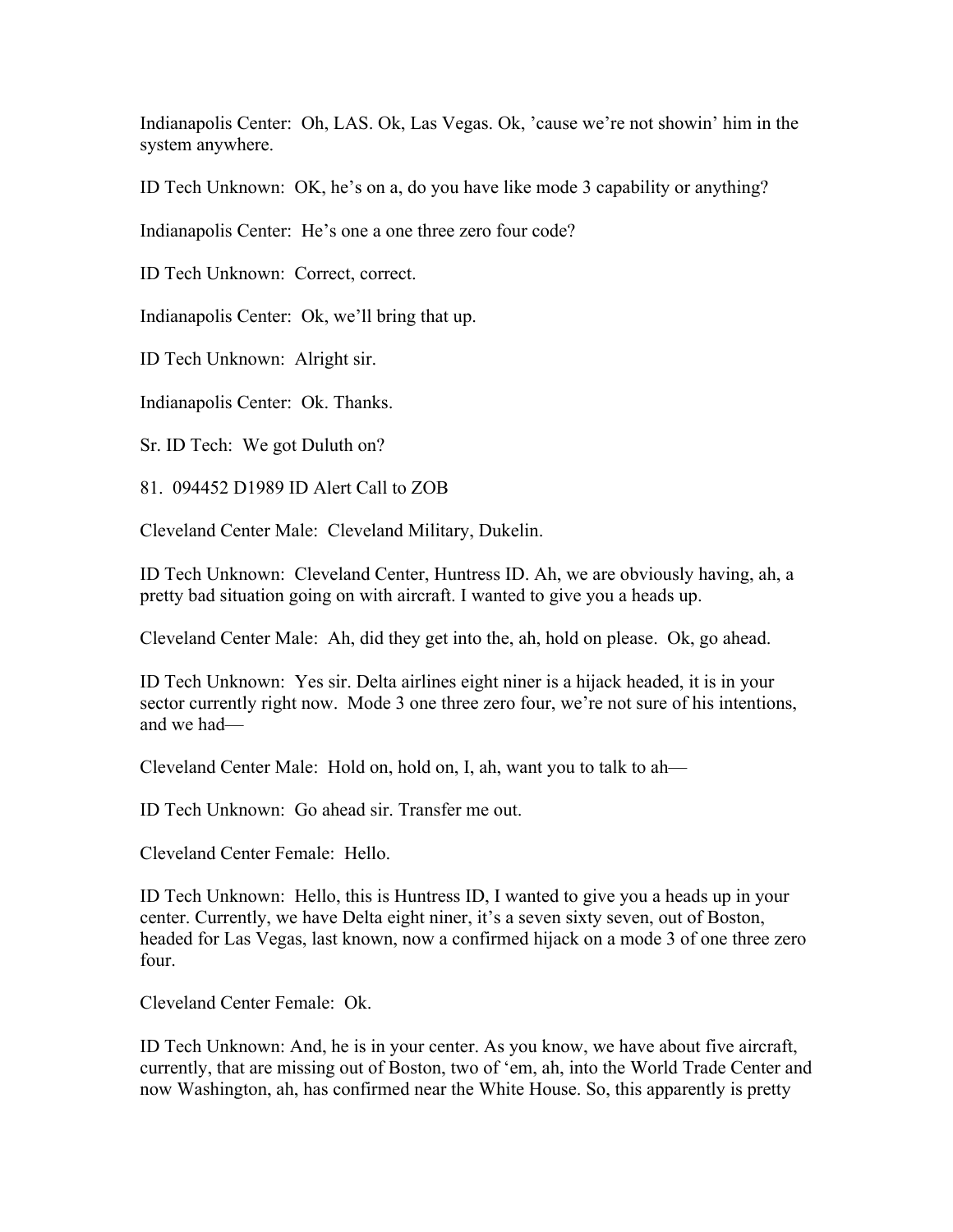Indianapolis Center: Oh, LAS. Ok, Las Vegas. Ok, 'cause we're not showin' him in the system anywhere.

ID Tech Unknown: OK, he's on a, do you have like mode 3 capability or anything?

Indianapolis Center: He's one a one three zero four code?

ID Tech Unknown: Correct, correct.

Indianapolis Center: Ok, we'll bring that up.

ID Tech Unknown: Alright sir.

Indianapolis Center: Ok. Thanks.

Sr. ID Tech: We got Duluth on?

81. 094452 D1989 ID Alert Call to ZOB

Cleveland Center Male: Cleveland Military, Dukelin.

ID Tech Unknown: Cleveland Center, Huntress ID. Ah, we are obviously having, ah, a pretty bad situation going on with aircraft. I wanted to give you a heads up.

Cleveland Center Male: Ah, did they get into the, ah, hold on please. Ok, go ahead.

ID Tech Unknown: Yes sir. Delta airlines eight niner is a hijack headed, it is in your sector currently right now. Mode 3 one three zero four, we're not sure of his intentions, and we had—

Cleveland Center Male: Hold on, hold on, I, ah, want you to talk to ah—

ID Tech Unknown: Go ahead sir. Transfer me out.

Cleveland Center Female: Hello.

ID Tech Unknown: Hello, this is Huntress ID, I wanted to give you a heads up in your center. Currently, we have Delta eight niner, it's a seven sixty seven, out of Boston, headed for Las Vegas, last known, now a confirmed hijack on a mode 3 of one three zero four.

Cleveland Center Female: Ok.

ID Tech Unknown: And, he is in your center. As you know, we have about five aircraft, currently, that are missing out of Boston, two of 'em, ah, into the World Trade Center and now Washington, ah, has confirmed near the White House. So, this apparently is pretty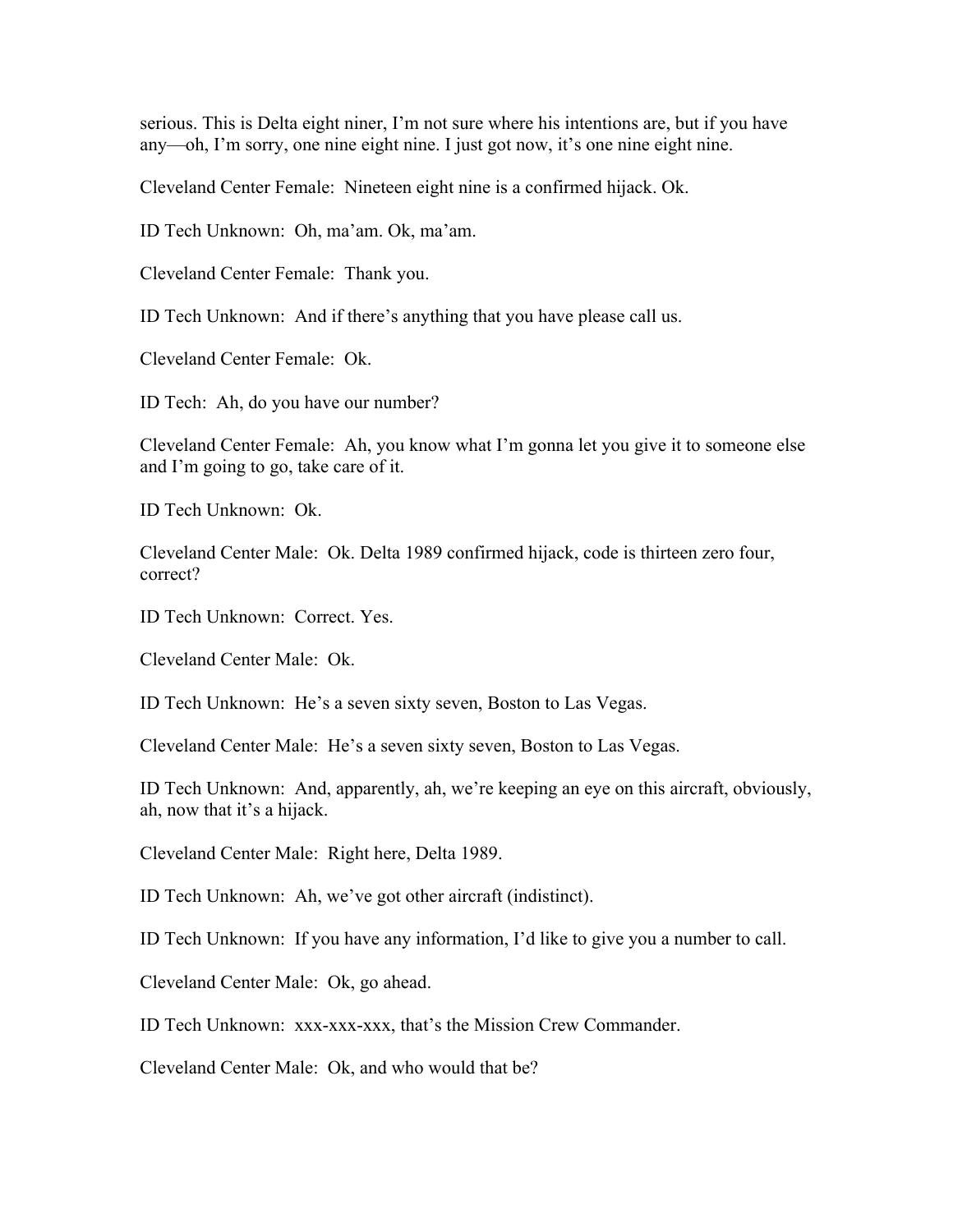serious. This is Delta eight niner, I'm not sure where his intentions are, but if you have any—oh, I'm sorry, one nine eight nine. I just got now, it's one nine eight nine.

Cleveland Center Female: Nineteen eight nine is a confirmed hijack. Ok.

ID Tech Unknown: Oh, ma'am. Ok, ma'am.

Cleveland Center Female: Thank you.

ID Tech Unknown: And if there's anything that you have please call us.

Cleveland Center Female: Ok.

ID Tech: Ah, do you have our number?

Cleveland Center Female: Ah, you know what I'm gonna let you give it to someone else and I'm going to go, take care of it.

ID Tech Unknown: Ok.

Cleveland Center Male: Ok. Delta 1989 confirmed hijack, code is thirteen zero four, correct?

ID Tech Unknown: Correct. Yes.

Cleveland Center Male: Ok.

ID Tech Unknown: He's a seven sixty seven, Boston to Las Vegas.

Cleveland Center Male: He's a seven sixty seven, Boston to Las Vegas.

ID Tech Unknown: And, apparently, ah, we're keeping an eye on this aircraft, obviously, ah, now that it's a hijack.

Cleveland Center Male: Right here, Delta 1989.

ID Tech Unknown: Ah, we've got other aircraft (indistinct).

ID Tech Unknown: If you have any information, I'd like to give you a number to call.

Cleveland Center Male: Ok, go ahead.

ID Tech Unknown: xxx-xxx-xxx, that's the Mission Crew Commander.

Cleveland Center Male: Ok, and who would that be?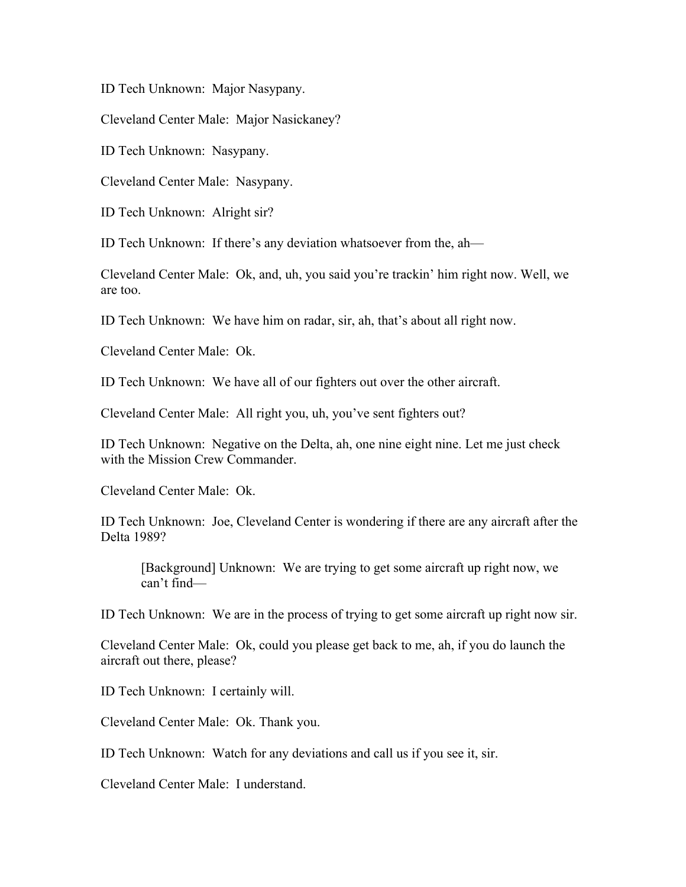ID Tech Unknown: Major Nasypany.

Cleveland Center Male: Major Nasickaney?

ID Tech Unknown: Nasypany.

Cleveland Center Male: Nasypany.

ID Tech Unknown: Alright sir?

ID Tech Unknown: If there's any deviation whatsoever from the, ah—

Cleveland Center Male: Ok, and, uh, you said you're trackin' him right now. Well, we are too.

ID Tech Unknown: We have him on radar, sir, ah, that's about all right now.

Cleveland Center Male: Ok.

ID Tech Unknown: We have all of our fighters out over the other aircraft.

Cleveland Center Male: All right you, uh, you've sent fighters out?

ID Tech Unknown: Negative on the Delta, ah, one nine eight nine. Let me just check with the Mission Crew Commander.

Cleveland Center Male: Ok.

ID Tech Unknown: Joe, Cleveland Center is wondering if there are any aircraft after the Delta 1989?

> [Background] Unknown: We are trying to get some aircraft up right now, we can't find—

ID Tech Unknown: We are in the process of trying to get some aircraft up right now sir.

Cleveland Center Male: Ok, could you please get back to me, ah, if you do launch the aircraft out there, please?

ID Tech Unknown: I certainly will.

Cleveland Center Male: Ok. Thank you.

ID Tech Unknown: Watch for any deviations and call us if you see it, sir.

Cleveland Center Male: I understand.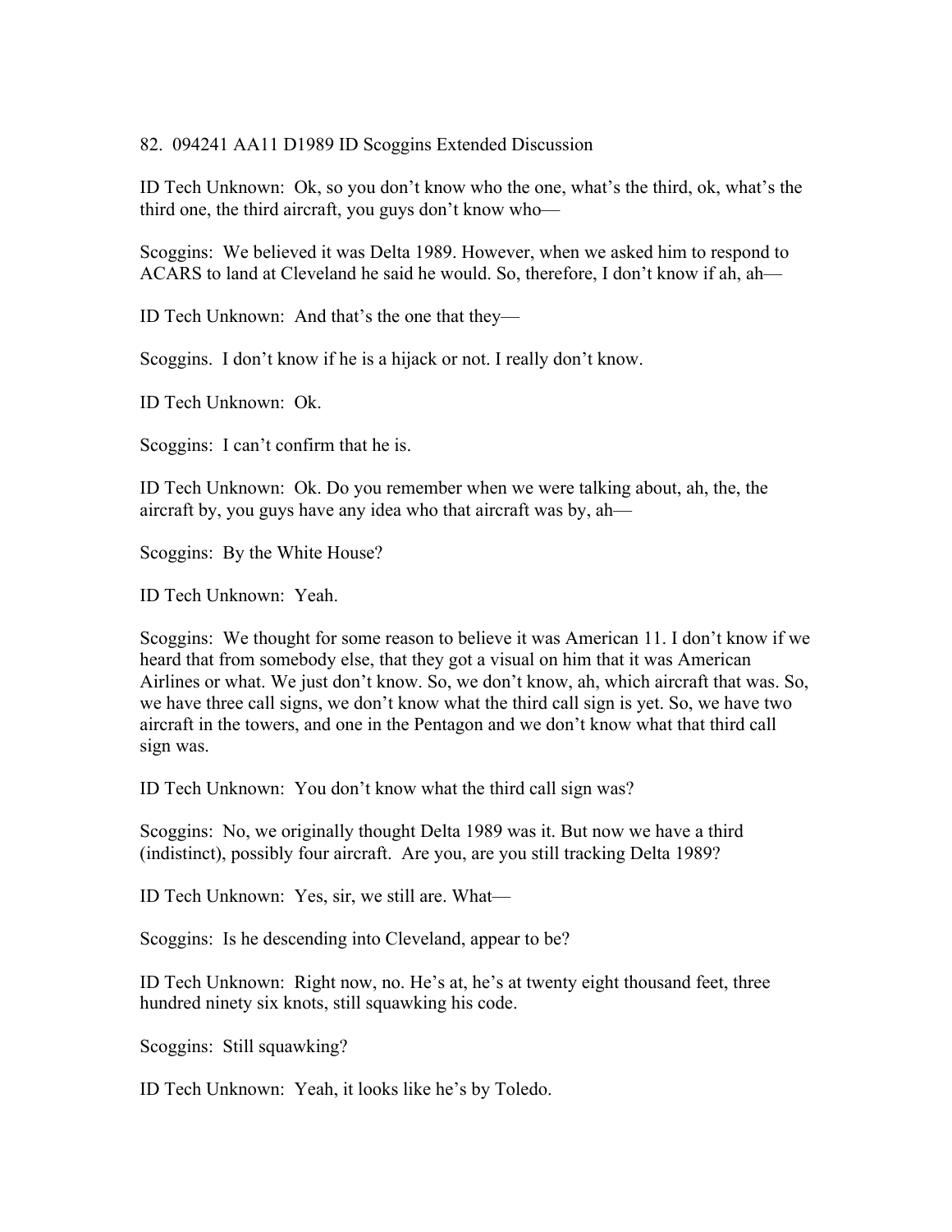82. 094241 AA11 D1989 ID Scoggins Extended Discussion

ID Tech Unknown: Ok, so you don't know who the one, what's the third, ok, what's the third one, the third aircraft, you guys don't know who—

Scoggins: We believed it was Delta 1989. However, when we asked him to respond to ACARS to land at Cleveland he said he would. So, therefore, I don't know if ah, ah—

ID Tech Unknown: And that's the one that they—

Scoggins. I don't know if he is a hijack or not. I really don't know.

ID Tech Unknown: Ok.

Scoggins: I can't confirm that he is.

ID Tech Unknown: Ok. Do you remember when we were talking about, ah, the, the aircraft by, you guys have any idea who that aircraft was by, ah—

Scoggins: By the White House?

ID Tech Unknown: Yeah.

Scoggins: We thought for some reason to believe it was American 11. I don't know if we heard that from somebody else, that they got a visual on him that it was American Airlines or what. We just don't know. So, we don't know, ah, which aircraft that was. So, we have three call signs, we don't know what the third call sign is yet. So, we have two aircraft in the towers, and one in the Pentagon and we don't know what that third call sign was.

ID Tech Unknown: You don't know what the third call sign was?

Scoggins: No, we originally thought Delta 1989 was it. But now we have a third (indistinct), possibly four aircraft. Are you, are you still tracking Delta 1989?

ID Tech Unknown: Yes, sir, we still are. What—

Scoggins: Is he descending into Cleveland, appear to be?

ID Tech Unknown: Right now, no. He's at, he's at twenty eight thousand feet, three hundred ninety six knots, still squawking his code.

Scoggins: Still squawking?

ID Tech Unknown: Yeah, it looks like he's by Toledo.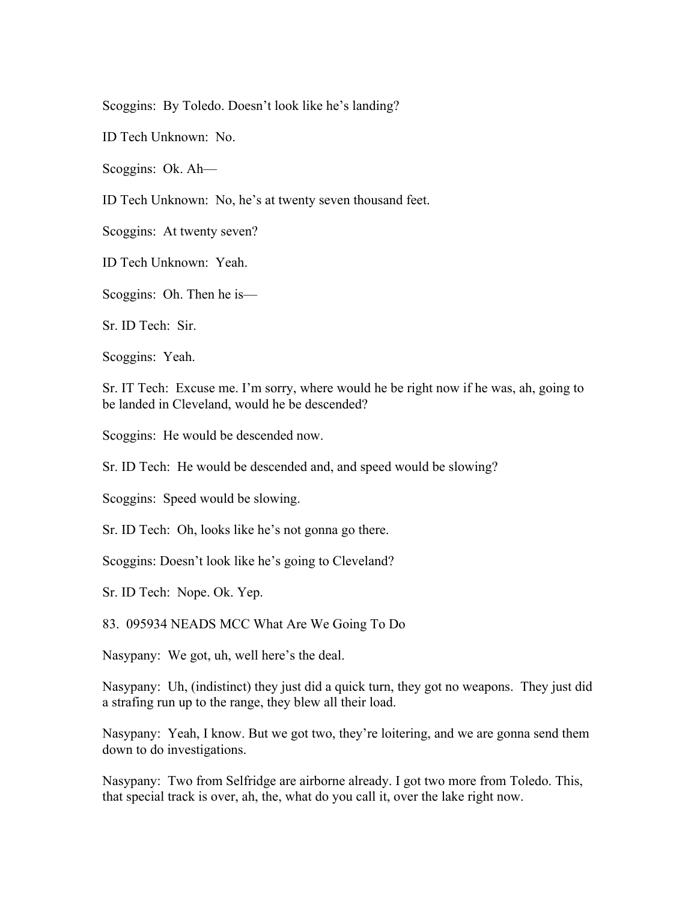Scoggins: By Toledo. Doesn't look like he's landing?

ID Tech Unknown: No.

Scoggins: Ok. Ah—

ID Tech Unknown: No, he's at twenty seven thousand feet.

Scoggins: At twenty seven?

ID Tech Unknown: Yeah.

Scoggins: Oh. Then he is—

Sr. ID Tech: Sir.

Scoggins: Yeah.

Sr. IT Tech: Excuse me. I'm sorry, where would he be right now if he was, ah, going to be landed in Cleveland, would he be descended?

Scoggins: He would be descended now.

Sr. ID Tech: He would be descended and, and speed would be slowing?

Scoggins: Speed would be slowing.

Sr. ID Tech: Oh, looks like he's not gonna go there.

Scoggins: Doesn't look like he's going to Cleveland?

Sr. ID Tech: Nope. Ok. Yep.

83. 095934 NEADS MCC What Are We Going To Do

Nasypany: We got, uh, well here's the deal.

Nasypany: Uh, (indistinct) they just did a quick turn, they got no weapons. They just did a strafing run up to the range, they blew all their load.

Nasypany: Yeah, I know. But we got two, they're loitering, and we are gonna send them down to do investigations.

Nasypany: Two from Selfridge are airborne already. I got two more from Toledo. This, that special track is over, ah, the, what do you call it, over the lake right now.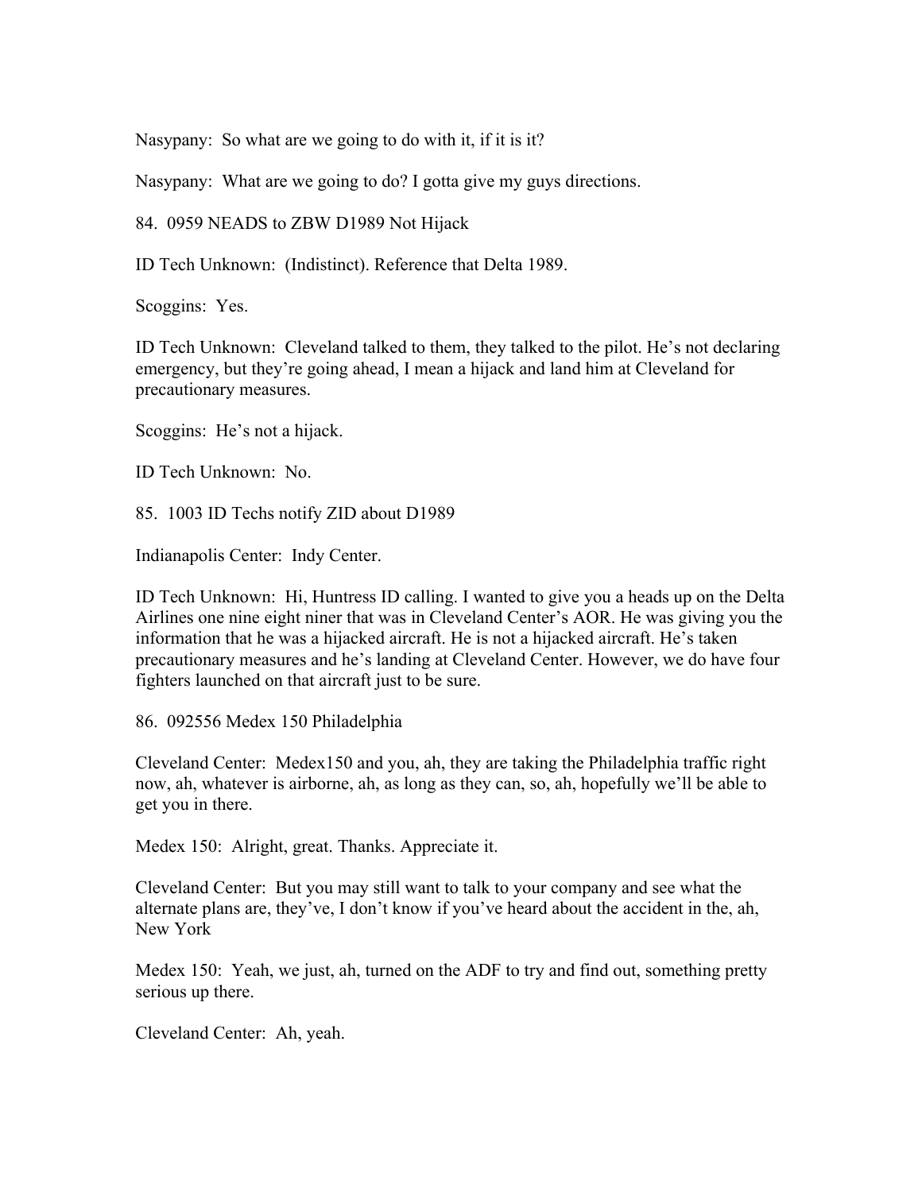Nasypany: So what are we going to do with it, if it is it?

Nasypany: What are we going to do? I gotta give my guys directions.

84. 0959 NEADS to ZBW D1989 Not Hijack

ID Tech Unknown: (Indistinct). Reference that Delta 1989.

Scoggins: Yes.

ID Tech Unknown: Cleveland talked to them, they talked to the pilot. He's not declaring emergency, but they're going ahead, I mean a hijack and land him at Cleveland for precautionary measures.

Scoggins: He's not a hijack.

ID Tech Unknown: No.

85. 1003 ID Techs notify ZID about D1989

Indianapolis Center: Indy Center.

ID Tech Unknown: Hi, Huntress ID calling. I wanted to give you a heads up on the Delta Airlines one nine eight niner that was in Cleveland Center's AOR. He was giving you the information that he was a hijacked aircraft. He is not a hijacked aircraft. He's taken precautionary measures and he's landing at Cleveland Center. However, we do have four fighters launched on that aircraft just to be sure.

86. 092556 Medex 150 Philadelphia

Cleveland Center: Medex150 and you, ah, they are taking the Philadelphia traffic right now, ah, whatever is airborne, ah, as long as they can, so, ah, hopefully we'll be able to get you in there.

Medex 150: Alright, great. Thanks. Appreciate it.

Cleveland Center: But you may still want to talk to your company and see what the alternate plans are, they've, I don't know if you've heard about the accident in the, ah, New York

Medex 150: Yeah, we just, ah, turned on the ADF to try and find out, something pretty serious up there.

Cleveland Center: Ah, yeah.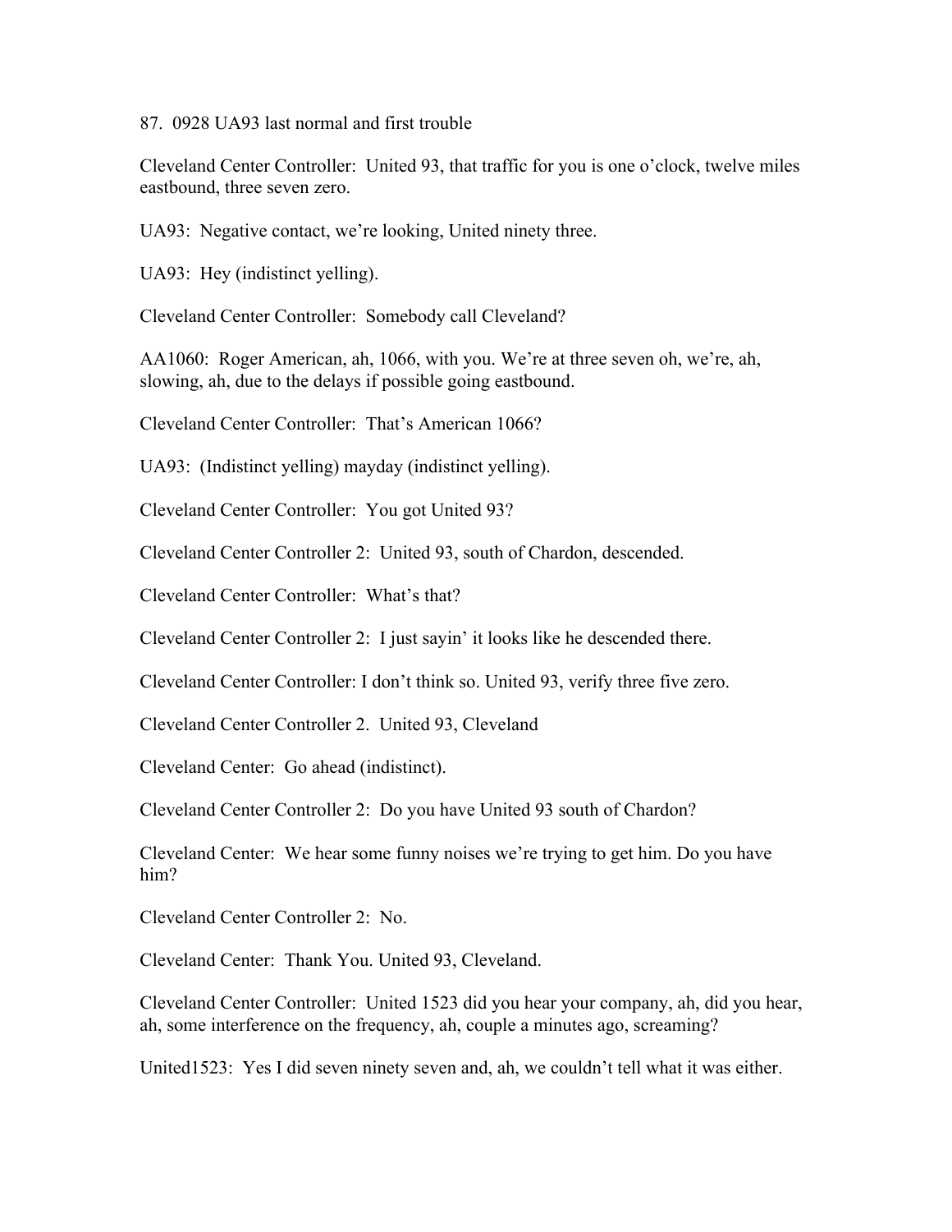87. 0928 UA93 last normal and first trouble

Cleveland Center Controller: United 93, that traffic for you is one o'clock, twelve miles eastbound, three seven zero.

UA93: Negative contact, we're looking, United ninety three.

UA93: Hey (indistinct yelling).

Cleveland Center Controller: Somebody call Cleveland?

AA1060: Roger American, ah, 1066, with you. We're at three seven oh, we're, ah, slowing, ah, due to the delays if possible going eastbound.

Cleveland Center Controller: That's American 1066?

UA93: (Indistinct yelling) mayday (indistinct yelling).

Cleveland Center Controller: You got United 93?

Cleveland Center Controller 2: United 93, south of Chardon, descended.

Cleveland Center Controller: What's that?

Cleveland Center Controller 2: I just sayin' it looks like he descended there.

Cleveland Center Controller: I don't think so. United 93, verify three five zero.

Cleveland Center Controller 2. United 93, Cleveland

Cleveland Center: Go ahead (indistinct).

Cleveland Center Controller 2: Do you have United 93 south of Chardon?

Cleveland Center: We hear some funny noises we're trying to get him. Do you have him?

Cleveland Center Controller 2: No.

Cleveland Center: Thank You. United 93, Cleveland.

Cleveland Center Controller: United 1523 did you hear your company, ah, did you hear, ah, some interference on the frequency, ah, couple a minutes ago, screaming?

United1523: Yes I did seven ninety seven and, ah, we couldn't tell what it was either.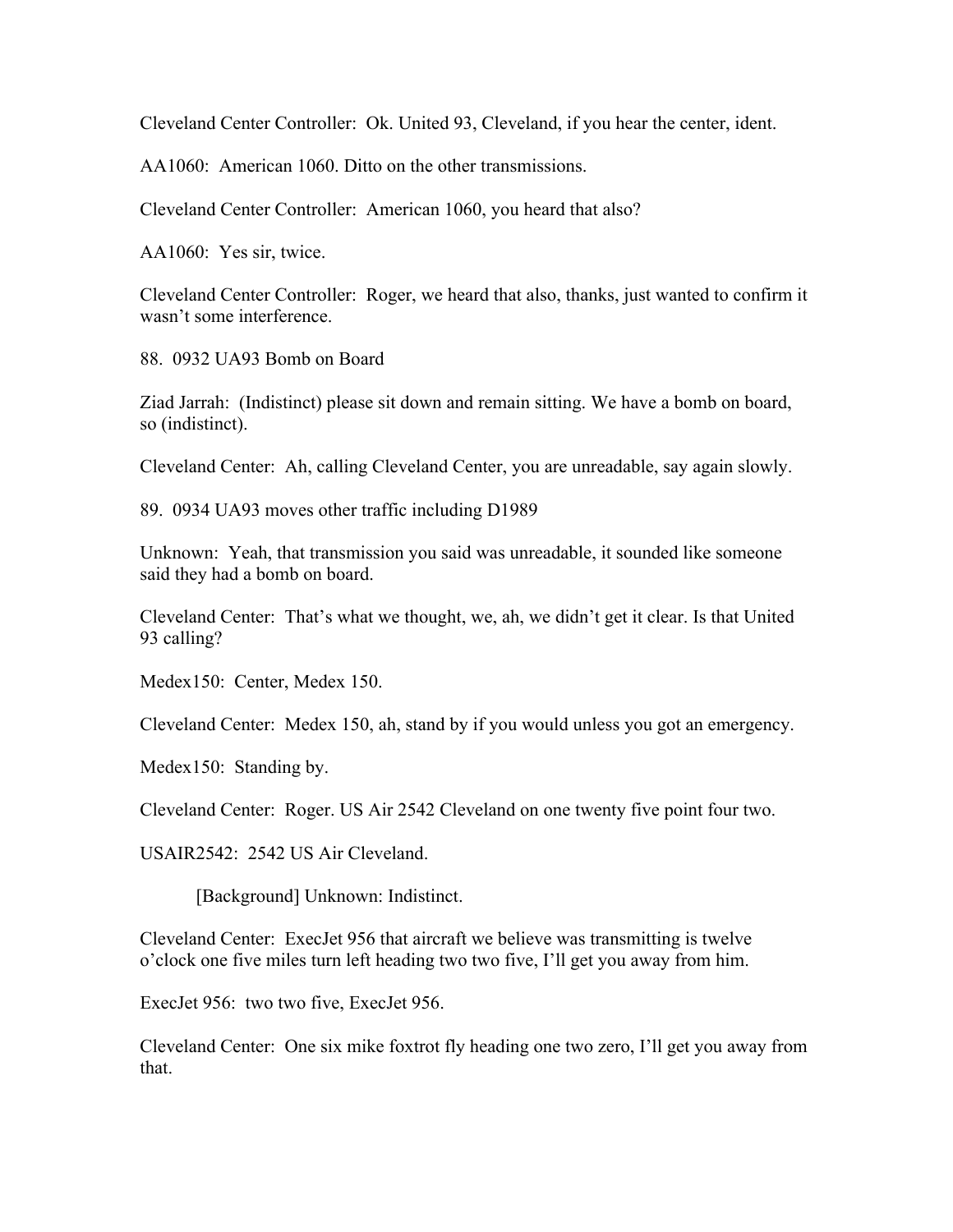Cleveland Center Controller: Ok. United 93, Cleveland, if you hear the center, ident.

AA1060: American 1060. Ditto on the other transmissions.

Cleveland Center Controller: American 1060, you heard that also?

AA1060: Yes sir, twice.

Cleveland Center Controller: Roger, we heard that also, thanks, just wanted to confirm it wasn't some interference.

88. 0932 UA93 Bomb on Board

Ziad Jarrah: (Indistinct) please sit down and remain sitting. We have a bomb on board, so (indistinct).

Cleveland Center: Ah, calling Cleveland Center, you are unreadable, say again slowly.

89. 0934 UA93 moves other traffic including D1989

Unknown: Yeah, that transmission you said was unreadable, it sounded like someone said they had a bomb on board.

Cleveland Center: That's what we thought, we, ah, we didn't get it clear. Is that United 93 calling?

Medex150: Center, Medex 150.

Cleveland Center: Medex 150, ah, stand by if you would unless you got an emergency.

Medex150: Standing by.

Cleveland Center: Roger. US Air 2542 Cleveland on one twenty five point four two.

USAIR2542: 2542 US Air Cleveland.

[Background] Unknown: Indistinct.

Cleveland Center: ExecJet 956 that aircraft we believe was transmitting is twelve o'clock one five miles turn left heading two two five, I'll get you away from him.

ExecJet 956: two two five, ExecJet 956.

Cleveland Center: One six mike foxtrot fly heading one two zero, I'll get you away from that.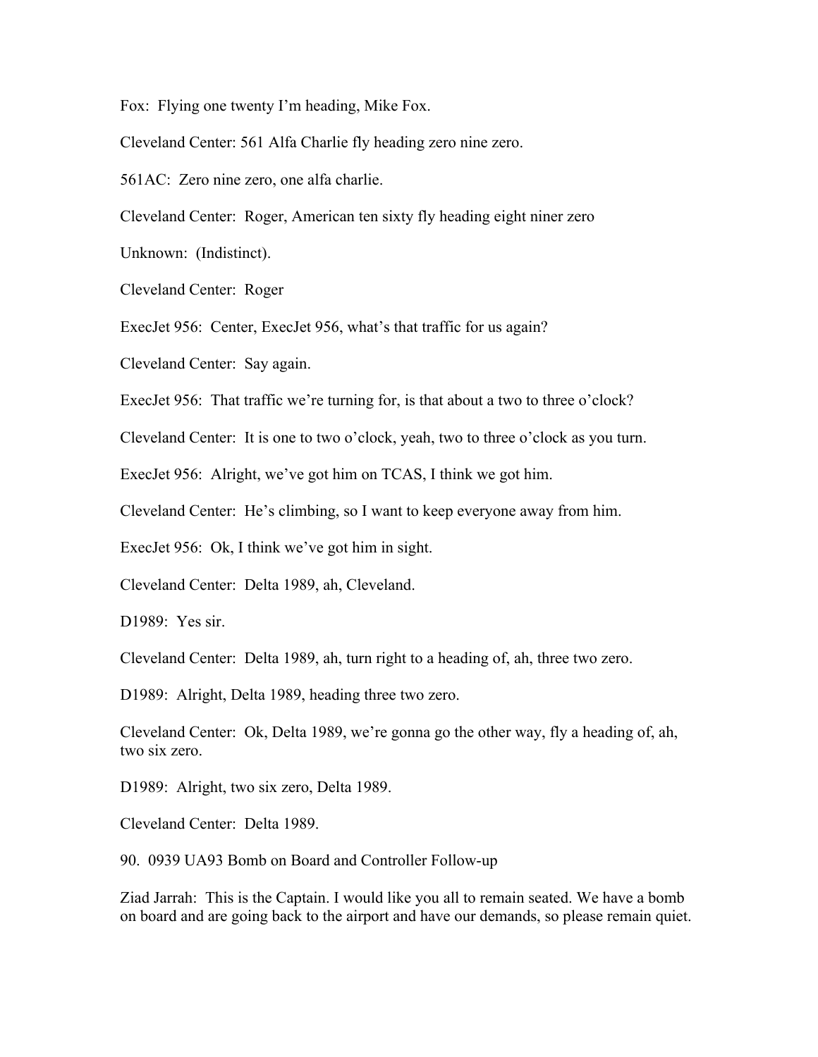Fox: Flying one twenty I'm heading, Mike Fox.

Cleveland Center: 561 Alfa Charlie fly heading zero nine zero.

561AC: Zero nine zero, one alfa charlie.

Cleveland Center: Roger, American ten sixty fly heading eight niner zero

Unknown: (Indistinct).

Cleveland Center: Roger

ExecJet 956: Center, ExecJet 956, what's that traffic for us again?

Cleveland Center: Say again.

ExecJet 956: That traffic we're turning for, is that about a two to three o'clock?

Cleveland Center: It is one to two o'clock, yeah, two to three o'clock as you turn.

ExecJet 956: Alright, we've got him on TCAS, I think we got him.

Cleveland Center: He's climbing, so I want to keep everyone away from him.

ExecJet 956: Ok, I think we've got him in sight.

Cleveland Center: Delta 1989, ah, Cleveland.

D1989: Yes sir.

Cleveland Center: Delta 1989, ah, turn right to a heading of, ah, three two zero.

D1989: Alright, Delta 1989, heading three two zero.

Cleveland Center: Ok, Delta 1989, we're gonna go the other way, fly a heading of, ah, two six zero.

D1989: Alright, two six zero, Delta 1989.

Cleveland Center: Delta 1989.

90. 0939 UA93 Bomb on Board and Controller Follow-up

Ziad Jarrah: This is the Captain. I would like you all to remain seated. We have a bomb on board and are going back to the airport and have our demands, so please remain quiet.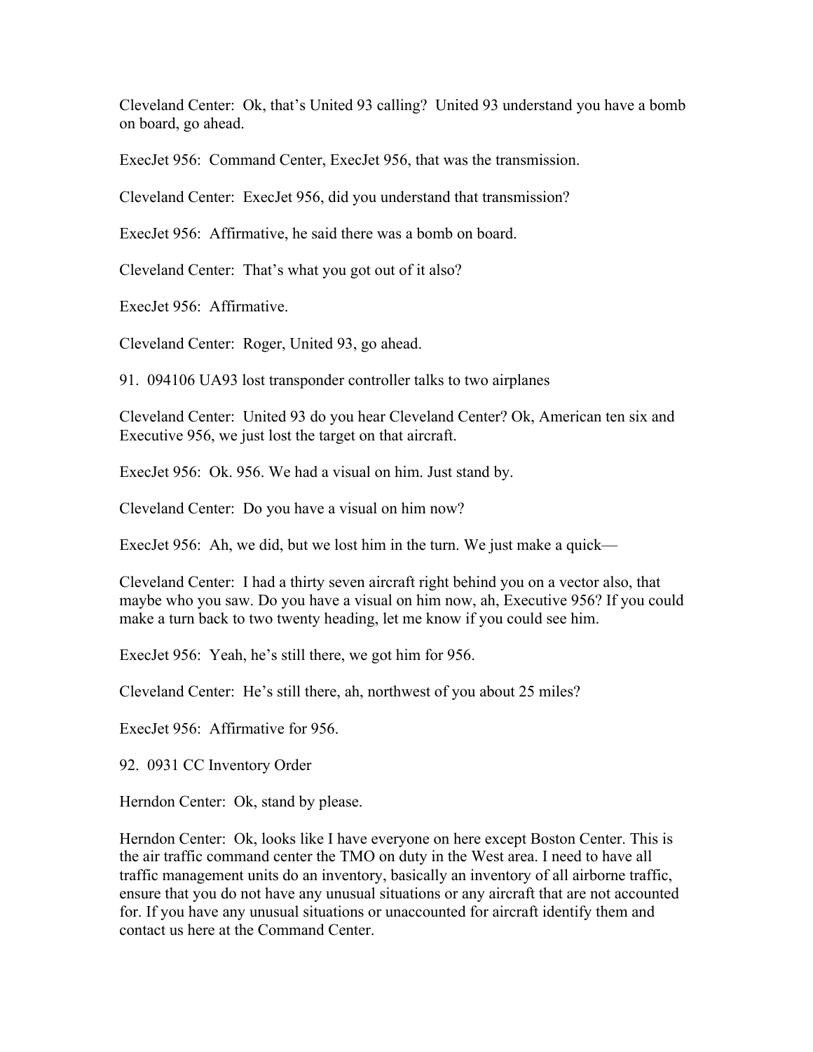Cleveland Center: Ok, that's United 93 calling? United 93 understand you have a bomb on board, go ahead.

ExecJet 956: Command Center, ExecJet 956, that was the transmission.

Cleveland Center: ExecJet 956, did you understand that transmission?

ExecJet 956: Affirmative, he said there was a bomb on board.

Cleveland Center: That's what you got out of it also?

ExecJet 956: Affirmative.

Cleveland Center: Roger, United 93, go ahead.

91. 094106 UA93 lost transponder controller talks to two airplanes

Cleveland Center: United 93 do you hear Cleveland Center? Ok, American ten six and Executive 956, we just lost the target on that aircraft.

ExecJet 956: Ok. 956. We had a visual on him. Just stand by.

Cleveland Center: Do you have a visual on him now?

ExecJet 956: Ah, we did, but we lost him in the turn. We just make a quick—

Cleveland Center: I had a thirty seven aircraft right behind you on a vector also, that maybe who you saw. Do you have a visual on him now, ah, Executive 956? If you could make a turn back to two twenty heading, let me know if you could see him.

ExecJet 956: Yeah, he's still there, we got him for 956.

Cleveland Center: He's still there, ah, northwest of you about 25 miles?

ExecJet 956: Affirmative for 956.

92. 0931 CC Inventory Order

Herndon Center: Ok, stand by please.

Herndon Center: Ok, looks like I have everyone on here except Boston Center. This is the air traffic command center the TMO on duty in the West area. I need to have all traffic management units do an inventory, basically an inventory of all airborne traffic, ensure that you do not have any unusual situations or any aircraft that are not accounted for. If you have any unusual situations or unaccounted for aircraft identify them and contact us here at the Command Center.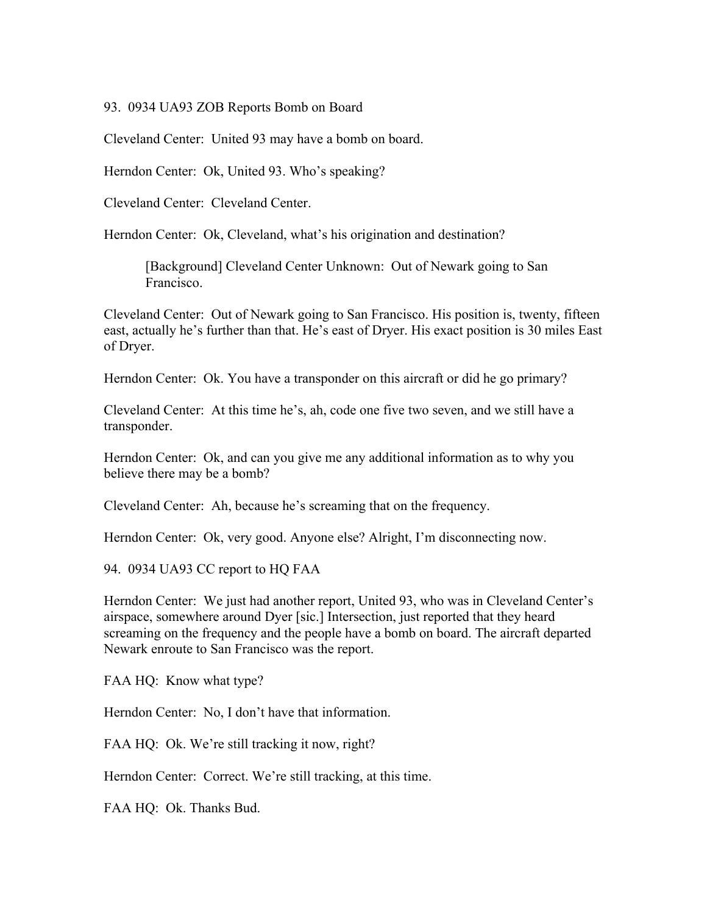93. 0934 UA93 ZOB Reports Bomb on Board

Cleveland Center: United 93 may have a bomb on board.

Herndon Center: Ok, United 93. Who's speaking?

Cleveland Center: Cleveland Center.

Herndon Center: Ok, Cleveland, what's his origination and destination?

> [Background] Cleveland Center Unknown: Out of Newark going to San Francisco.

Cleveland Center: Out of Newark going to San Francisco. His position is, twenty, fifteen east, actually he's further than that. He's east of Dryer. His exact position is 30 miles East of Dryer.

Herndon Center: Ok. You have a transponder on this aircraft or did he go primary?

Cleveland Center: At this time he's, ah, code one five two seven, and we still have a transponder.

Herndon Center: Ok, and can you give me any additional information as to why you believe there may be a bomb?

Cleveland Center: Ah, because he's screaming that on the frequency.

Herndon Center: Ok, very good. Anyone else? Alright, I'm disconnecting now.

94. 0934 UA93 CC report to HQ FAA

Herndon Center: We just had another report, United 93, who was in Cleveland Center's airspace, somewhere around Dyer [sic.] Intersection, just reported that they heard screaming on the frequency and the people have a bomb on board. The aircraft departed Newark enroute to San Francisco was the report.

FAA HQ: Know what type?

Herndon Center: No, I don't have that information.

FAA HQ: Ok. We're still tracking it now, right?

Herndon Center: Correct. We're still tracking, at this time.

FAA HQ: Ok. Thanks Bud.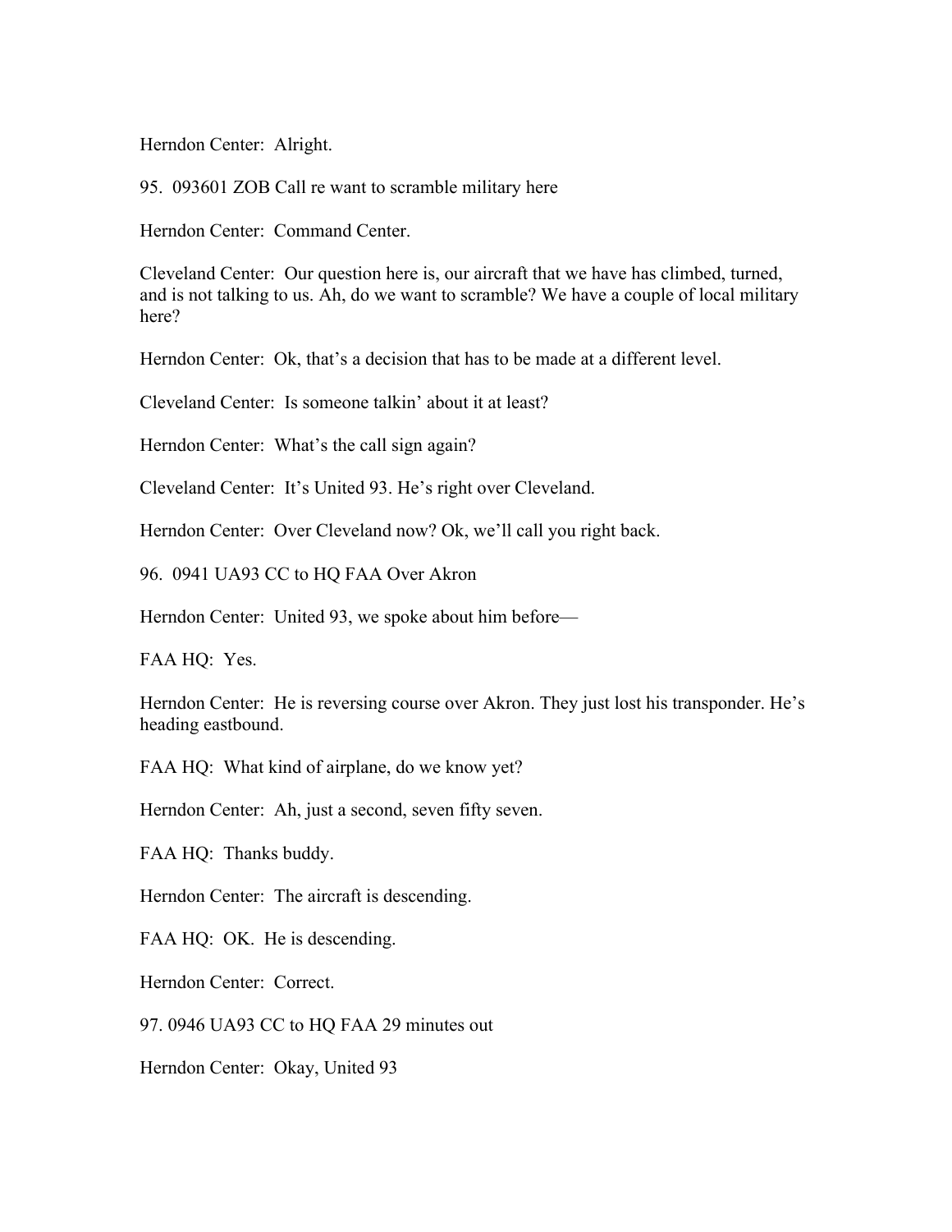Herndon Center: Alright.

95. 093601 ZOB Call re want to scramble military here

Herndon Center: Command Center.

Cleveland Center: Our question here is, our aircraft that we have has climbed, turned, and is not talking to us. Ah, do we want to scramble? We have a couple of local military here?

Herndon Center: Ok, that's a decision that has to be made at a different level.

Cleveland Center: Is someone talkin' about it at least?

Herndon Center: What's the call sign again?

Cleveland Center: It's United 93. He's right over Cleveland.

Herndon Center: Over Cleveland now? Ok, we'll call you right back.

96. 0941 UA93 CC to HQ FAA Over Akron

Herndon Center: United 93, we spoke about him before—

FAA HQ: Yes.

Herndon Center: He is reversing course over Akron. They just lost his transponder. He's heading eastbound.

FAA HQ: What kind of airplane, do we know yet?

Herndon Center: Ah, just a second, seven fifty seven.

FAA HQ: Thanks buddy.

Herndon Center: The aircraft is descending.

FAA HQ: OK. He is descending.

Herndon Center: Correct.

97. 0946 UA93 CC to HQ FAA 29 minutes out

Herndon Center: Okay, United 93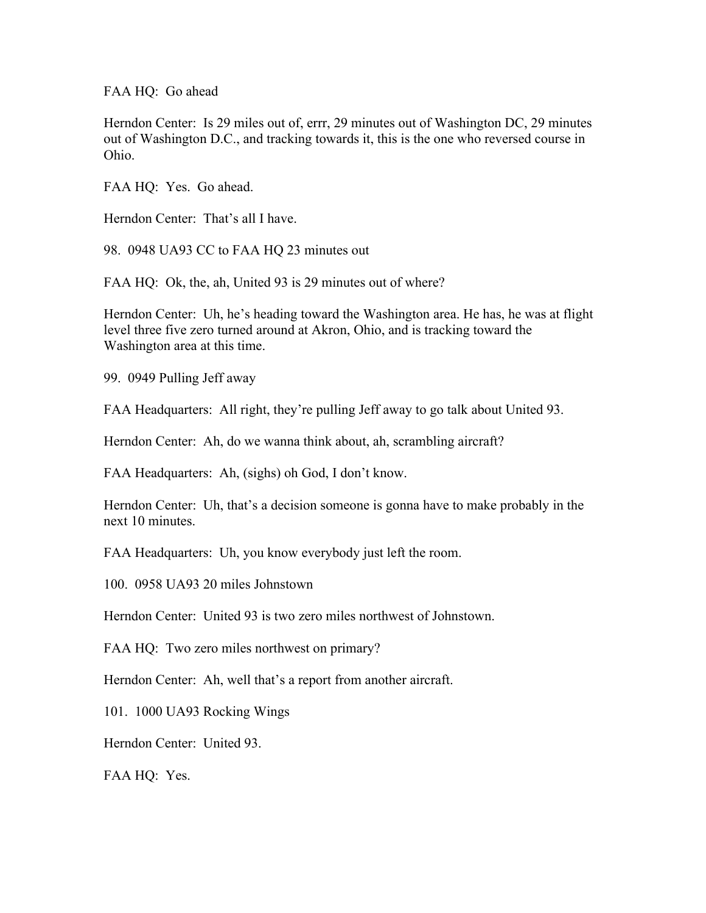FAA HQ: Go ahead

Herndon Center: Is 29 miles out of, errr, 29 minutes out of Washington DC, 29 minutes out of Washington D.C., and tracking towards it, this is the one who reversed course in Ohio.

FAA HQ: Yes. Go ahead.

Herndon Center: That's all I have.

98. 0948 UA93 CC to FAA HQ 23 minutes out

FAA HQ: Ok, the, ah, United 93 is 29 minutes out of where?

Herndon Center: Uh, he's heading toward the Washington area. He has, he was at flight level three five zero turned around at Akron, Ohio, and is tracking toward the Washington area at this time.

99. 0949 Pulling Jeff away

FAA Headquarters: All right, they're pulling Jeff away to go talk about United 93.

Herndon Center: Ah, do we wanna think about, ah, scrambling aircraft?

FAA Headquarters: Ah, (sighs) oh God, I don't know.

Herndon Center: Uh, that's a decision someone is gonna have to make probably in the next 10 minutes.

FAA Headquarters: Uh, you know everybody just left the room.

100. 0958 UA93 20 miles Johnstown

Herndon Center: United 93 is two zero miles northwest of Johnstown.

FAA HQ: Two zero miles northwest on primary?

Herndon Center: Ah, well that's a report from another aircraft.

101. 1000 UA93 Rocking Wings

Herndon Center: United 93.

FAA HQ: Yes.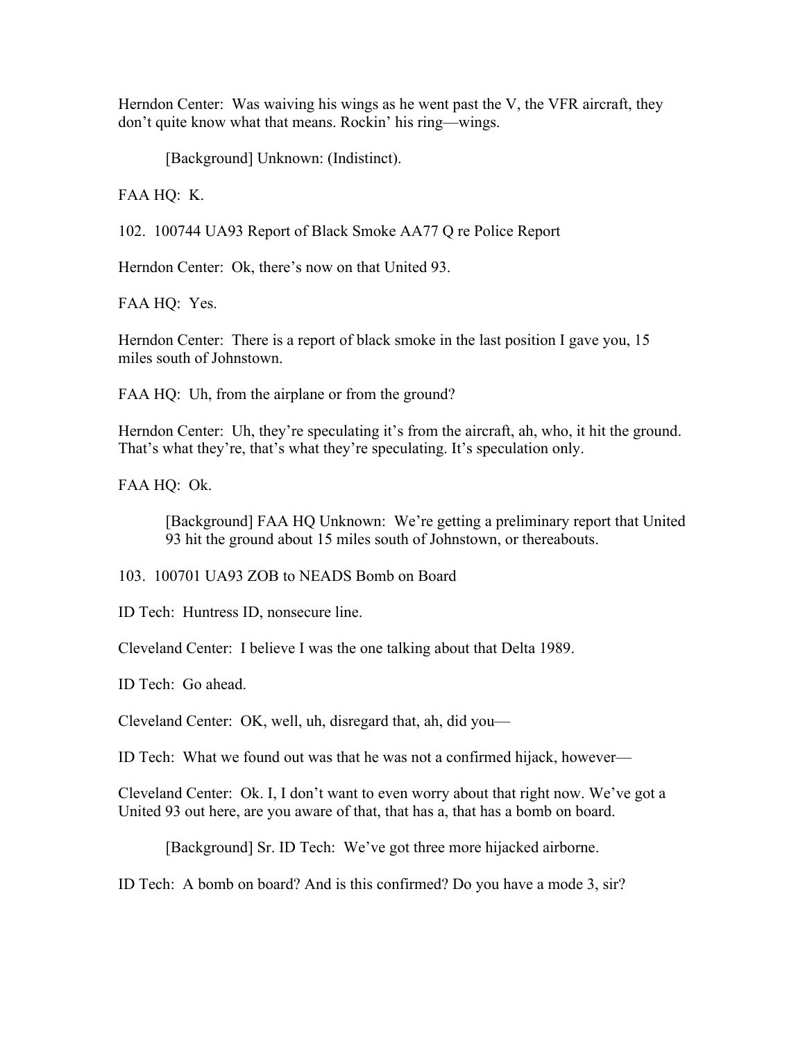Herndon Center: Was waiving his wings as he went past the V, the VFR aircraft, they don't quite know what that means. Rockin' his ring—wings.

> [Background] Unknown: (Indistinct).

FAA HQ: K.

102. 100744 UA93 Report of Black Smoke AA77 Q re Police Report

Herndon Center: Ok, there's now on that United 93.

FAA HQ: Yes.

Herndon Center: There is a report of black smoke in the last position I gave you, 15 miles south of Johnstown.

FAA HQ: Uh, from the airplane or from the ground?

Herndon Center: Uh, they're speculating it's from the aircraft, ah, who, it hit the ground. That's what they're, that's what they're speculating. It's speculation only.

FAA HQ: Ok.

> [Background] FAA HQ Unknown: We're getting a preliminary report that United 93 hit the ground about 15 miles south of Johnstown, or thereabouts.

103. 100701 UA93 ZOB to NEADS Bomb on Board

ID Tech: Huntress ID, nonsecure line.

Cleveland Center: I believe I was the one talking about that Delta 1989.

ID Tech: Go ahead.

Cleveland Center: OK, well, uh, disregard that, ah, did you—

ID Tech: What we found out was that he was not a confirmed hijack, however—

Cleveland Center: Ok. I, I don't want to even worry about that right now. We've got a United 93 out here, are you aware of that, that has a, that has a bomb on board.

> [Background] Sr. ID Tech: We've got three more hijacked airborne.

ID Tech: A bomb on board? And is this confirmed? Do you have a mode 3, sir?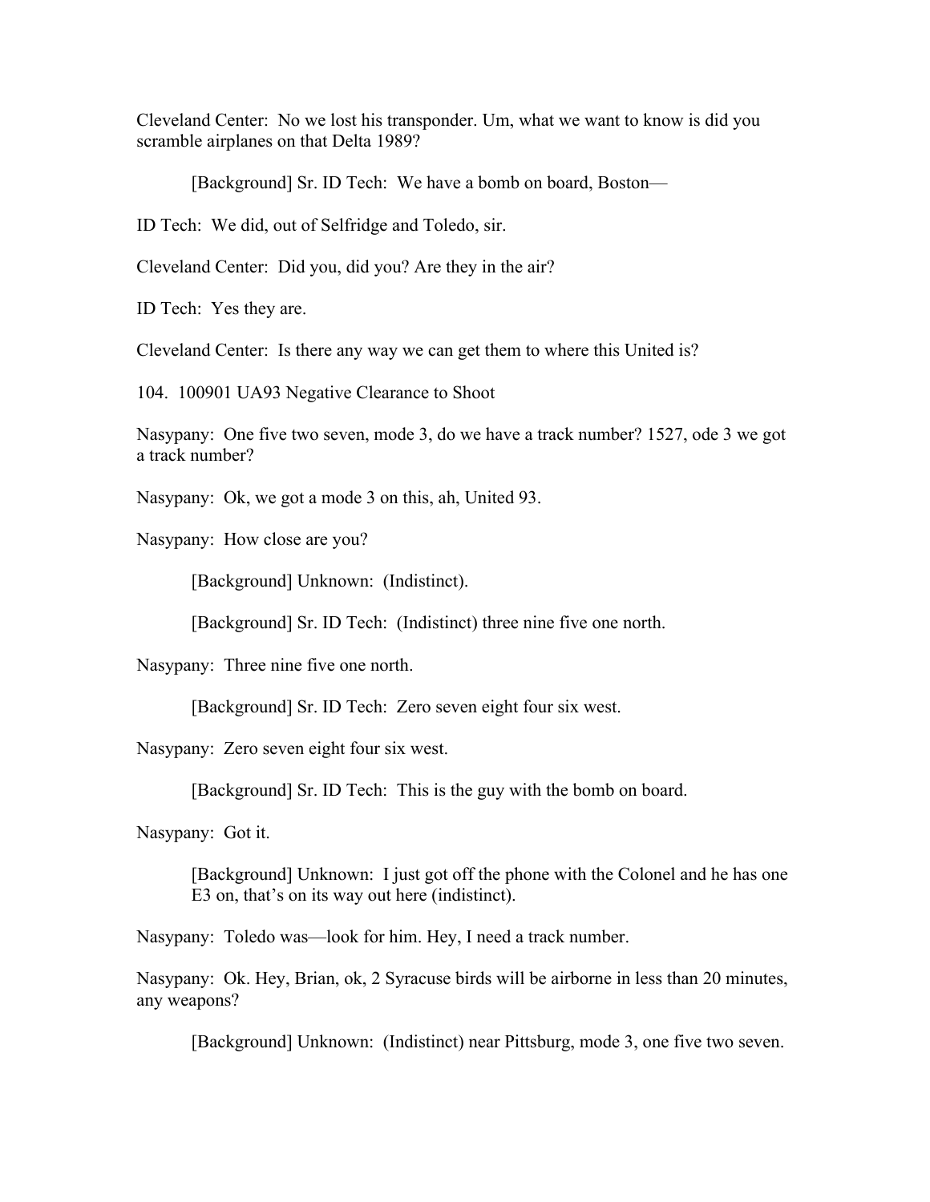Cleveland Center: No we lost his transponder. Um, what we want to know is did you scramble airplanes on that Delta 1989?

> [Background] Sr. ID Tech: We have a bomb on board, Boston—

ID Tech: We did, out of Selfridge and Toledo, sir.

Cleveland Center: Did you, did you? Are they in the air?

ID Tech: Yes they are.

Cleveland Center: Is there any way we can get them to where this United is?

104. 100901 UA93 Negative Clearance to Shoot

Nasypany: One five two seven, mode 3, do we have a track number? 1527, ode 3 we got a track number?

Nasypany: Ok, we got a mode 3 on this, ah, United 93.

Nasypany: How close are you?

> [Background] Unknown: (Indistinct).

> [Background] Sr. ID Tech: (Indistinct) three nine five one north.

Nasypany: Three nine five one north.

> [Background] Sr. ID Tech: Zero seven eight four six west.

Nasypany: Zero seven eight four six west.

> [Background] Sr. ID Tech: This is the guy with the bomb on board.

Nasypany: Got it.

> [Background] Unknown: I just got off the phone with the Colonel and he has one E3 on, that's on its way out here (indistinct).

Nasypany: Toledo was—look for him. Hey, I need a track number.

Nasypany: Ok. Hey, Brian, ok, 2 Syracuse birds will be airborne in less than 20 minutes, any weapons?

> [Background] Unknown: (Indistinct) near Pittsburg, mode 3, one five two seven.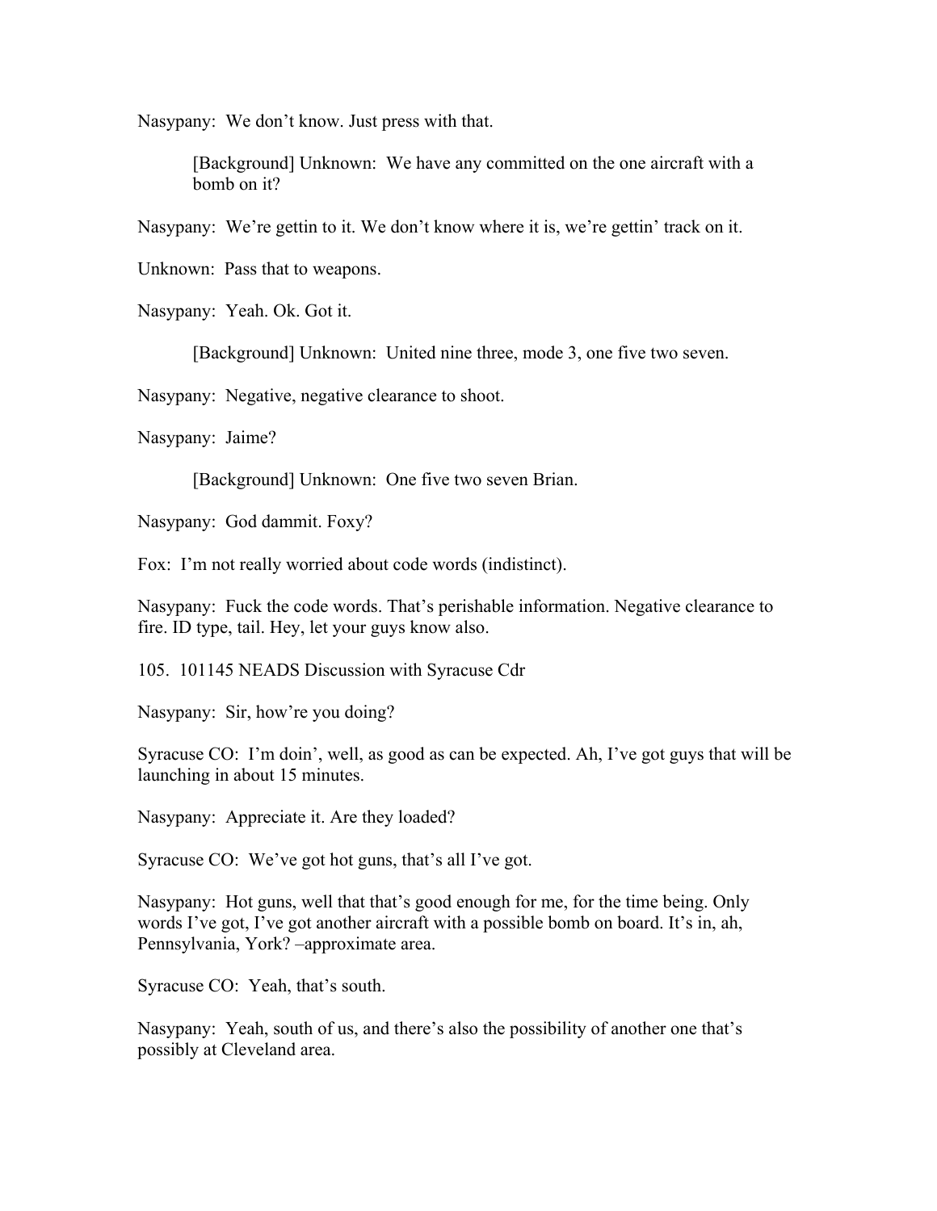Nasypany: We don't know. Just press with that.

> [Background] Unknown: We have any committed on the one aircraft with a bomb on it?

Nasypany: We're gettin to it. We don't know where it is, we're gettin' track on it.

Unknown: Pass that to weapons.

Nasypany: Yeah. Ok. Got it.

> [Background] Unknown: United nine three, mode 3, one five two seven.

Nasypany: Negative, negative clearance to shoot.

Nasypany: Jaime?

> [Background] Unknown: One five two seven Brian.

Nasypany: God dammit. Foxy?

Fox: I'm not really worried about code words (indistinct).

Nasypany: Fuck the code words. That's perishable information. Negative clearance to fire. ID type, tail. Hey, let your guys know also.

105. 101145 NEADS Discussion with Syracuse Cdr

Nasypany: Sir, how're you doing?

Syracuse CO: I'm doin', well, as good as can be expected. Ah, I've got guys that will be launching in about 15 minutes.

Nasypany: Appreciate it. Are they loaded?

Syracuse CO: We've got hot guns, that's all I've got.

Nasypany: Hot guns, well that that's good enough for me, for the time being. Only words I've got, I've got another aircraft with a possible bomb on board. It's in, ah, Pennsylvania, York? –approximate area.

Syracuse CO: Yeah, that's south.

Nasypany: Yeah, south of us, and there's also the possibility of another one that's possibly at Cleveland area.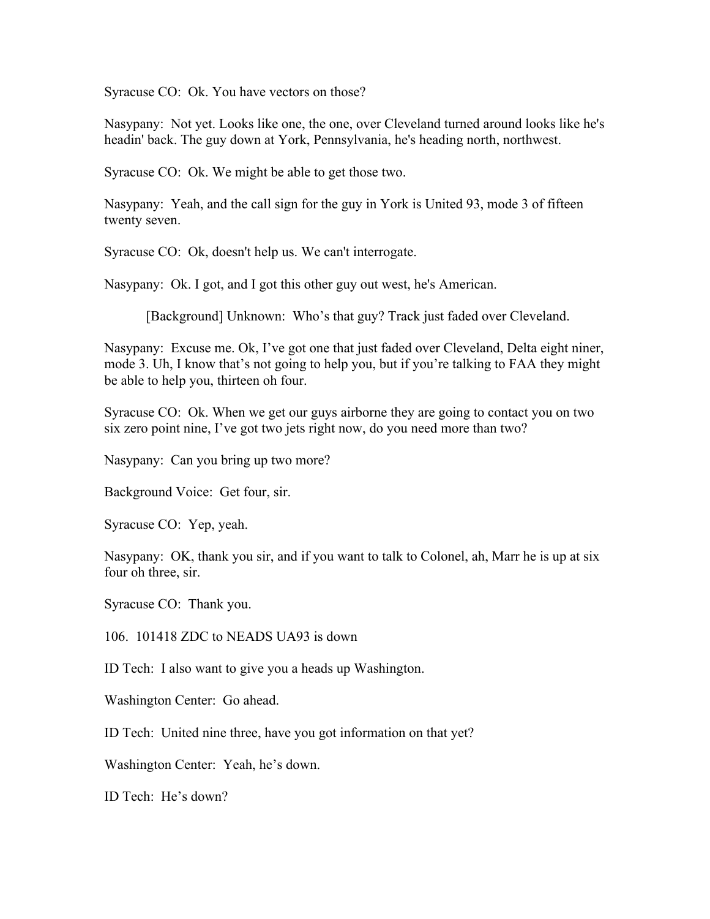Syracuse CO: Ok. You have vectors on those?

Nasypany: Not yet. Looks like one, the one, over Cleveland turned around looks like he's headin' back. The guy down at York, Pennsylvania, he's heading north, northwest.

Syracuse CO: Ok. We might be able to get those two.

Nasypany: Yeah, and the call sign for the guy in York is United 93, mode 3 of fifteen twenty seven.

Syracuse CO: Ok, doesn't help us. We can't interrogate.

Nasypany: Ok. I got, and I got this other guy out west, he's American.

[Background] Unknown: Who's that guy? Track just faded over Cleveland.

Nasypany: Excuse me. Ok, I've got one that just faded over Cleveland, Delta eight niner, mode 3. Uh, I know that's not going to help you, but if you're talking to FAA they might be able to help you, thirteen oh four.

Syracuse CO: Ok. When we get our guys airborne they are going to contact you on two six zero point nine, I've got two jets right now, do you need more than two?

Nasypany: Can you bring up two more?

Background Voice: Get four, sir.

Syracuse CO: Yep, yeah.

Nasypany: OK, thank you sir, and if you want to talk to Colonel, ah, Marr he is up at six four oh three, sir.

Syracuse CO: Thank you.

106. 101418 ZDC to NEADS UA93 is down

ID Tech: I also want to give you a heads up Washington.

Washington Center: Go ahead.

ID Tech: United nine three, have you got information on that yet?

Washington Center: Yeah, he's down.

ID Tech: He's down?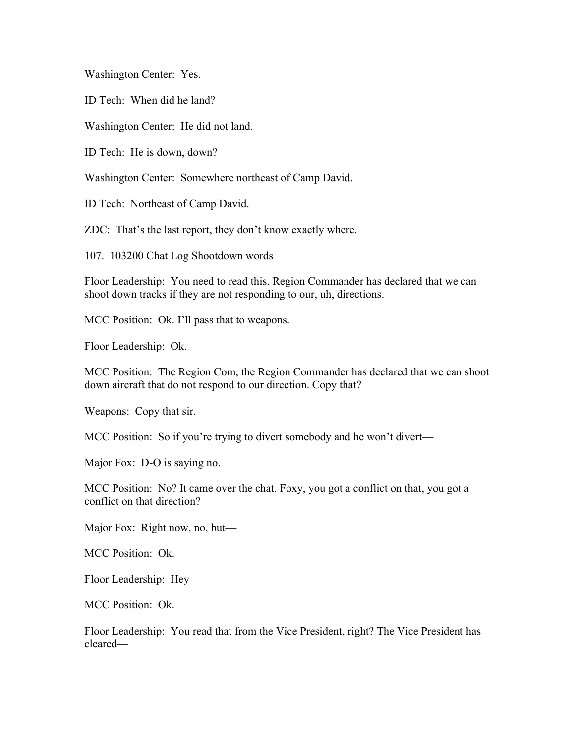Washington Center: Yes.

ID Tech: When did he land?

Washington Center: He did not land.

ID Tech: He is down, down?

Washington Center: Somewhere northeast of Camp David.

ID Tech: Northeast of Camp David.

ZDC: That’s the last report, they don’t know exactly where.

107. 103200 Chat Log Shootdown words

Floor Leadership: You need to read this. Region Commander has declared that we can shoot down tracks if they are not responding to our, uh, directions.

MCC Position: Ok. I’ll pass that to weapons.

Floor Leadership: Ok.

MCC Position: The Region Com, the Region Commander has declared that we can shoot down aircraft that do not respond to our direction. Copy that?

Weapons: Copy that sir.

MCC Position: So if you’re trying to divert somebody and he won’t divert—

Major Fox: D-O is saying no.

MCC Position: No? It came over the chat. Foxy, you got a conflict on that, you got a conflict on that direction?

Major Fox: Right now, no, but—

MCC Position: Ok.

Floor Leadership: Hey—

MCC Position: Ok.

Floor Leadership: You read that from the Vice President, right? The Vice President has cleared—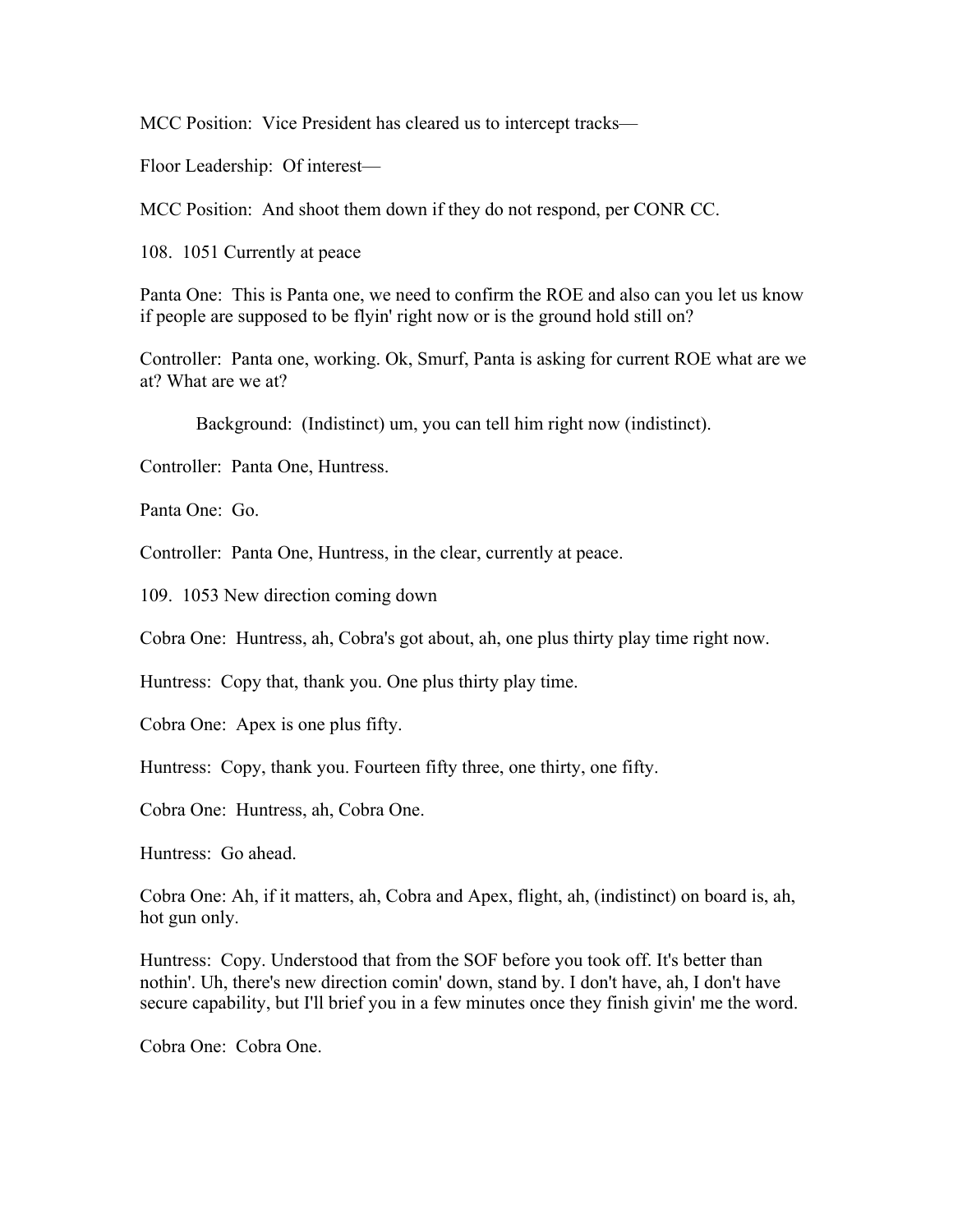MCC Position: Vice President has cleared us to intercept tracks—

Floor Leadership: Of interest—

MCC Position: And shoot them down if they do not respond, per CONR CC.

108. 1051 Currently at peace

Panta One: This is Panta one, we need to confirm the ROE and also can you let us know if people are supposed to be flyin' right now or is the ground hold still on?

Controller: Panta one, working. Ok, Smurf, Panta is asking for current ROE what are we at? What are we at?

Background: (Indistinct) um, you can tell him right now (indistinct).

Controller: Panta One, Huntress.

Panta One: Go.

Controller: Panta One, Huntress, in the clear, currently at peace.

109. 1053 New direction coming down

Cobra One: Huntress, ah, Cobra's got about, ah, one plus thirty play time right now.

Huntress: Copy that, thank you. One plus thirty play time.

Cobra One: Apex is one plus fifty.

Huntress: Copy, thank you. Fourteen fifty three, one thirty, one fifty.

Cobra One: Huntress, ah, Cobra One.

Huntress: Go ahead.

Cobra One: Ah, if it matters, ah, Cobra and Apex, flight, ah, (indistinct) on board is, ah, hot gun only.

Huntress: Copy. Understood that from the SOF before you took off. It's better than nothin'. Uh, there's new direction comin' down, stand by. I don't have, ah, I don't have secure capability, but I'll brief you in a few minutes once they finish givin' me the word.

Cobra One: Cobra One.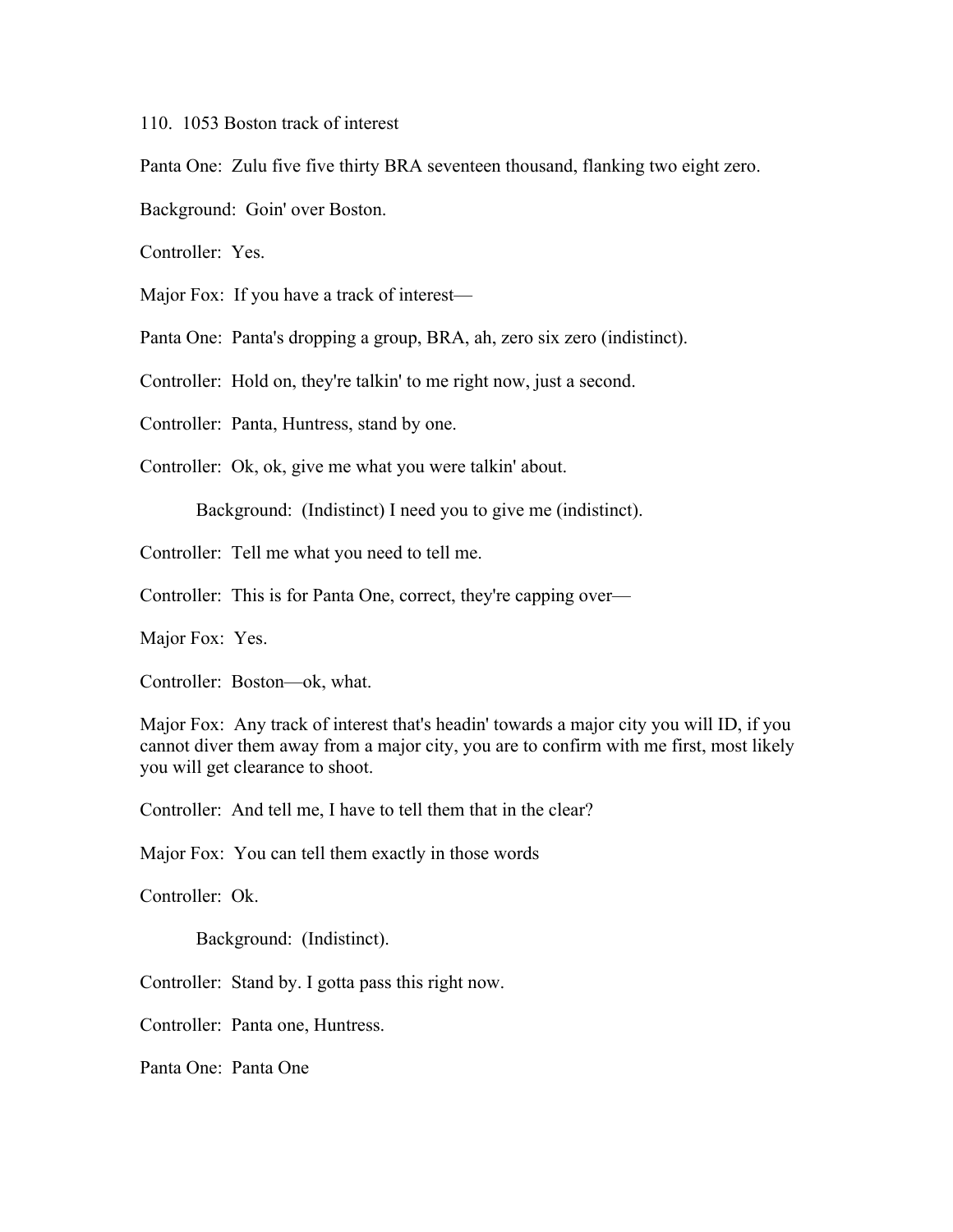110. 1053 Boston track of interest

Panta One: Zulu five five thirty BRA seventeen thousand, flanking two eight zero.

Background: Goin' over Boston.

Controller: Yes.

Major Fox: If you have a track of interest—

Panta One: Panta's dropping a group, BRA, ah, zero six zero (indistinct).

Controller: Hold on, they're talkin' to me right now, just a second.

Controller: Panta, Huntress, stand by one.

Controller: Ok, ok, give me what you were talkin' about.

Background: (Indistinct) I need you to give me (indistinct).

Controller: Tell me what you need to tell me.

Controller: This is for Panta One, correct, they're capping over—

Major Fox: Yes.

Controller: Boston—ok, what.

Major Fox: Any track of interest that's headin' towards a major city you will ID, if you cannot diver them away from a major city, you are to confirm with me first, most likely you will get clearance to shoot.

Controller: And tell me, I have to tell them that in the clear?

Major Fox: You can tell them exactly in those words

Controller: Ok.

Background: (Indistinct).

Controller: Stand by. I gotta pass this right now.

Controller: Panta one, Huntress.

Panta One: Panta One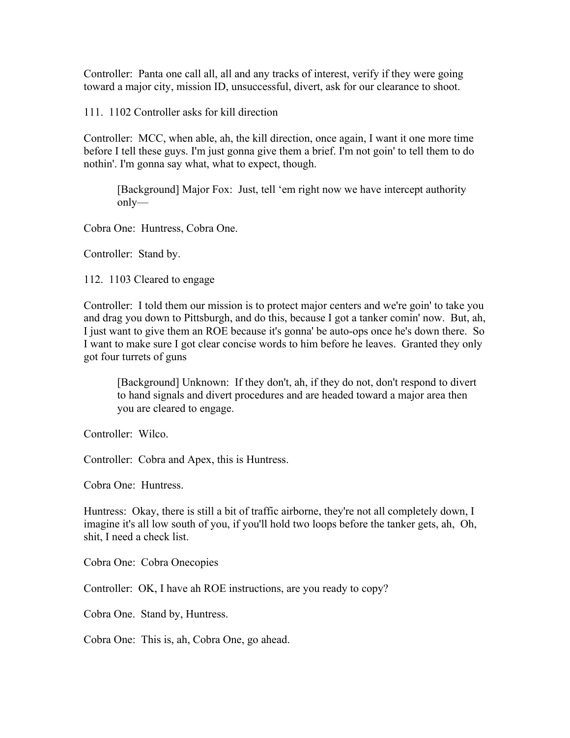Controller: Panta one call all, all and any tracks of interest, verify if they were going toward a major city, mission ID, unsuccessful, divert, ask for our clearance to shoot.

111. 1102 Controller asks for kill direction

Controller: MCC, when able, ah, the kill direction, once again, I want it one more time before I tell these guys. I'm just gonna give them a brief. I'm not goin' to tell them to do nothin'. I'm gonna say what, what to expect, though.

> [Background] Major Fox: Just, tell 'em right now we have intercept authority only—

Cobra One: Huntress, Cobra One.

Controller: Stand by.

112. 1103 Cleared to engage

Controller: I told them our mission is to protect major centers and we're goin' to take you and drag you down to Pittsburgh, and do this, because I got a tanker comin' now. But, ah, I just want to give them an ROE because it's gonna' be auto-ops once he's down there. So I want to make sure I got clear concise words to him before he leaves. Granted they only got four turrets of guns

> [Background] Unknown: If they don't, ah, if they do not, don't respond to divert to hand signals and divert procedures and are headed toward a major area then you are cleared to engage.

Controller: Wilco.

Controller: Cobra and Apex, this is Huntress.

Cobra One: Huntress.

Huntress: Okay, there is still a bit of traffic airborne, they're not all completely down, I imagine it's all low south of you, if you'll hold two loops before the tanker gets, ah, Oh, shit, I need a check list.

Cobra One: Cobra Onecopies

Controller: OK, I have ah ROE instructions, are you ready to copy?

Cobra One. Stand by, Huntress.

Cobra One: This is, ah, Cobra One, go ahead.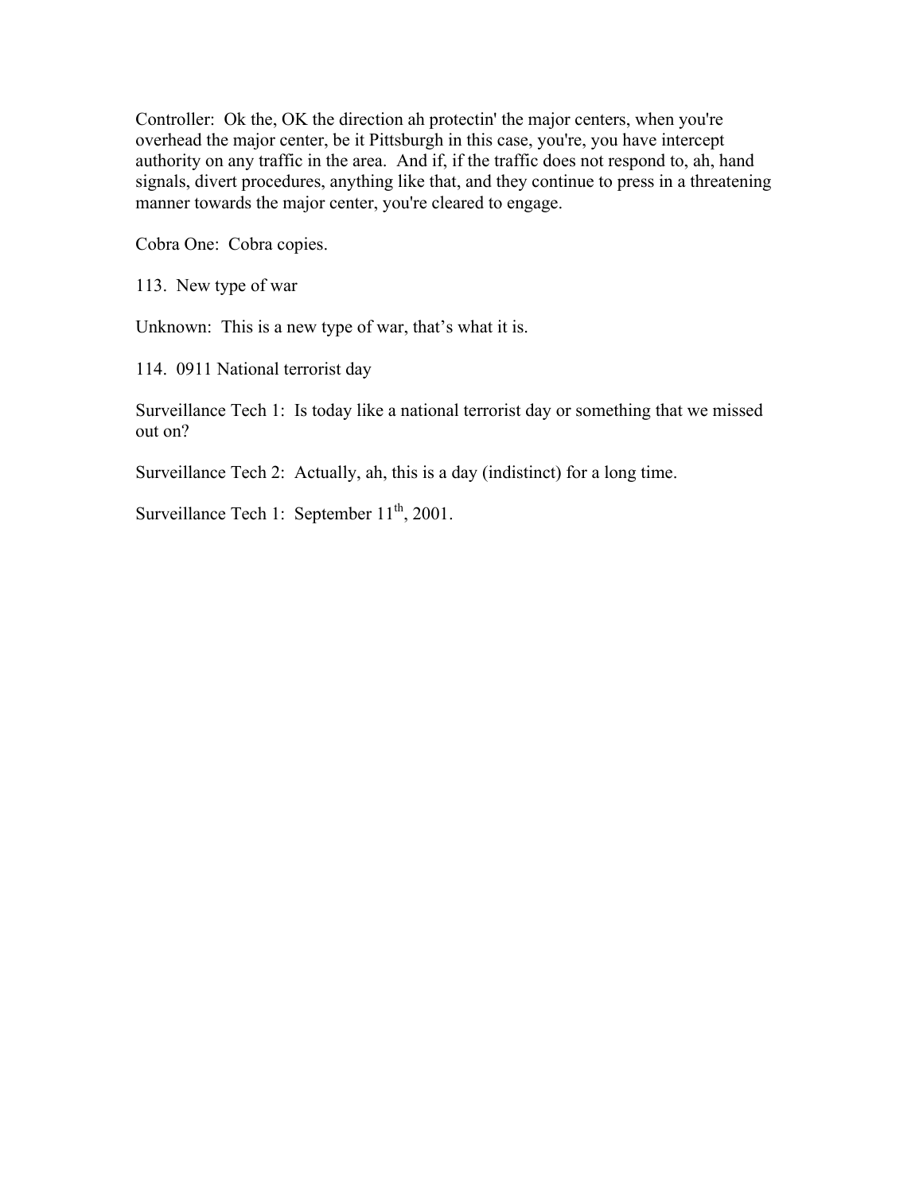Controller: Ok the, OK the direction ah protectin' the major centers, when you're overhead the major center, be it Pittsburgh in this case, you're, you have intercept authority on any traffic in the area. And if, if the traffic does not respond to, ah, hand signals, divert procedures, anything like that, and they continue to press in a threatening manner towards the major center, you're cleared to engage.

Cobra One: Cobra copies.

113. New type of war

Unknown: This is a new type of war, that's what it is.

114. 0911 National terrorist day

Surveillance Tech 1: Is today like a national terrorist day or something that we missed out on?

Surveillance Tech 2: Actually, ah, this is a day (indistinct) for a long time.

Surveillance Tech 1: September 11th, 2001.